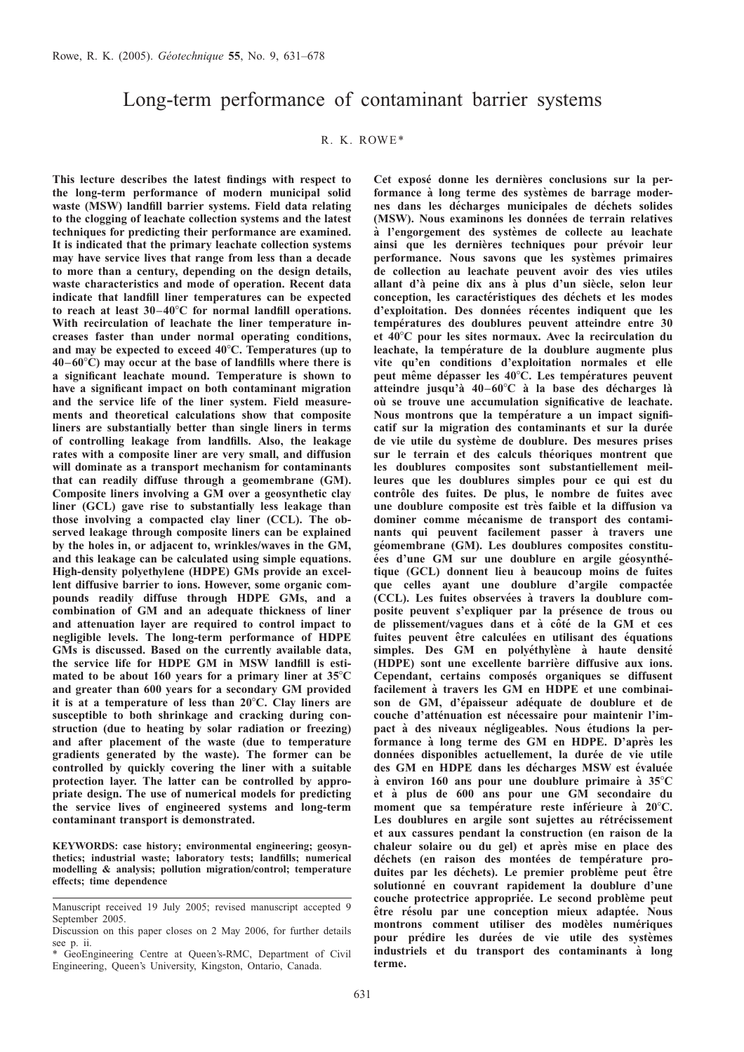Rowe, R. K. (2005). *Géotechnique* **55**, No. 9, 631–678

# Long-term performance of contaminant barrier systems

R. K. ROWE*

**This lecture describes the latest findings with respect to the long-term performance of modern municipal solid waste (MSW) landfill barrier systems. Field data relating to the clogging of leachate collection systems and the latest techniques for predicting their performance are examined. It is indicated that the primary leachate collection systems may have service lives that range from less than a decade to more than a century, depending on the design details, waste characteristics and mode of operation. Recent data indicate that landfill liner temperatures can be expected to reach at least 30–40°C for normal landfill operations. With recirculation of leachate the liner temperature increases faster than under normal operating conditions, and may be expected to exceed 40°C. Temperatures (up to 40–60°C) may occur at the base of landfills where there is a significant leachate mound. Temperature is shown to have a significant impact on both contaminant migration and the service life of the liner system. Field measurements and theoretical calculations show that composite liners are substantially better than single liners in terms of controlling leakage from landfills. Also, the leakage rates with a composite liner are very small, and diffusion will dominate as a transport mechanism for contaminants that can readily diffuse through a geomembrane (GM). Composite liners involving a GM over a geosynthetic clay liner (GCL) gave rise to substantially less leakage than those involving a compacted clay liner (CCL). The observed leakage through composite liners can be explained by the holes in, or adjacent to, wrinkles/waves in the GM, and this leakage can be calculated using simple equations. High-density polyethylene (HDPE) GMs provide an excellent diffusive barrier to ions. However, some organic compounds readily diffuse through HDPE GMs, and a combination of GM and an adequate thickness of liner and attenuation layer are required to control impact to negligible levels. The long-term performance of HDPE GMs is discussed. Based on the currently available data, the service life for HDPE GM in MSW landfill is estimated to be about 160 years for a primary liner at 35°C and greater than 600 years for a secondary GM provided it is at a temperature of less than 20°C. Clay liners are susceptible to both shrinkage and cracking during construction (due to heating by solar radiation or freezing) and after placement of the waste (due to temperature gradients generated by the waste). The former can be controlled by quickly covering the liner with a suitable protection layer. The latter can be controlled by appropriate design. The use of numerical models for predicting the service lives of engineered systems and long-term contaminant transport is demonstrated.**

**KEYWORDS: case history; environmental engineering; geosynthetics; industrial waste; laboratory tests; landfills; numerical modelling & analysis; pollution migration/control; temperature effects; time dependence**

**Cet exposé donne les dernières conclusions sur la performance à long terme des systèmes de barrage modernes dans les décharges municipales de déchets solides (MSW). Nous examinons les données de terrain relatives à l'engorgement des systèmes de collecte au leachate ainsi que les dernières techniques pour prévoir leur performance. Nous savons que les systèmes primaires de collection au leachate peuvent avoir des vies utiles allant d'à peine dix ans à plus d'un siècle, selon leur conception, les caractéristiques des déchets et les modes d'exploitation. Des données récentes indiquent que les températures des doublures peuvent atteindre entre 30 et 40°C pour les sites normaux. Avec la recirculation du leachate, la température de la doublure augmente plus vite qu'en conditions d'exploitation normales et elle peut même dépasser les 40°C. Les températures peuvent atteindre jusqu'à 40–60°C à la base des décharges là où se trouve une accumulation significative de leachate. Nous montrons que la température a un impact significatif sur la migration des contaminants et sur la durée de vie utile du système de doublure. Des mesures prises sur le terrain et des calculs théoriques montrent que les doublures composites sont substantiellement meilleures que les doublures simples pour ce qui est du contrôle des fuites. De plus, le nombre de fuites avec une doublure composite est très faible et la diffusion va dominer comme mécanisme de transport des contaminants qui peuvent facilement passer à travers une géomembrane (GM). Les doublures composites constituées d'une GM sur une doublure en argile géosynthétique (GCL) donnent lieu à beaucoup moins de fuites que celles ayant une doublure d'argile compactée (CCL). Les fuites observées à travers la doublure composite peuvent s'expliquer par la présence de trous ou de plissement/vagues dans et à côté de la GM et ces fuites peuvent être calculées en utilisant des équations simples. Des GM en polyéthylène à haute densité (HDPE) sont une excellente barrière diffusive aux ions. Cependant, certains composés organiques se diffusent facilement à travers les GM en HDPE et une combinaison de GM, d'épaisseur adéquate de doublure et de couche d'atténuation est nécessaire pour maintenir l'impact à des niveaux négligeables. Nous étudions la performance à long terme des GM en HDPE. D'après les données disponibles actuellement, la durée de vie utile des GM en HDPE dans les décharges MSW est évaluée à environ 160 ans pour une doublure primaire à 35°C et à plus de 600 ans pour une GM secondaire du moment que sa température reste inférieure à 20°C. Les doublures en argile sont sujettes au rétrécissement et aux cassures pendant la construction (en raison de la chaleur solaire ou du gel) et après mise en place des déchets (en raison des montées de température produites par les déchets). Le premier problème peut être solutionné en couvrant rapidement la doublure d'une couche protectrice appropriée. Le second problème peut être résolu par une conception mieux adaptée. Nous montrons comment utiliser des modèles numériques pour prédire les durées de vie utile des systèmes industriels et du transport des contaminants à long terme.**

---

Manuscript received 19 July 2005; revised manuscript accepted 9 September 2005.

Discussion on this paper closes on 2 May 2006, for further details see p. ii.

\* GeoEngineering Centre at Queen's-RMC, Department of Civil Engineering, Queen's University, Kingston, Ontario, Canada.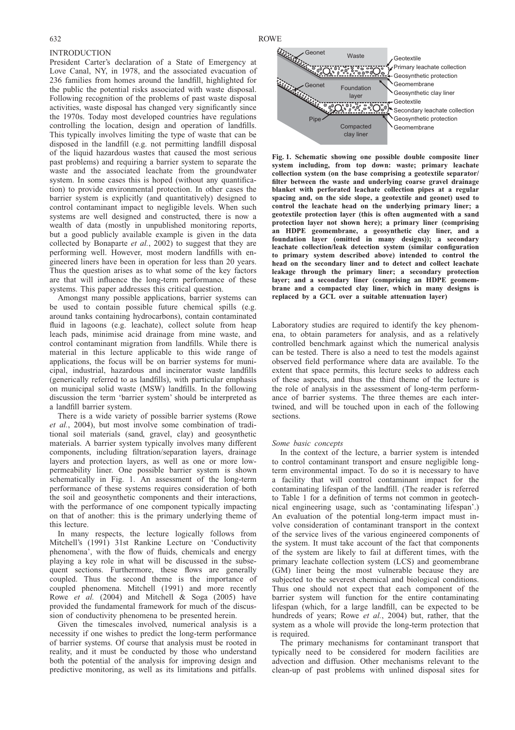## INTRODUCTION

President Carter's declaration of a State of Emergency at Love Canal, NY, in 1978, and the associated evacuation of 236 families from homes around the landfill, highlighted for the public the potential risks associated with waste disposal. Following recognition of the problems of past waste disposal activities, waste disposal has changed very significantly since the 1970s. Today most developed countries have regulations controlling the location, design and operation of landfills. This typically involves limiting the type of waste that can be disposed in the landfill (e.g. not permitting landfill disposal of the liquid hazardous wastes that caused the most serious past problems) and requiring a barrier system to separate the waste and the associated leachate from the groundwater system. In some cases this is hoped (without any quantification) to provide environmental protection. In other cases the barrier system is explicitly (and quantitatively) designed to control contaminant impact to negligible levels. When such systems are well designed and constructed, there is now a wealth of data (mostly in unpublished monitoring reports, but a good publicly available example is given in the data collected by Bonaparte *et al.*, 2002) to suggest that they are performing well. However, most modern landfills with engineered liners have been in operation for less than 20 years. Thus the question arises as to what some of the key factors are that will influence the long-term performance of these systems. This paper addresses this critical question.

Amongst many possible applications, barrier systems can be used to contain possible future chemical spills (e.g. around tanks containing hydrocarbons), contain contaminated fluid in lagoons (e.g. leachate), collect solute from heap leach pads, minimise acid drainage from mine waste, and control contaminant migration from landfills. While there is material in this lecture applicable to this wide range of applications, the focus will be on barrier systems for municipal, industrial, hazardous and incinerator waste landfills (generically referred to as landfills), with particular emphasis on municipal solid waste (MSW) landfills. In the following discussion the term 'barrier system' should be interpreted as a landfill barrier system.

There is a wide variety of possible barrier systems (Rowe *et al.*, 2004), but most involve some combination of traditional soil materials (sand, gravel, clay) and geosynthetic materials. A barrier system typically involves many different components, including filtration/separation layers, drainage layers and protection layers, as well as one or more low-permeability liner. One possible barrier system is shown schematically in Fig. 1. An assessment of the long-term performance of these systems requires consideration of both the soil and geosynthetic components and their interactions, with the performance of one component typically impacting on that of another: this is the primary underlying theme of this lecture.

In many respects, the lecture logically follows from Mitchell's (1991) 31st Rankine Lecture on 'Conductivity phenomena', with the flow of fluids, chemicals and energy playing a key role in what will be discussed in the subsequent sections. Furthermore, these flows are generally coupled. Thus the second theme is the importance of coupled phenomena. Mitchell (1991) and more recently Rowe *et al.* (2004) and Mitchell & Soga (2005) have provided the fundamental framework for much of the discussion of conductivity phenomena to be presented herein.

Given the timescales involved, numerical analysis is a necessity if one wishes to predict the long-term performance of barrier systems. Of course that analysis must be rooted in reality, and it must be conducted by those who understand both the potential of the analysis for improving design and predictive monitoring, as well as its limitations and pitfalls.

**Fig. 1. Schematic showing one possible double composite liner system including, from top down: waste; primary leachate collection system (on the base comprising a geotextile separator/filter between the waste and underlying coarse gravel drainage blanket with perforated leachate collection pipes at a regular spacing and, on the side slope, a geotextile and geonet) used to control the leachate head on the underlying primary liner; a geotextile protection layer (this is often augmented with a sand protection layer not shown here); a primary liner (comprising an HDPE geomembrane, a geosynthetic clay liner, and a foundation layer (omitted in many designs)); a secondary leachate collection/leak detection system (similar configuration to primary system described above) intended to control the head on the secondary liner and to detect and collect leachate leakage through the primary liner; a secondary protection layer; and a secondary liner (comprising an HDPE geomembrane and a compacted clay liner, which in many designs is replaced by a GCL over a suitable attenuation layer)**

Laboratory studies are required to identify the key phenomena, to obtain parameters for analysis, and as a relatively controlled benchmark against which the numerical analysis can be tested. There is also a need to test the models against observed field performance where data are available. To the extent that space permits, this lecture seeks to address each of these aspects, and thus the third theme of the lecture is the role of analysis in the assessment of long-term performance of barrier systems. The three themes are each intertwined, and will be touched upon in each of the following sections.

### *Some basic concepts*

In the context of the lecture, a barrier system is intended to control contaminant transport and ensure negligible long-term environmental impact. To do so it is necessary to have a facility that will control contaminant impact for the contaminating lifespan of the landfill. (The reader is referred to Table 1 for a definition of terms not common in geotechnical engineering usage, such as 'contaminating lifespan'.) An evaluation of the potential long-term impact must involve consideration of contaminant transport in the context of the service lives of the various engineered components of the system. It must take account of the fact that components of the system are likely to fail at different times, with the primary leachate collection system (LCS) and geomembrane (GM) liner being the most vulnerable because they are subjected to the severest chemical and biological conditions. Thus one should not expect that each component of the barrier system will function for the entire contaminating lifespan (which, for a large landfill, can be expected to be hundreds of years; Rowe *et al.*, 2004) but, rather, that the system as a whole will provide the long-term protection that is required.

The primary mechanisms for contaminant transport that typically need to be considered for modern facilities are advection and diffusion. Other mechanisms relevant to the clean-up of past problems with unlined disposal sites for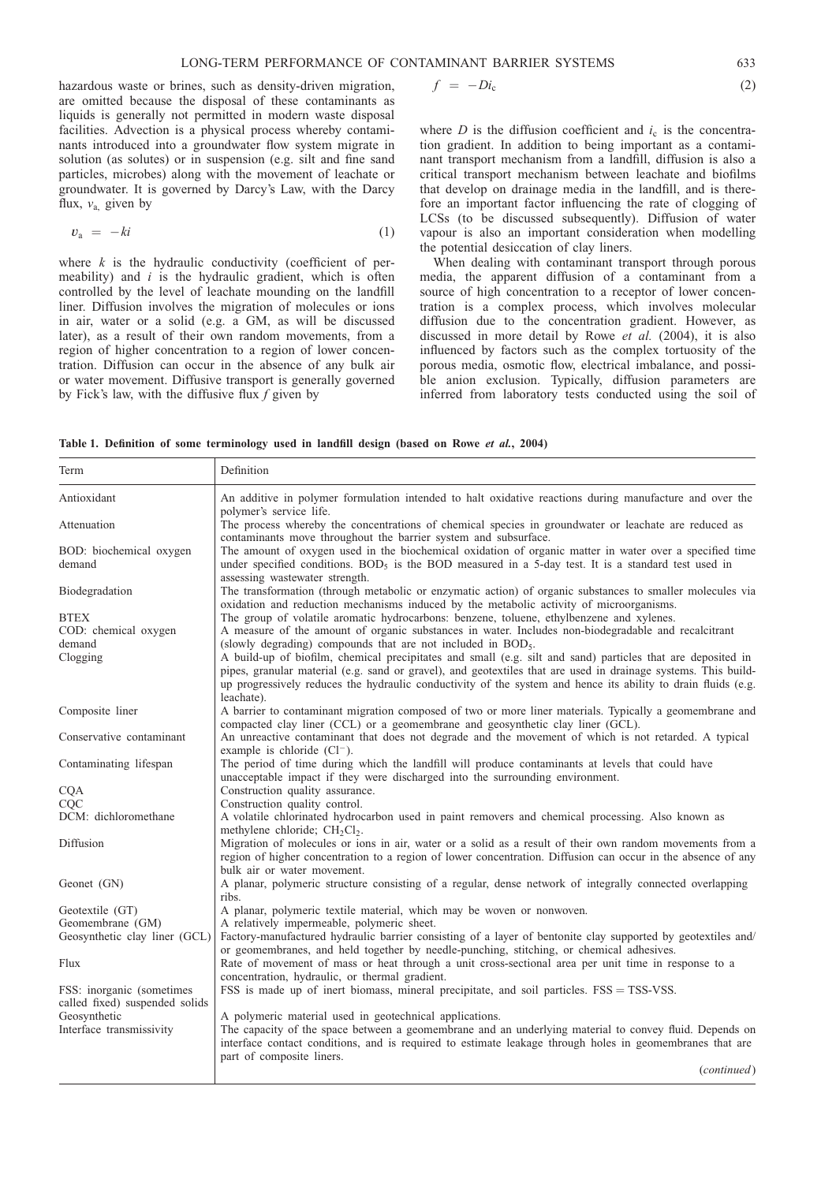hazardous waste or brines, such as density-driven migration, are omitted because the disposal of these contaminants as liquids is generally not permitted in modern waste disposal facilities. Advection is a physical process whereby contaminants introduced into a groundwater flow system migrate in solution (as solutes) or in suspension (e.g. silt and fine sand particles, microbes) along with the movement of leachate or groundwater. It is governed by Darcy's Law, with the Darcy flux, $v_a$, given by

$$v_a = -ki \tag{1}$$

where $k$ is the hydraulic conductivity (coefficient of permeability) and $i$ is the hydraulic gradient, which is often controlled by the level of leachate mounding on the landfill liner. Diffusion involves the migration of molecules or ions in air, water or a solid (e.g. a GM, as will be discussed later), as a result of their own random movements, from a region of higher concentration to a region of lower concentration. Diffusion can occur in the absence of any bulk air or water movement. Diffusive transport is generally governed by Fick's law, with the diffusive flux $f$ given by

$$f = -Di_c \tag{2}$$

where $D$ is the diffusion coefficient and $i_c$ is the concentration gradient. In addition to being important as a contaminant transport mechanism from a landfill, diffusion is also a critical transport mechanism between leachate and biofilms that develop on drainage media in the landfill, and is therefore an important factor influencing the rate of clogging of LCSs (to be discussed subsequently). Diffusion of water vapour is also an important consideration when modelling the potential desiccation of clay liners.

When dealing with contaminant transport through porous media, the apparent diffusion of a contaminant from a source of high concentration to a receptor of lower concentration is a complex process, which involves molecular diffusion due to the concentration gradient. However, as discussed in more detail by Rowe *et al.* (2004), it is also influenced by factors such as the complex tortuosity of the porous media, osmotic flow, electrical imbalance, and possible anion exclusion. Typically, diffusion parameters are inferred from laboratory tests conducted using the soil of

**Table 1. Definition of some terminology used in landfill design (based on Rowe *et al.*, 2004)**

| Term | Definition |
|---|---|
| Antioxidant | An additive in polymer formulation intended to halt oxidative reactions during manufacture and over the polymer's service life. |
| Attenuation | The process whereby the concentrations of chemical species in groundwater or leachate are reduced as contaminants move throughout the barrier system and subsurface. |
| BOD: biochemical oxygen demand | The amount of oxygen used in the biochemical oxidation of organic matter in water over a specified time under specified conditions. $BOD_5$ is the BOD measured in a 5-day test. It is a standard test used in assessing wastewater strength. |
| Biodegradation | The transformation (through metabolic or enzymatic action) of organic substances to smaller molecules via oxidation and reduction mechanisms induced by the metabolic activity of microorganisms. |
| BTEX | The group of volatile aromatic hydrocarbons: benzene, toluene, ethylbenzene and xylenes. |
| COD: chemical oxygen demand | A measure of the amount of organic substances in water. Includes non-biodegradable and recalcitrant (slowly degrading) compounds that are not included in $BOD_5$. |
| Clogging | A build-up of biofilm, chemical precipitates and small (e.g. silt and sand) particles that are deposited in pipes, granular material (e.g. sand or gravel), and geotextiles that are used in drainage systems. This build-up progressively reduces the hydraulic conductivity of the system and hence its ability to drain fluids (e.g. leachate). |
| Composite liner | A barrier to contaminant migration composed of two or more liner materials. Typically a geomembrane and compacted clay liner (CCL) or a geomembrane and geosynthetic clay liner (GCL). |
| Conservative contaminant | An unreactive contaminant that does not degrade and the movement of which is not retarded. A typical example is chloride ($Cl^-$). |
| Contaminating lifespan | The period of time during which the landfill will produce contaminants at levels that could have unacceptable impact if they were discharged into the surrounding environment. |
| CQA | Construction quality assurance. |
| CQC | Construction quality control. |
| DCM: dichloromethane | A volatile chlorinated hydrocarbon used in paint removers and chemical processing. Also known as methylene chloride; $CH_2Cl_2$. |
| Diffusion | Migration of molecules or ions in air, water or a solid as a result of their own random movements from a region of higher concentration to a region of lower concentration. Diffusion can occur in the absence of any bulk air or water movement. |
| Geonet (GN) | A planar, polymeric structure consisting of a regular, dense network of integrally connected overlapping ribs. |
| Geotextile (GT) | A planar, polymeric textile material, which may be woven or nonwoven. |
| Geomembrane (GM) | A relatively impermeable, polymeric sheet. |
| Geosynthetic clay liner (GCL) | Factory-manufactured hydraulic barrier consisting of a layer of bentonite clay supported by geotextiles and/or geomembranes, and held together by needle-punching, stitching, or chemical adhesives. |
| Flux | Rate of movement of mass or heat through a unit cross-sectional area per unit time in response to a concentration, hydraulic, or thermal gradient. |
| FSS: inorganic (sometimes called fixed) suspended solids | FSS is made up of inert biomass, mineral precipitate, and soil particles. FSS = TSS-VSS. |
| Geosynthetic | A polymeric material used in geotechnical applications. |
| Interface transmissivity | The capacity of the space between a geomembrane and an underlying material to convey fluid. Depends on interface contact conditions, and is required to estimate leakage through holes in geomembranes that are part of composite liners. |

(*continued*)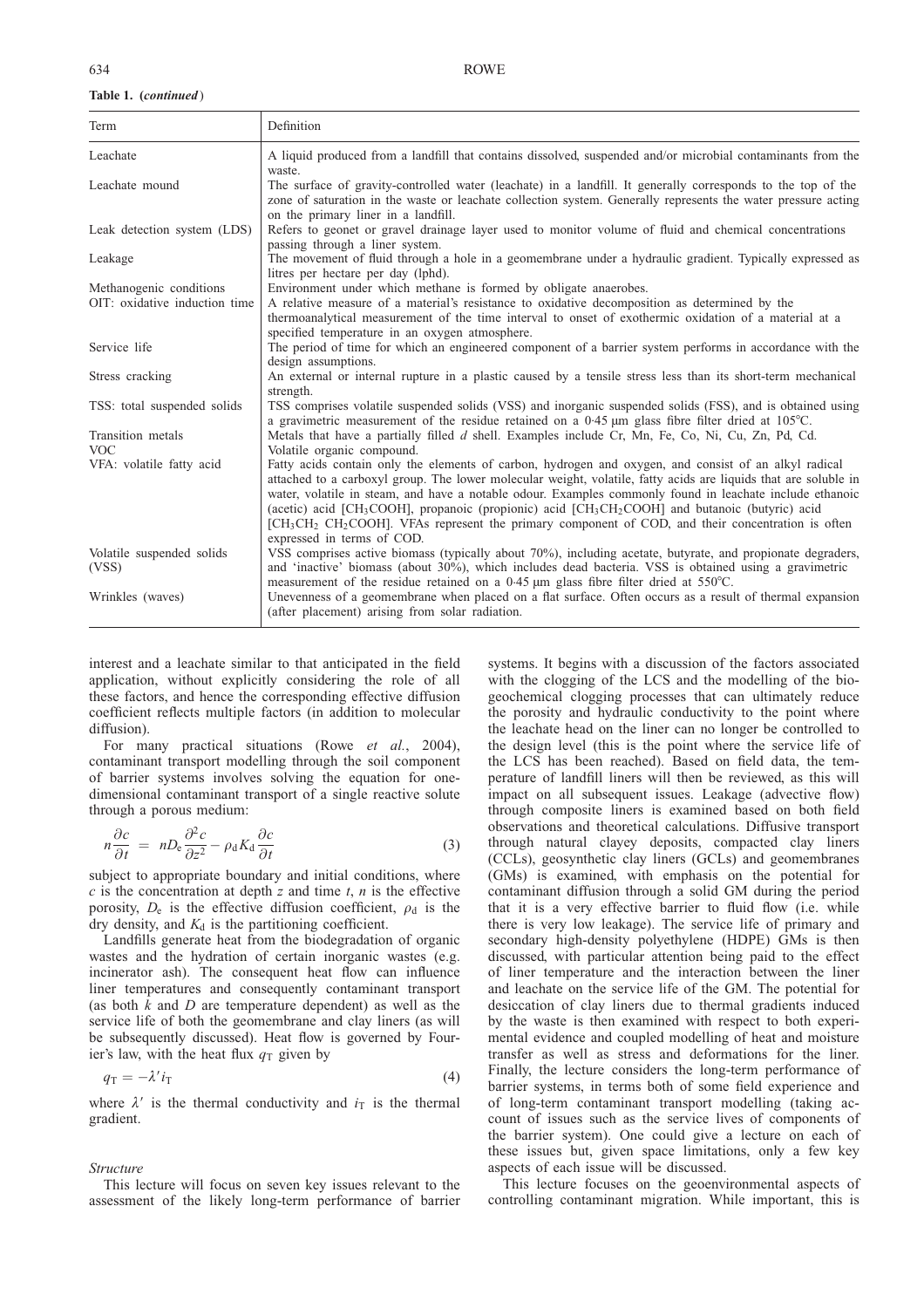**Table 1. (*continued*)**

| Term | Definition |
|---|---|
| Leachate | A liquid produced from a landfill that contains dissolved, suspended and/or microbial contaminants from the waste. |
| Leachate mound | The surface of gravity-controlled water (leachate) in a landfill. It generally corresponds to the top of the zone of saturation in the waste or leachate collection system. Generally represents the water pressure acting on the primary liner in a landfill. |
| Leak detection system (LDS) | Refers to geonet or gravel drainage layer used to monitor volume of fluid and chemical concentrations passing through a liner system. |
| Leakage | The movement of fluid through a hole in a geomembrane under a hydraulic gradient. Typically expressed as litres per hectare per day (lphd). |
| Methanogenic conditions | Environment under which methane is formed by obligate anaerobes. |
| OIT: oxidative induction time | A relative measure of a material's resistance to oxidative decomposition as determined by the thermoanalytical measurement of the time interval to onset of exothermic oxidation of a material at a specified temperature in an oxygen atmosphere. |
| Service life | The period of time for which an engineered component of a barrier system performs in accordance with the design assumptions. |
| Stress cracking | An external or internal rupture in a plastic caused by a tensile stress less than its short-term mechanical strength. |
| TSS: total suspended solids | TSS comprises volatile suspended solids (VSS) and inorganic suspended solids (FSS), and is obtained using a gravimetric measurement of the residue retained on a 0·45 μm glass fibre filter dried at 105°C. |
| Transition metals | Metals that have a partially filled *d* shell. Examples include Cr, Mn, Fe, Co, Ni, Cu, Zn, Pd, Cd. |
| VOC | Volatile organic compound. |
| VFA: volatile fatty acid | Fatty acids contain only the elements of carbon, hydrogen and oxygen, and consist of an alkyl radical attached to a carboxyl group. The lower molecular weight, volatile, fatty acids are liquids that are soluble in water, volatile in steam, and have a notable odour. Examples commonly found in leachate include ethanoic (acetic) acid [$CH_3COOH$], propanoic (propionic) acid [$CH_3CH_2COOH$] and butanoic (butyric) acid [$CH_3CH_2$ $CH_2COOH$]. VFAs represent the primary component of COD, and their concentration is often expressed in terms of COD. |
| Volatile suspended solids (VSS) | VSS comprises active biomass (typically about 70%), including acetate, butyrate, and propionate degraders, and 'inactive' biomass (about 30%), which includes dead bacteria. VSS is obtained using a gravimetric measurement of the residue retained on a 0·45 μm glass fibre filter dried at 550°C. |
| Wrinkles (waves) | Unevenness of a geomembrane when placed on a flat surface. Often occurs as a result of thermal expansion (after placement) arising from solar radiation. |

interest and a leachate similar to that anticipated in the field application, without explicitly considering the role of all these factors, and hence the corresponding effective diffusion coefficient reflects multiple factors (in addition to molecular diffusion).

For many practical situations (Rowe *et al.*, 2004), contaminant transport modelling through the soil component of barrier systems involves solving the equation for one-dimensional contaminant transport of a single reactive solute through a porous medium:

$$n\frac{\partial c}{\partial t} = nD_e\frac{\partial^2 c}{\partial z^2} - \rho_d K_d \frac{\partial c}{\partial t} \tag{3}$$

subject to appropriate boundary and initial conditions, where $c$ is the concentration at depth $z$ and time $t$, $n$ is the effective porosity, $D_e$ is the effective diffusion coefficient, $\rho_d$ is the dry density, and $K_d$ is the partitioning coefficient.

Landfills generate heat from the biodegradation of organic wastes and the hydration of certain inorganic wastes (e.g. incinerator ash). The consequent heat flow can influence liner temperatures and consequently contaminant transport (as both $k$ and $D$ are temperature dependent) as well as the service life of both the geomembrane and clay liners (as will be subsequently discussed). Heat flow is governed by Fourier's law, with the heat flux $q_T$ given by

$$q_T = -\lambda' i_T \tag{4}$$

where $\lambda'$ is the thermal conductivity and $i_T$ is the thermal gradient.

### *Structure*

This lecture will focus on seven key issues relevant to the assessment of the likely long-term performance of barrier systems. It begins with a discussion of the factors associated with the clogging of the LCS and the modelling of the bio-geochemical clogging processes that can ultimately reduce the porosity and hydraulic conductivity to the point where the leachate head on the liner can no longer be controlled to the design level (this is the point where the service life of the LCS has been reached). Based on field data, the temperature of landfill liners will then be reviewed, as this will impact on all subsequent issues. Leakage (advective flow) through composite liners is examined based on both field observations and theoretical calculations. Diffusive transport through natural clayey deposits, compacted clay liners (CCLs), geosynthetic clay liners (GCLs) and geomembranes (GMs) is examined, with emphasis on the potential for contaminant diffusion through a solid GM during the period that it is a very effective barrier to fluid flow (i.e. while there is very low leakage). The service life of primary and secondary high-density polyethylene (HDPE) GMs is then discussed, with particular attention being paid to the effect of liner temperature and the interaction between the liner and leachate on the service life of the GM. The potential for desiccation of clay liners due to thermal gradients induced by the waste is then examined with respect to both experimental evidence and coupled modelling of heat and moisture transfer as well as stress and deformations for the liner. Finally, the lecture considers the long-term performance of barrier systems, in terms both of some field experience and of long-term contaminant transport modelling (taking account of issues such as the service lives of components of the barrier system). One could give a lecture on each of these issues but, given space limitations, only a few key aspects of each issue will be discussed.

This lecture focuses on the geoenvironmental aspects of controlling contaminant migration. While important, this is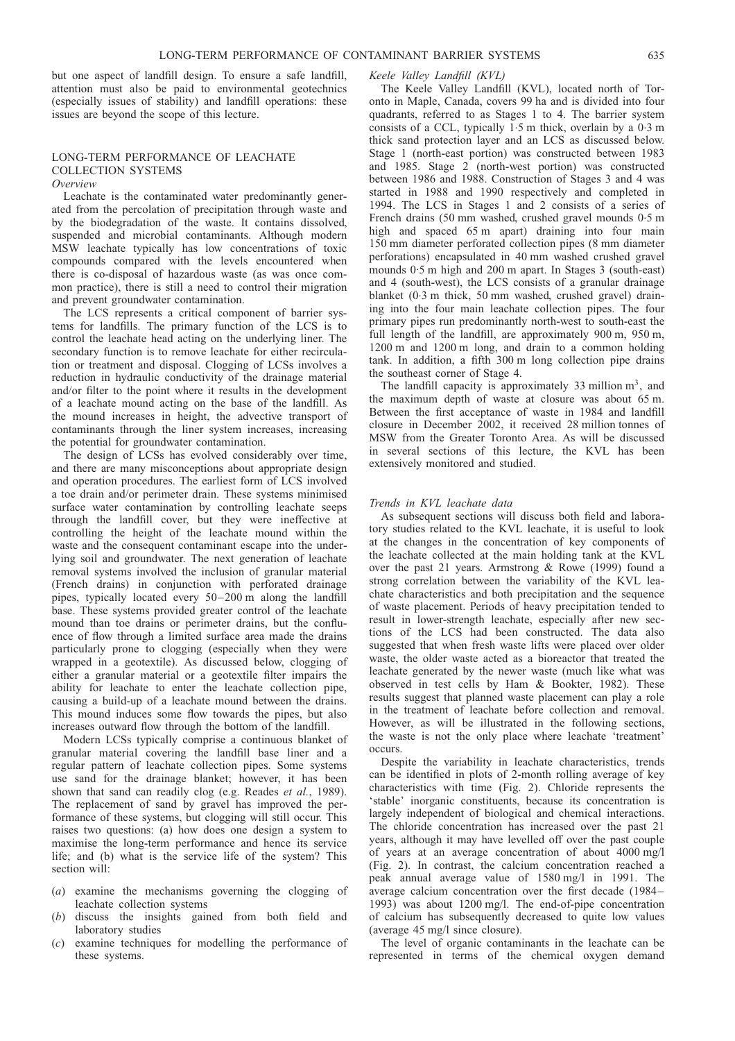but one aspect of landfill design. To ensure a safe landfill, attention must also be paid to environmental geotechnics (especially issues of stability) and landfill operations: these issues are beyond the scope of this lecture.

## LONG-TERM PERFORMANCE OF LEACHATE COLLECTION SYSTEMS

*Overview*

Leachate is the contaminated water predominantly generated from the percolation of precipitation through waste and by the biodegradation of the waste. It contains dissolved, suspended and microbial contaminants. Although modern MSW leachate typically has low concentrations of toxic compounds compared with the levels encountered when there is co-disposal of hazardous waste (as was once common practice), there is still a need to control their migration and prevent groundwater contamination.

The LCS represents a critical component of barrier systems for landfills. The primary function of the LCS is to control the leachate head acting on the underlying liner. The secondary function is to remove leachate for either recirculation or treatment and disposal. Clogging of LCSs involves a reduction in hydraulic conductivity of the drainage material and/or filter to the point where it results in the development of a leachate mound acting on the base of the landfill. As the mound increases in height, the advective transport of contaminants through the liner system increases, increasing the potential for groundwater contamination.

The design of LCSs has evolved considerably over time, and there are many misconceptions about appropriate design and operation procedures. The earliest form of LCS involved a toe drain and/or perimeter drain. These systems minimised surface water contamination by controlling leachate seeps through the landfill cover, but they were ineffective at controlling the height of the leachate mound within the waste and the consequent contaminant escape into the underlying soil and groundwater. The next generation of leachate removal systems involved the inclusion of granular material (French drains) in conjunction with perforated drainage pipes, typically located every 50–200 m along the landfill base. These systems provided greater control of the leachate mound than toe drains or perimeter drains, but the confluence of flow through a limited surface area made the drains particularly prone to clogging (especially when they were wrapped in a geotextile). As discussed below, clogging of either a granular material or a geotextile filter impairs the ability for leachate to enter the leachate collection pipe, causing a build-up of a leachate mound between the drains. This mound induces some flow towards the pipes, but also increases outward flow through the bottom of the landfill.

Modern LCSs typically comprise a continuous blanket of granular material covering the landfill base liner and a regular pattern of leachate collection pipes. Some systems use sand for the drainage blanket; however, it has been shown that sand can readily clog (e.g. Reades *et al.*, 1989). The replacement of sand by gravel has improved the performance of these systems, but clogging will still occur. This raises two questions: (a) how does one design a system to maximise the long-term performance and hence its service life; and (b) what is the service life of the system? This section will:

(*a*) examine the mechanisms governing the clogging of leachate collection systems
(*b*) discuss the insights gained from both field and laboratory studies
(*c*) examine techniques for modelling the performance of these systems.

*Keele Valley Landfill (KVL)*

The Keele Valley Landfill (KVL), located north of Toronto in Maple, Canada, covers 99 ha and is divided into four quadrants, referred to as Stages 1 to 4. The barrier system consists of a CCL, typically 1·5 m thick, overlain by a 0·3 m thick sand protection layer and an LCS as discussed below. Stage 1 (north-east portion) was constructed between 1983 and 1985. Stage 2 (north-west portion) was constructed between 1986 and 1988. Construction of Stages 3 and 4 was started in 1988 and 1990 respectively and completed in 1994. The LCS in Stages 1 and 2 consists of a series of French drains (50 mm washed, crushed gravel mounds 0·5 m high and spaced 65 m apart) draining into four main 150 mm diameter perforated collection pipes (8 mm diameter perforations) encapsulated in 40 mm washed crushed gravel mounds 0·5 m high and 200 m apart. In Stages 3 (south-east) and 4 (south-west), the LCS consists of a granular drainage blanket (0·3 m thick, 50 mm washed, crushed gravel) draining into the four main leachate collection pipes. The four primary pipes run predominantly north-west to south-east the full length of the landfill, are approximately 900 m, 950 m, 1200 m and 1200 m long, and drain to a common holding tank. In addition, a fifth 300 m long collection pipe drains the southeast corner of Stage 4.

The landfill capacity is approximately 33 million m$^3$, and the maximum depth of waste at closure was about 65 m. Between the first acceptance of waste in 1984 and landfill closure in December 2002, it received 28 million tonnes of MSW from the Greater Toronto Area. As will be discussed in several sections of this lecture, the KVL has been extensively monitored and studied.

*Trends in KVL leachate data*

As subsequent sections will discuss both field and laboratory studies related to the KVL leachate, it is useful to look at the changes in the concentration of key components of the leachate collected at the main holding tank at the KVL over the past 21 years. Armstrong & Rowe (1999) found a strong correlation between the variability of the KVL leachate characteristics and both precipitation and the sequence of waste placement. Periods of heavy precipitation tended to result in lower-strength leachate, especially after new sections of the LCS had been constructed. The data also suggested that when fresh waste lifts were placed over older waste, the older waste acted as a bioreactor that treated the leachate generated by the newer waste (much like what was observed in test cells by Ham & Bookter, 1982). These results suggest that planned waste placement can play a role in the treatment of leachate before collection and removal. However, as will be illustrated in the following sections, the waste is not the only place where leachate 'treatment' occurs.

Despite the variability in leachate characteristics, trends can be identified in plots of 2-month rolling average of key characteristics with time (Fig. 2). Chloride represents the 'stable' inorganic constituents, because its concentration is largely independent of biological and chemical interactions. The chloride concentration has increased over the past 21 years, although it may have levelled off over the past couple of years at an average concentration of about 4000 mg/l (Fig. 2). In contrast, the calcium concentration reached a peak annual average value of 1580 mg/l in 1991. The average calcium concentration over the first decade (1984–1993) was about 1200 mg/l. The end-of-pipe concentration of calcium has subsequently decreased to quite low values (average 45 mg/l since closure).

The level of organic contaminants in the leachate can be represented in terms of the chemical oxygen demand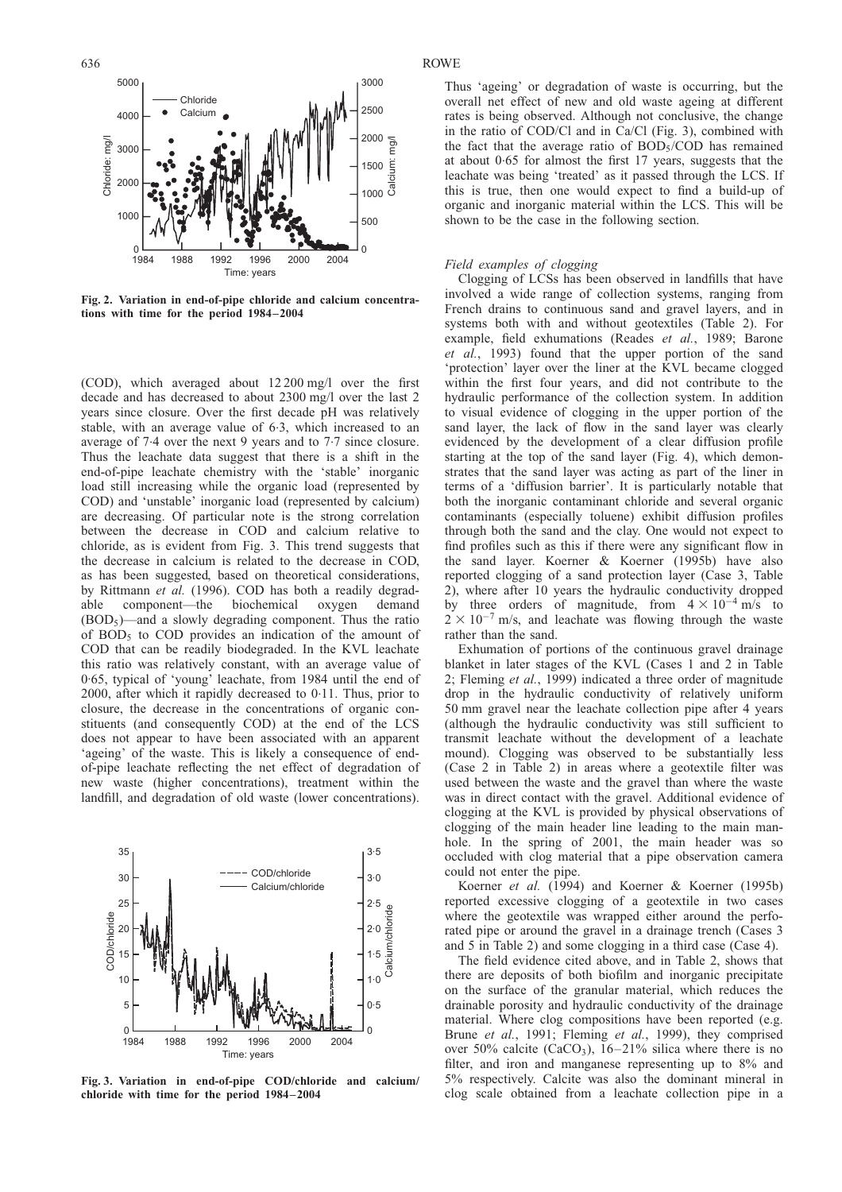Fig. 2. Variation in end-of-pipe chloride and calcium concentrations with time for the period 1984–2004

(COD), which averaged about 12 200 mg/l over the first decade and has decreased to about 2300 mg/l over the last 2 years since closure. Over the first decade pH was relatively stable, with an average value of 6·3, which increased to an average of 7·4 over the next 9 years and to 7·7 since closure. Thus the leachate data suggest that there is a shift in the end-of-pipe leachate chemistry with the 'stable' inorganic load still increasing while the organic load (represented by COD) and 'unstable' inorganic load (represented by calcium) are decreasing. Of particular note is the strong correlation between the decrease in COD and calcium relative to chloride, as is evident from Fig. 3. This trend suggests that the decrease in calcium is related to the decrease in COD, as has been suggested, based on theoretical considerations, by Rittmann *et al.* (1996). COD has both a readily degradable component—the biochemical oxygen demand ($BOD_5$)—and a slowly degrading component. Thus the ratio of $BOD_5$ to COD provides an indication of the amount of COD that can be readily biodegraded. In the KVL leachate this ratio was relatively constant, with an average value of 0·65, typical of 'young' leachate, from 1984 until the end of 2000, after which it rapidly decreased to 0·11. Thus, prior to closure, the decrease in the concentrations of organic constituents (and consequently COD) at the end of the LCS does not appear to have been associated with an apparent 'ageing' of the waste. This is likely a consequence of end-of-pipe leachate reflecting the net effect of degradation of new waste (higher concentrations), treatment within the landfill, and degradation of old waste (lower concentrations).

Fig. 3. Variation in end-of-pipe COD/chloride and calcium/chloride with time for the period 1984–2004

Thus 'ageing' or degradation of waste is occurring, but the overall net effect of new and old waste ageing at different rates is being observed. Although not conclusive, the change in the ratio of COD/Cl and in Ca/Cl (Fig. 3), combined with the fact that the average ratio of $BOD_5$/COD has remained at about 0·65 for almost the first 17 years, suggests that the leachate was being 'treated' as it passed through the LCS. If this is true, then one would expect to find a build-up of organic and inorganic material within the LCS. This will be shown to be the case in the following section.

*Field examples of clogging*

Clogging of LCSs has been observed in landfills that have involved a wide range of collection systems, ranging from French drains to continuous sand and gravel layers, and in systems both with and without geotextiles (Table 2). For example, field exhumations (Reades *et al.*, 1989; Barone *et al.*, 1993) found that the upper portion of the sand 'protection' layer over the liner at the KVL became clogged within the first four years, and did not contribute to the hydraulic performance of the collection system. In addition to visual evidence of clogging in the upper portion of the sand layer, the lack of flow in the sand layer was clearly evidenced by the development of a clear diffusion profile starting at the top of the sand layer (Fig. 4), which demonstrates that the sand layer was acting as part of the liner in terms of a 'diffusion barrier'. It is particularly notable that both the inorganic contaminant chloride and several organic contaminants (especially toluene) exhibit diffusion profiles through both the sand and the clay. One would not expect to find profiles such as this if there were any significant flow in the sand layer. Koerner & Koerner (1995b) have also reported clogging of a sand protection layer (Case 3, Table 2), where after 10 years the hydraulic conductivity dropped by three orders of magnitude, from $4 \times 10^{-4}$ m/s to $2 \times 10^{-7}$ m/s, and leachate was flowing through the waste rather than the sand.

Exhumation of portions of the continuous gravel drainage blanket in later stages of the KVL (Cases 1 and 2 in Table 2; Fleming *et al.*, 1999) indicated a three order of magnitude drop in the hydraulic conductivity of relatively uniform 50 mm gravel near the leachate collection pipe after 4 years (although the hydraulic conductivity was still sufficient to transmit leachate without the development of a leachate mound). Clogging was observed to be substantially less (Case 2 in Table 2) in areas where a geotextile filter was used between the waste and the gravel than where the waste was in direct contact with the gravel. Additional evidence of clogging at the KVL is provided by physical observations of clogging of the main header line leading to the main manhole. In the spring of 2001, the main header was so occluded with clog material that a pipe observation camera could not enter the pipe.

Koerner *et al.* (1994) and Koerner & Koerner (1995b) reported excessive clogging of a geotextile in two cases where the geotextile was wrapped either around the perforated pipe or around the gravel in a drainage trench (Cases 3 and 5 in Table 2) and some clogging in a third case (Case 4).

The field evidence cited above, and in Table 2, shows that there are deposits of both biofilm and inorganic precipitate on the surface of the granular material, which reduces the drainable porosity and hydraulic conductivity of the drainage material. Where clog compositions have been reported (e.g. Brune *et al.*, 1991; Fleming *et al.*, 1999), they comprised over 50% calcite ($CaCO_3$), 16–21% silica where there is no filter, and iron and manganese representing up to 8% and 5% respectively. Calcite was also the dominant mineral in clog scale obtained from a leachate collection pipe in a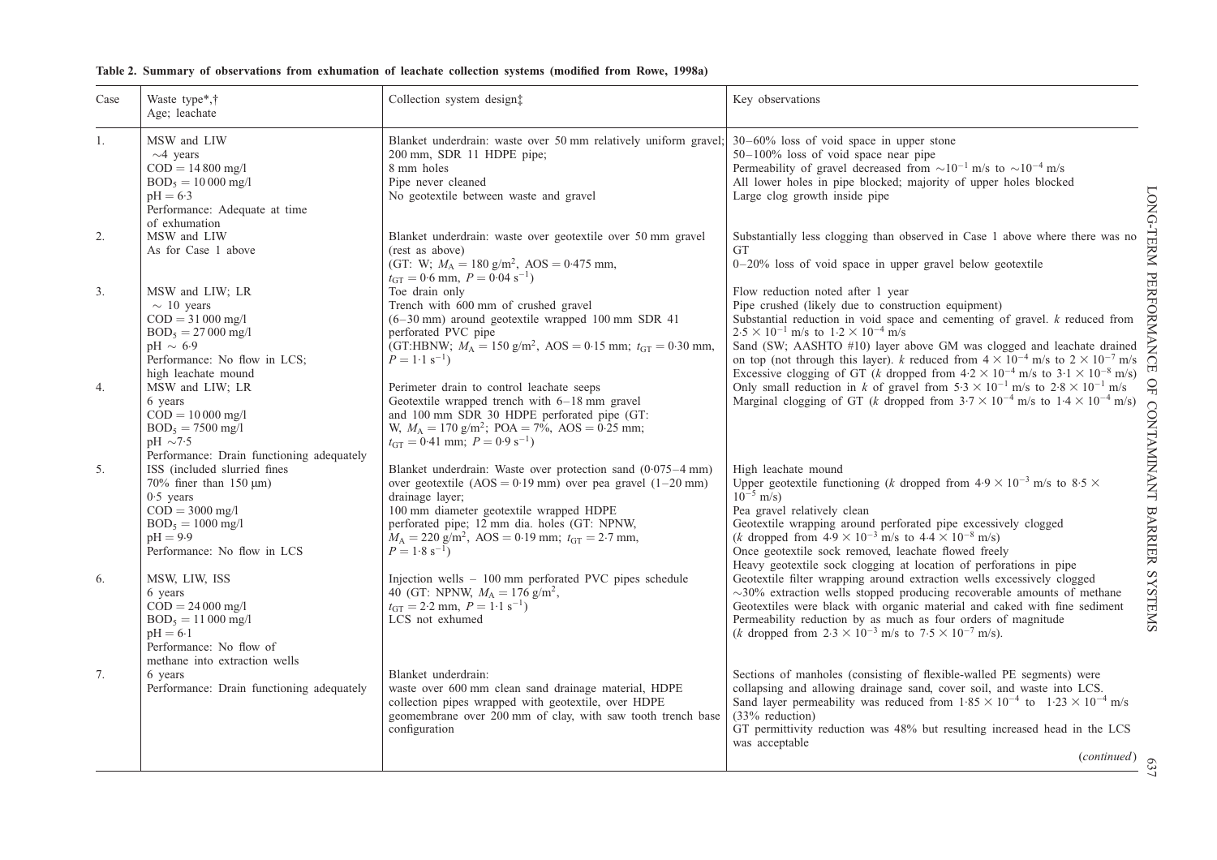**Table 2. Summary of observations from exhumation of leachate collection systems (modified from Rowe, 1998a)**

| Case | Waste type*,† Age; leachate | Collection system design‡ | Key observations |
|---|---|---|---|
| 1. | MSW and LIW<br>~4 years<br>COD = 14 800 mg/l<br>$BOD_5$ = 10 000 mg/l<br>pH = 6·3<br>Performance: Adequate at time of exhumation | Blanket underdrain: waste over 50 mm relatively uniform gravel; 200 mm, SDR 11 HDPE pipe;<br>8 mm holes<br>Pipe never cleaned<br>No geotextile between waste and gravel | 30–60% loss of void space in upper stone<br>50–100% loss of void space near pipe<br>Permeability of gravel decreased from $\sim 10^{-1}$ m/s to $\sim 10^{-4}$ m/s<br>All lower holes in pipe blocked; majority of upper holes blocked<br>Large clog growth inside pipe |
| 2. | MSW and LIW<br>As for Case 1 above | Blanket underdrain: waste over geotextile over 50 mm gravel (rest as above)<br>(GT: W; $M_A = 180$ g/m², AOS = 0·475 mm, $t_{GT} = 0·6$ mm, $P = 0·04$ s$^{-1}$) | Substantially less clogging than observed in Case 1 above where there was no GT<br>0–20% loss of void space in upper gravel below geotextile |
| 3. | MSW and LIW; LR<br>~ 10 years<br>COD = 31 000 mg/l<br>$BOD_5$ = 27 000 mg/l<br>pH ~ 6·9<br>Performance: No flow in LCS; high leachate mound | Toe drain only<br>Trench with 600 mm of crushed gravel (6–30 mm) around geotextile wrapped 100 mm SDR 41 perforated PVC pipe<br>(GT:HBNW; $M_A = 150$ g/m², AOS = 0·15 mm; $t_{GT} = 0·30$ mm, $P = 1·1$ s$^{-1}$) | Flow reduction noted after 1 year<br>Pipe crushed (likely due to construction equipment)<br>Substantial reduction in void space and cementing of gravel. $k$ reduced from $2·5 \times 10^{-1}$ m/s to $1·2 \times 10^{-4}$ m/s<br>Sand (SW; AASHTO #10) layer above GM was clogged and leachate drained on top (not through this layer). $k$ reduced from $4 \times 10^{-4}$ m/s to $2 \times 10^{-7}$ m/s<br>Excessive clogging of GT ($k$ dropped from $4·2 \times 10^{-4}$ m/s to $3·1 \times 10^{-8}$ m/s) |
| 4. | MSW and LIW; LR<br>6 years<br>COD = 10 000 mg/l<br>$BOD_5$ = 7500 mg/l<br>pH ~7·5<br>Performance: Drain functioning adequately | Perimeter drain to control leachate seeps<br>Geotextile wrapped trench with 6–18 mm gravel and 100 mm SDR 30 HDPE perforated pipe (GT: W, $M_A = 170$ g/m²; POA = 7%, AOS = 0·25 mm; $t_{GT} = 0·41$ mm; $P = 0·9$ s$^{-1}$) | Only small reduction in $k$ of gravel from $5·3 \times 10^{-1}$ m/s to $2·8 \times 10^{-1}$ m/s<br>Marginal clogging of GT ($k$ dropped from $3·7 \times 10^{-4}$ m/s to $1·4 \times 10^{-4}$ m/s) |
| 5. | ISS (included slurried fines 70% finer than 150 µm)<br>0·5 years<br>COD = 3000 mg/l<br>$BOD_5$ = 1000 mg/l<br>pH = 9·9<br>Performance: No flow in LCS | Blanket underdrain: Waste over protection sand (0·075–4 mm) over geotextile (AOS = 0·19 mm) over pea gravel (1–20 mm) drainage layer;<br>100 mm diameter geotextile wrapped HDPE perforated pipe; 12 mm dia. holes (GT: NPNW, $M_A = 220$ g/m², AOS = 0·19 mm; $t_{GT} = 2·7$ mm, $P = 1·8$ s$^{-1}$) | High leachate mound<br>Upper geotextile functioning ($k$ dropped from $4·9 \times 10^{-3}$ m/s to $8·5 \times 10^{-5}$ m/s)<br>Pea gravel relatively clean<br>Geotextile wrapping around perforated pipe excessively clogged ($k$ dropped from $4·9 \times 10^{-3}$ m/s to $4·4 \times 10^{-8}$ m/s)<br>Once geotextile sock removed, leachate flowed freely<br>Heavy geotextile sock clogging at location of perforations in pipe |
| 6. | MSW, LIW, ISS<br>6 years<br>COD = 24 000 mg/l<br>$BOD_5$ = 11 000 mg/l<br>pH = 6·1<br>Performance: No flow of methane into extraction wells | Injection wells – 100 mm perforated PVC pipes schedule 40 (GT: NPNW, $M_A = 176$ g/m², $t_{GT} = 2·2$ mm, $P = 1·1$ s$^{-1}$)<br>LCS not exhumed | Geotextile filter wrapping around extraction wells excessively clogged<br>~30% extraction wells stopped producing recoverable amounts of methane<br>Geotextiles were black with organic material and caked with fine sediment<br>Permeability reduction by as much as four orders of magnitude ($k$ dropped from $2·3 \times 10^{-3}$ m/s to $7·5 \times 10^{-7}$ m/s). |
| 7. | 6 years<br>Performance: Drain functioning adequately | Blanket underdrain:<br>waste over 600 mm clean sand drainage material, HDPE collection pipes wrapped with geotextile, over HDPE geomembrane over 200 mm of clay, with saw tooth trench base configuration | Sections of manholes (consisting of flexible-walled PE segments) were collapsing and allowing drainage sand, cover soil, and waste into LCS.<br>Sand layer permeability was reduced from $1·85 \times 10^{-4}$ to $1·23 \times 10^{-4}$ m/s (33% reduction)<br>GT permittivity reduction was 48% but resulting increased head in the LCS was acceptable |

(*continued*)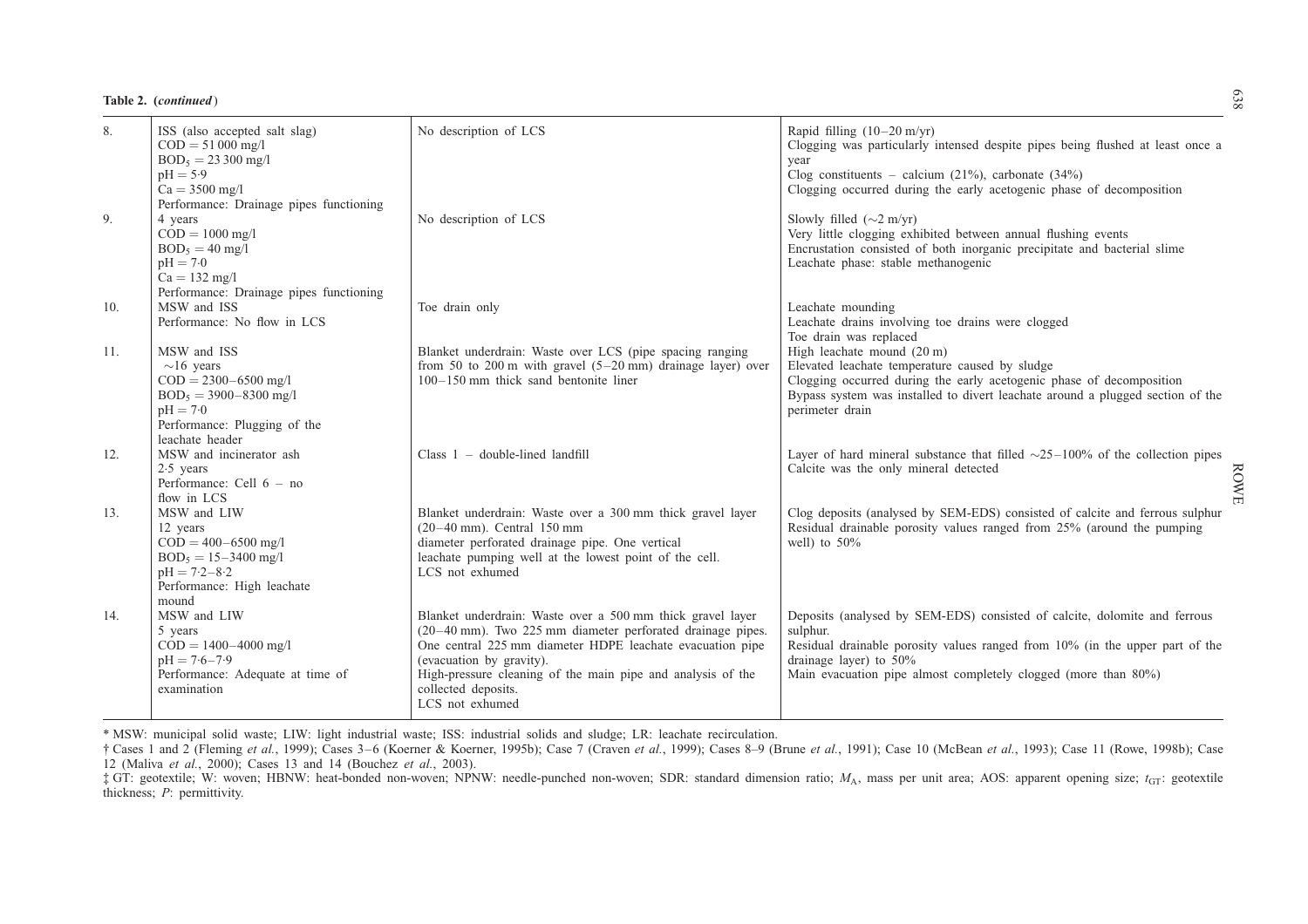**Table 2. (*continued*)**

| | | | |
|---|---|---|---|
| 8. | ISS (also accepted salt slag)<br>COD = 51 000 mg/l<br>$BOD_5$ = 23 300 mg/l<br>pH = 5·9<br>Ca = 3500 mg/l<br>Performance: Drainage pipes functioning | No description of LCS | Rapid filling (10–20 m/yr)<br>Clogging was particularly intensed despite pipes being flushed at least once a year<br>Clog constituents – calcium (21%), carbonate (34%)<br>Clogging occurred during the early acetogenic phase of decomposition |
| 9. | 4 years<br>COD = 1000 mg/l<br>$BOD_5$ = 40 mg/l<br>pH = 7·0<br>Ca = 132 mg/l<br>Performance: Drainage pipes functioning | No description of LCS | Slowly filled (~2 m/yr)<br>Very little clogging exhibited between annual flushing events<br>Encrustation consisted of both inorganic precipitate and bacterial slime<br>Leachate phase: stable methanogenic |
| 10. | MSW and ISS<br>Performance: No flow in LCS | Toe drain only | Leachate mounding<br>Leachate drains involving toe drains were clogged<br>Toe drain was replaced |
| 11. | MSW and ISS<br>~16 years<br>COD = 2300–6500 mg/l<br>$BOD_5$ = 3900–8300 mg/l<br>pH = 7·0<br>Performance: Plugging of the leachate header | Blanket underdrain: Waste over LCS (pipe spacing ranging from 50 to 200 m with gravel (5–20 mm) drainage layer) over 100–150 mm thick sand bentonite liner | High leachate mound (20 m)<br>Elevated leachate temperature caused by sludge<br>Clogging occurred during the early acetogenic phase of decomposition<br>Bypass system was installed to divert leachate around a plugged section of the perimeter drain |
| 12. | MSW and incinerator ash<br>2·5 years<br>Performance: Cell 6 – no flow in LCS | Class 1 – double-lined landfill | Layer of hard mineral substance that filled ~25–100% of the collection pipes<br>Calcite was the only mineral detected |
| 13. | MSW and LIW<br>12 years<br>COD = 400–6500 mg/l<br>$BOD_5$ = 15–3400 mg/l<br>pH = 7·2–8·2<br>Performance: High leachate mound | Blanket underdrain: Waste over a 300 mm thick gravel layer (20–40 mm). Central 150 mm diameter perforated drainage pipe. One vertical leachate pumping well at the lowest point of the cell.<br>LCS not exhumed | Clog deposits (analysed by SEM-EDS) consisted of calcite and ferrous sulphur<br>Residual drainable porosity values ranged from 25% (around the pumping well) to 50% |
| 14. | MSW and LIW<br>5 years<br>COD = 1400–4000 mg/l<br>pH = 7·6–7·9<br>Performance: Adequate at time of examination | Blanket underdrain: Waste over a 500 mm thick gravel layer (20–40 mm). Two 225 mm diameter perforated drainage pipes. One central 225 mm diameter HDPE leachate evacuation pipe (evacuation by gravity).<br>High-pressure cleaning of the main pipe and analysis of the collected deposits.<br>LCS not exhumed | Deposits (analysed by SEM-EDS) consisted of calcite, dolomite and ferrous sulphur.<br>Residual drainable porosity values ranged from 10% (in the upper part of the drainage layer) to 50%<br>Main evacuation pipe almost completely clogged (more than 80%) |

\* MSW: municipal solid waste; LIW: light industrial waste; ISS: industrial solids and sludge; LR: leachate recirculation.

† Cases 1 and 2 (Fleming *et al.*, 1999); Cases 3–6 (Koerner & Koerner, 1995b); Case 7 (Craven *et al.*, 1999); Cases 8–9 (Brune *et al.*, 1991); Case 10 (McBean *et al.*, 1993); Case 11 (Rowe, 1998b); Case 12 (Maliva *et al.*, 2000); Cases 13 and 14 (Bouchez *et al.*, 2003).

‡ GT: geotextile; W: woven; HBNW: heat-bonded non-woven; NPNW: needle-punched non-woven; SDR: standard dimension ratio; $M_A$, mass per unit area; AOS: apparent opening size; $t_{GT}$: geotextile thickness; *P*: permittivity.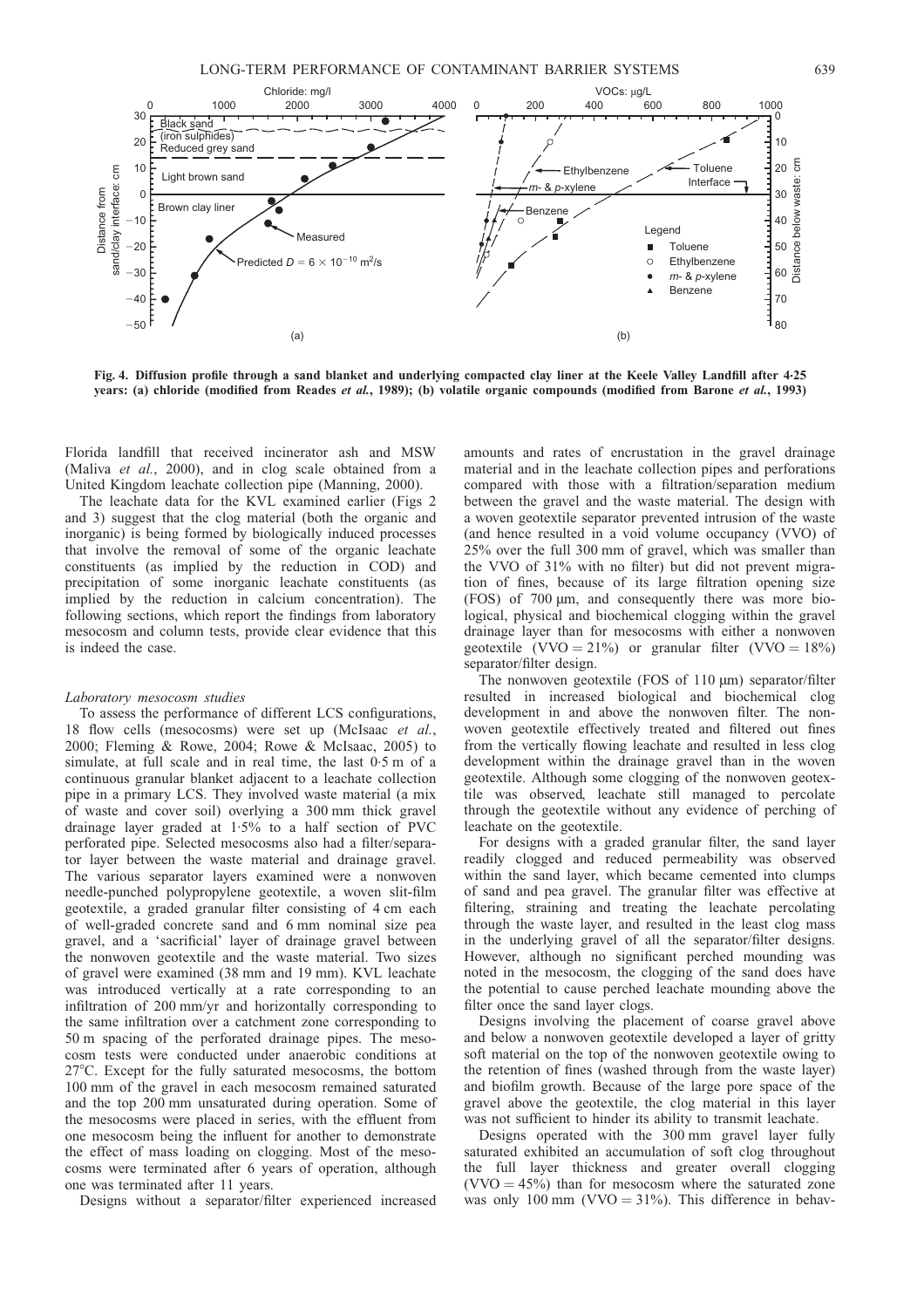Fig. 4. Diffusion profile through a sand blanket and underlying compacted clay liner at the Keele Valley Landfill after 4·25 years: (a) chloride (modified from Reades *et al.*, 1989); (b) volatile organic compounds (modified from Barone *et al.*, 1993)

Florida landfill that received incinerator ash and MSW (Maliva *et al.*, 2000), and in clog scale obtained from a United Kingdom leachate collection pipe (Manning, 2000).

The leachate data for the KVL examined earlier (Figs 2 and 3) suggest that the clog material (both the organic and inorganic) is being formed by biologically induced processes that involve the removal of some of the organic leachate constituents (as implied by the reduction in COD) and precipitation of some inorganic leachate constituents (as implied by the reduction in calcium concentration). The following sections, which report the findings from laboratory mesocosm and column tests, provide clear evidence that this is indeed the case.

*Laboratory mesocosm studies*

To assess the performance of different LCS configurations, 18 flow cells (mesocosms) were set up (McIsaac *et al.*, 2000; Fleming & Rowe, 2004; Rowe & McIsaac, 2005) to simulate, at full scale and in real time, the last 0·5 m of a continuous granular blanket adjacent to a leachate collection pipe in a primary LCS. They involved waste material (a mix of waste and cover soil) overlying a 300 mm thick gravel drainage layer graded at 1·5% to a half section of PVC perforated pipe. Selected mesocosms also had a filter/separator layer between the waste material and drainage gravel. The various separator layers examined were a nonwoven needle-punched polypropylene geotextile, a woven slit-film geotextile, a graded granular filter consisting of 4 cm each of well-graded concrete sand and 6 mm nominal size pea gravel, and a 'sacrificial' layer of drainage gravel between the nonwoven geotextile and the waste material. Two sizes of gravel were examined (38 mm and 19 mm). KVL leachate was introduced vertically at a rate corresponding to an infiltration of 200 mm/yr and horizontally corresponding to the same infiltration over a catchment zone corresponding to 50 m spacing of the perforated drainage pipes. The mesocosm tests were conducted under anaerobic conditions at 27°C. Except for the fully saturated mesocosms, the bottom 100 mm of the gravel in each mesocosm remained saturated and the top 200 mm unsaturated during operation. Some of the mesocosms were placed in series, with the effluent from one mesocosm being the influent for another to demonstrate the effect of mass loading on clogging. Most of the mesocosms were terminated after 6 years of operation, although one was terminated after 11 years.

Designs without a separator/filter experienced increased amounts and rates of encrustation in the gravel drainage material and in the leachate collection pipes and perforations compared with those with a filtration/separation medium between the gravel and the waste material. The design with a woven geotextile separator prevented intrusion of the waste (and hence resulted in a void volume occupancy (VVO) of 25% over the full 300 mm of gravel, which was smaller than the VVO of 31% with no filter) but did not prevent migration of fines, because of its large filtration opening size (FOS) of 700 μm, and consequently there was more biological, physical and biochemical clogging within the gravel drainage layer than for mesocosms with either a nonwoven geotextile (VVO = 21%) or granular filter (VVO = 18%) separator/filter design.

The nonwoven geotextile (FOS of 110 μm) separator/filter resulted in increased biological and biochemical clog development in and above the nonwoven filter. The nonwoven geotextile effectively treated and filtered out fines from the vertically flowing leachate and resulted in less clog development within the drainage gravel than in the woven geotextile. Although some clogging of the nonwoven geotextile was observed, leachate still managed to percolate through the geotextile without any evidence of perching of leachate on the geotextile.

For designs with a graded granular filter, the sand layer readily clogged and reduced permeability was observed within the sand layer, which became cemented into clumps of sand and pea gravel. The granular filter was effective at filtering, straining and treating the leachate percolating through the waste layer, and resulted in the least clog mass in the underlying gravel of all the separator/filter designs. However, although no significant perched mounding was noted in the mesocosm, the clogging of the sand does have the potential to cause perched leachate mounding above the filter once the sand layer clogs.

Designs involving the placement of coarse gravel above and below a nonwoven geotextile developed a layer of gritty soft material on the top of the nonwoven geotextile owing to the retention of fines (washed through from the waste layer) and biofilm growth. Because of the large pore space of the gravel above the geotextile, the clog material in this layer was not sufficient to hinder its ability to transmit leachate.

Designs operated with the 300 mm gravel layer fully saturated exhibited an accumulation of soft clog throughout the full layer thickness and greater overall clogging (VVO = 45%) than for mesocosm where the saturated zone was only 100 mm (VVO = 31%). This difference in behav-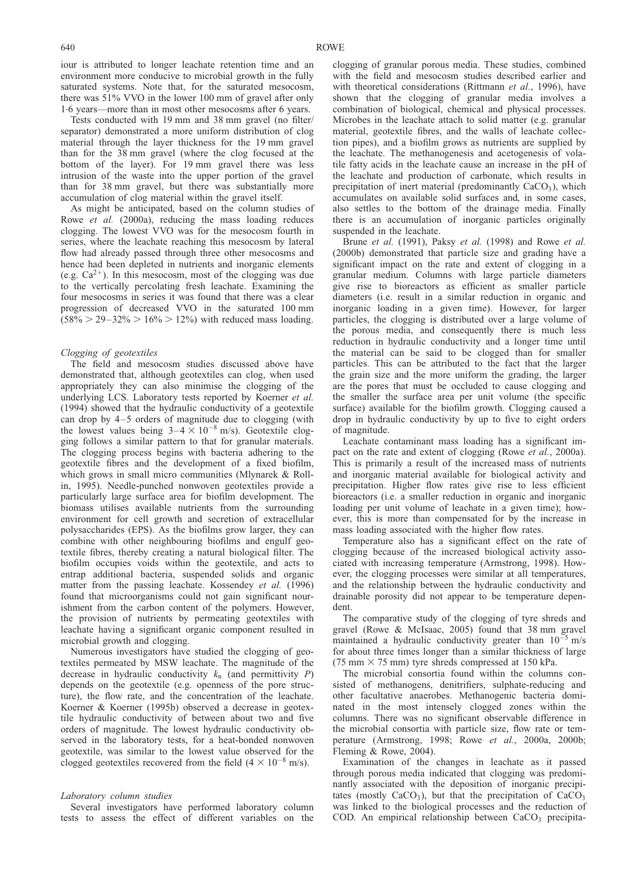iour is attributed to longer leachate retention time and an environment more conducive to microbial growth in the fully saturated systems. Note that, for the saturated mesocosm, there was 51% VVO in the lower 100 mm of gravel after only 1·6 years—more than in most other mesocosms after 6 years.

Tests conducted with 19 mm and 38 mm gravel (no filter/separator) demonstrated a more uniform distribution of clog material through the layer thickness for the 19 mm gravel than for the 38 mm gravel (where the clog focused at the bottom of the layer). For 19 mm gravel there was less intrusion of the waste into the upper portion of the gravel than for 38 mm gravel, but there was substantially more accumulation of clog material within the gravel itself.

As might be anticipated, based on the column studies of Rowe *et al.* (2000a), reducing the mass loading reduces clogging. The lowest VVO was for the mesocosm fourth in series, where the leachate reaching this mesocosm by lateral flow had already passed through three other mesocosms and hence had been depleted in nutrients and inorganic elements (e.g. $Ca^{2+}$). In this mesocosm, most of the clogging was due to the vertically percolating fresh leachate. Examining the four mesocosms in series it was found that there was a clear progression of decreased VVO in the saturated 100 mm ($58\% > 29$–$32\% > 16\% > 12\%$) with reduced mass loading.

### *Clogging of geotextiles*

The field and mesocosm studies discussed above have demonstrated that, although geotextiles can clog, when used appropriately they can also minimise the clogging of the underlying LCS. Laboratory tests reported by Koerner *et al.* (1994) showed that the hydraulic conductivity of a geotextile can drop by 4–5 orders of magnitude due to clogging (with the lowest values being $3$–$4 \times 10^{-8}$ m/s). Geotextile clogging follows a similar pattern to that for granular materials. The clogging process begins with bacteria adhering to the geotextile fibres and the development of a fixed biofilm, which grows in small micro communities (Mlynarek & Rollin, 1995). Needle-punched nonwoven geotextiles provide a particularly large surface area for biofilm development. The biomass utilises available nutrients from the surrounding environment for cell growth and secretion of extracellular polysaccharides (EPS). As the biofilms grow larger, they can combine with other neighbouring biofilms and engulf geotextile fibres, thereby creating a natural biological filter. The biofilm occupies voids within the geotextile, and acts to entrap additional bacteria, suspended solids and organic matter from the passing leachate. Kossendey *et al.* (1996) found that microorganisms could not gain significant nourishment from the carbon content of the polymers. However, the provision of nutrients by permeating geotextiles with leachate having a significant organic component resulted in microbial growth and clogging.

Numerous investigators have studied the clogging of geotextiles permeated by MSW leachate. The magnitude of the decrease in hydraulic conductivity $k_n$ (and permittivity $P$) depends on the geotextile (e.g. openness of the pore structure), the flow rate, and the concentration of the leachate. Koerner & Koerner (1995b) observed a decrease in geotextile hydraulic conductivity of between about two and five orders of magnitude. The lowest hydraulic conductivity observed in the laboratory tests, for a heat-bonded nonwoven geotextile, was similar to the lowest value observed for the clogged geotextiles recovered from the field ($4 \times 10^{-8}$ m/s).

### *Laboratory column studies*

Several investigators have performed laboratory column tests to assess the effect of different variables on the clogging of granular porous media. These studies, combined with the field and mesocosm studies described earlier and with theoretical considerations (Rittmann *et al.*, 1996), have shown that the clogging of granular media involves a combination of biological, chemical and physical processes. Microbes in the leachate attach to solid matter (e.g. granular material, geotextile fibres, and the walls of leachate collection pipes), and a biofilm grows as nutrients are supplied by the leachate. The methanogenesis and acetogenesis of volatile fatty acids in the leachate cause an increase in the pH of the leachate and production of carbonate, which results in precipitation of inert material (predominantly $CaCO_3$), which accumulates on available solid surfaces and, in some cases, also settles to the bottom of the drainage media. Finally there is an accumulation of inorganic particles originally suspended in the leachate.

Brune *et al.* (1991), Paksy *et al.* (1998) and Rowe *et al.* (2000b) demonstrated that particle size and grading have a significant impact on the rate and extent of clogging in a granular medium. Columns with large particle diameters give rise to bioreactors as efficient as smaller particle diameters (i.e. result in a similar reduction in organic and inorganic loading in a given time). However, for larger particles, the clogging is distributed over a large volume of the porous media, and consequently there is much less reduction in hydraulic conductivity and a longer time until the material can be said to be clogged than for smaller particles. This can be attributed to the fact that the larger the grain size and the more uniform the grading, the larger are the pores that must be occluded to cause clogging and the smaller the surface area per unit volume (the specific surface) available for the biofilm growth. Clogging caused a drop in hydraulic conductivity by up to five to eight orders of magnitude.

Leachate contaminant mass loading has a significant impact on the rate and extent of clogging (Rowe *et al.*, 2000a). This is primarily a result of the increased mass of nutrients and inorganic material available for biological activity and precipitation. Higher flow rates give rise to less efficient bioreactors (i.e. a smaller reduction in organic and inorganic loading per unit volume of leachate in a given time); however, this is more than compensated for by the increase in mass loading associated with the higher flow rates.

Temperature also has a significant effect on the rate of clogging because of the increased biological activity associated with increasing temperature (Armstrong, 1998). However, the clogging processes were similar at all temperatures, and the relationship between the hydraulic conductivity and drainable porosity did not appear to be temperature dependent.

The comparative study of the clogging of tyre shreds and gravel (Rowe & McIsaac, 2005) found that 38 mm gravel maintained a hydraulic conductivity greater than $10^{-5}$ m/s for about three times longer than a similar thickness of large (75 mm × 75 mm) tyre shreds compressed at 150 kPa.

The microbial consortia found within the columns consisted of methanogens, denitrifiers, sulphate-reducing and other facultative anaerobes. Methanogenic bacteria dominated in the most intensely clogged zones within the columns. There was no significant observable difference in the microbial consortia with particle size, flow rate or temperature (Armstrong, 1998; Rowe *et al.*, 2000a, 2000b; Fleming & Rowe, 2004).

Examination of the changes in leachate as it passed through porous media indicated that clogging was predominantly associated with the deposition of inorganic precipitates (mostly $CaCO_3$), but that the precipitation of $CaCO_3$ was linked to the biological processes and the reduction of COD. An empirical relationship between $CaCO_3$ precipita-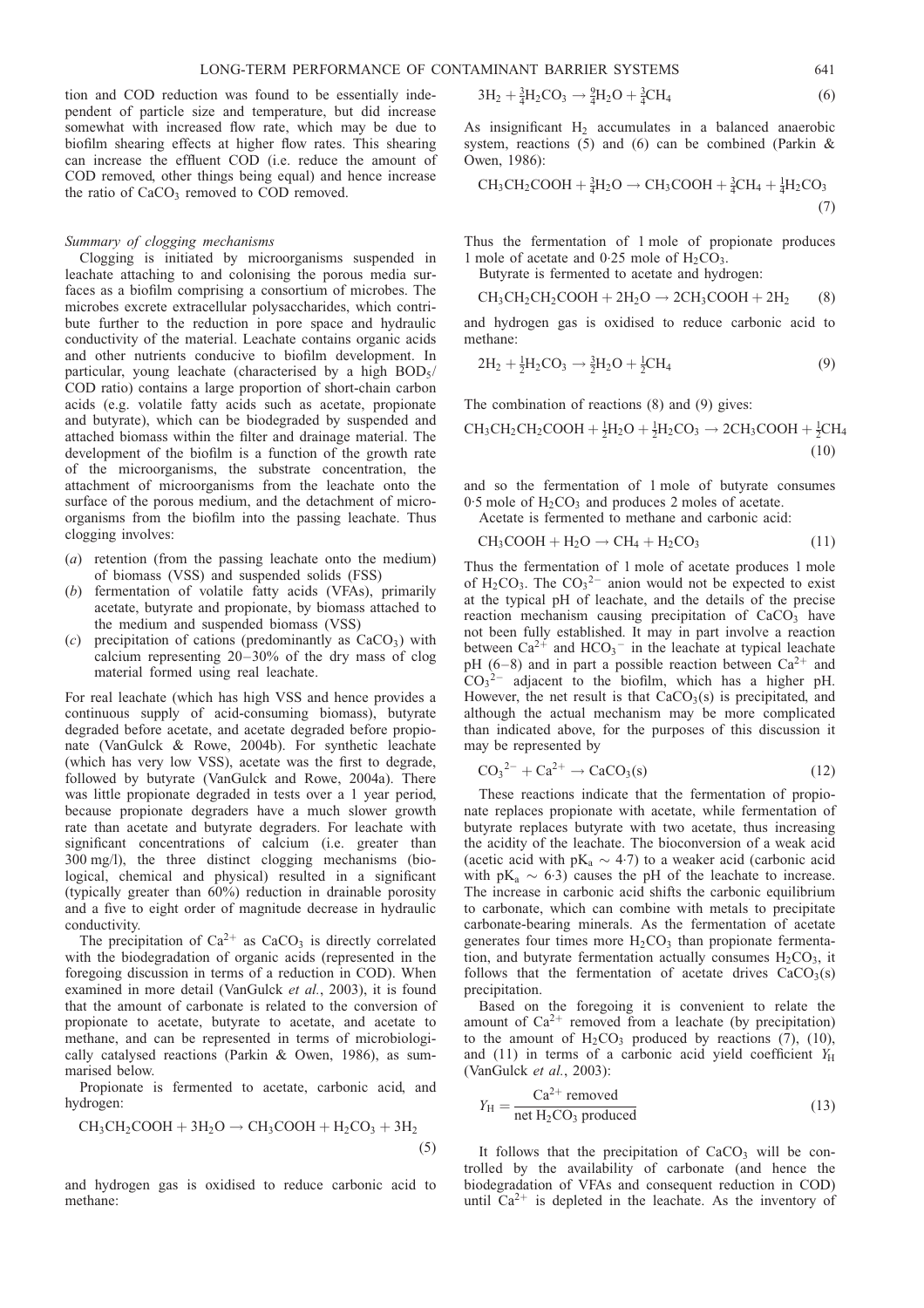tion and COD reduction was found to be essentially independent of particle size and temperature, but did increase somewhat with increased flow rate, which may be due to biofilm shearing effects at higher flow rates. This shearing can increase the effluent COD (i.e. reduce the amount of COD removed, other things being equal) and hence increase the ratio of $CaCO_3$ removed to COD removed.

*Summary of clogging mechanisms*

Clogging is initiated by microorganisms suspended in leachate attaching to and colonising the porous media surfaces as a biofilm comprising a consortium of microbes. The microbes excrete extracellular polysaccharides, which contribute further to the reduction in pore space and hydraulic conductivity of the material. Leachate contains organic acids and other nutrients conducive to biofilm development. In particular, young leachate (characterised by a high $BOD_5$/COD ratio) contains a large proportion of short-chain carbon acids (e.g. volatile fatty acids such as acetate, propionate and butyrate), which can be biodegraded by suspended and attached biomass within the filter and drainage material. The development of the biofilm is a function of the growth rate of the microorganisms, the substrate concentration, the attachment of microorganisms from the leachate onto the surface of the porous medium, and the detachment of microorganisms from the biofilm into the passing leachate. Thus clogging involves:

(*a*) retention (from the passing leachate onto the medium) of biomass (VSS) and suspended solids (FSS)
(*b*) fermentation of volatile fatty acids (VFAs), primarily acetate, butyrate and propionate, by biomass attached to the medium and suspended biomass (VSS)
(*c*) precipitation of cations (predominantly as $CaCO_3$) with calcium representing 20–30% of the dry mass of clog material formed using real leachate.

For real leachate (which has high VSS and hence provides a continuous supply of acid-consuming biomass), butyrate degraded before acetate, and acetate degraded before propionate (VanGulck & Rowe, 2004b). For synthetic leachate (which has very low VSS), acetate was the first to degrade, followed by butyrate (VanGulck and Rowe, 2004a). There was little propionate degraded in tests over a 1 year period, because propionate degraders have a much slower growth rate than acetate and butyrate degraders. For leachate with significant concentrations of calcium (i.e. greater than 300 mg/l), the three distinct clogging mechanisms (biological, chemical and physical) resulted in a significant (typically greater than 60%) reduction in drainable porosity and a five to eight order of magnitude decrease in hydraulic conductivity.

The precipitation of $Ca^{2+}$ as $CaCO_3$ is directly correlated with the biodegradation of organic acids (represented in the foregoing discussion in terms of a reduction in COD). When examined in more detail (VanGulck *et al.*, 2003), it is found that the amount of carbonate is related to the conversion of propionate to acetate, butyrate to acetate, and acetate to methane, and can be represented in terms of microbiologically catalysed reactions (Parkin & Owen, 1986), as summarised below.

Propionate is fermented to acetate, carbonic acid, and hydrogen:

$$CH_3CH_2COOH + 3H_2O \rightarrow CH_3COOH + H_2CO_3 + 3H_2 \tag{5}$$

and hydrogen gas is oxidised to reduce carbonic acid to methane:

$$3H_2 + \tfrac{3}{4}H_2CO_3 \rightarrow \tfrac{9}{4}H_2O + \tfrac{3}{4}CH_4 \tag{6}$$

As insignificant $H_2$ accumulates in a balanced anaerobic system, reactions (5) and (6) can be combined (Parkin & Owen, 1986):

$$CH_3CH_2COOH + \tfrac{3}{4}H_2O \rightarrow CH_3COOH + \tfrac{3}{4}CH_4 + \tfrac{1}{4}H_2CO_3 \tag{7}$$

Thus the fermentation of 1 mole of propionate produces 1 mole of acetate and 0·25 mole of $H_2CO_3$.

Butyrate is fermented to acetate and hydrogen:

$$CH_3CH_2CH_2COOH + 2H_2O \rightarrow 2CH_3COOH + 2H_2 \tag{8}$$

and hydrogen gas is oxidised to reduce carbonic acid to methane:

$$2H_2 + \tfrac{1}{2}H_2CO_3 \rightarrow \tfrac{3}{2}H_2O + \tfrac{1}{2}CH_4 \tag{9}$$

The combination of reactions (8) and (9) gives:

$$CH_3CH_2CH_2COOH + \tfrac{1}{2}H_2O + \tfrac{1}{2}H_2CO_3 \rightarrow 2CH_3COOH + \tfrac{1}{2}CH_4 \tag{10}$$

and so the fermentation of 1 mole of butyrate consumes 0·5 mole of $H_2CO_3$ and produces 2 moles of acetate.

Acetate is fermented to methane and carbonic acid:

$$CH_3COOH + H_2O \rightarrow CH_4 + H_2CO_3 \tag{11}$$

Thus the fermentation of 1 mole of acetate produces 1 mole of $H_2CO_3$. The $CO_3{}^{2-}$ anion would not be expected to exist at the typical pH of leachate, and the details of the precise reaction mechanism causing precipitation of $CaCO_3$ have not been fully established. It may in part involve a reaction between $Ca^{2+}$ and $HCO_3{}^{-}$ in the leachate at typical leachate pH (6–8) and in part a possible reaction between $Ca^{2+}$ and $CO_3{}^{2-}$ adjacent to the biofilm, which has a higher pH. However, the net result is that $CaCO_3$(s) is precipitated, and although the actual mechanism may be more complicated than indicated above, for the purposes of this discussion it may be represented by

$$CO_3{}^{2-} + Ca^{2+} \rightarrow CaCO_3(s) \tag{12}$$

These reactions indicate that the fermentation of propionate replaces propionate with acetate, while fermentation of butyrate replaces butyrate with two acetate, thus increasing the acidity of the leachate. The bioconversion of a weak acid (acetic acid with $pK_a \sim 4{\cdot}7$) to a weaker acid (carbonic acid with $pK_a \sim 6{\cdot}3$) causes the pH of the leachate to increase. The increase in carbonic acid shifts the carbonic equilibrium to carbonate, which can combine with metals to precipitate carbonate-bearing minerals. As the fermentation of acetate generates four times more $H_2CO_3$ than propionate fermentation, and butyrate fermentation actually consumes $H_2CO_3$, it follows that the fermentation of acetate drives $CaCO_3$(s) precipitation.

Based on the foregoing it is convenient to relate the amount of $Ca^{2+}$ removed from a leachate (by precipitation) to the amount of $H_2CO_3$ produced by reactions (7), (10), and (11) in terms of a carbonic acid yield coefficient $Y_H$ (VanGulck *et al.*, 2003):

$$Y_H = \frac{Ca^{2+}\ \text{removed}}{\text{net}\ H_2CO_3\ \text{produced}} \tag{13}$$

It follows that the precipitation of $CaCO_3$ will be controlled by the availability of carbonate (and hence the biodegradation of VFAs and consequent reduction in COD) until $Ca^{2+}$ is depleted in the leachate. As the inventory of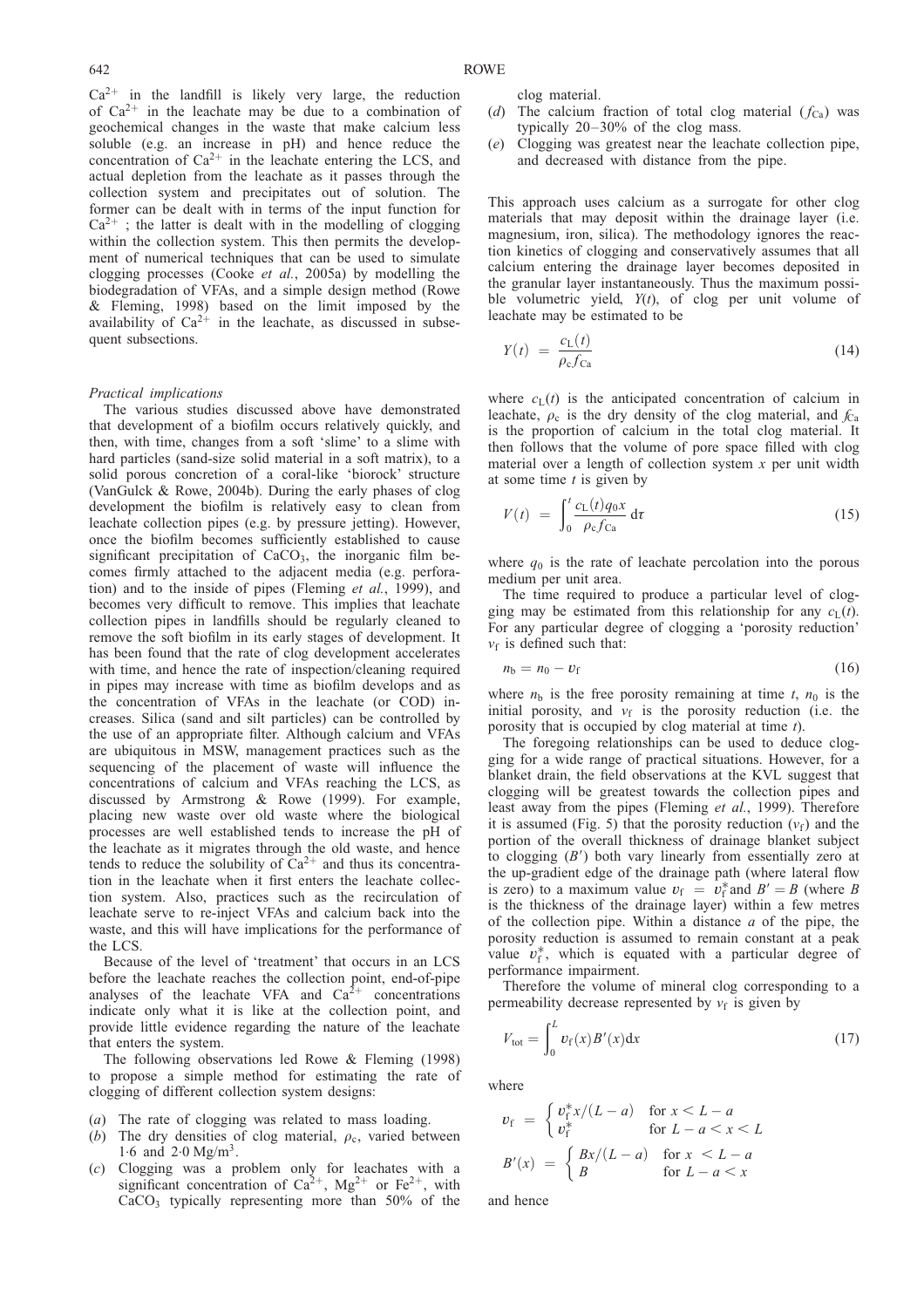$Ca^{2+}$ in the landfill is likely very large, the reduction of $Ca^{2+}$ in the leachate may be due to a combination of geochemical changes in the waste that make calcium less soluble (e.g. an increase in pH) and hence reduce the concentration of $Ca^{2+}$ in the leachate entering the LCS, and actual depletion from the leachate as it passes through the collection system and precipitates out of solution. The former can be dealt with in terms of the input function for $Ca^{2+}$ ; the latter is dealt with in the modelling of clogging within the collection system. This then permits the development of numerical techniques that can be used to simulate clogging processes (Cooke *et al.*, 2005a) by modelling the biodegradation of VFAs, and a simple design method (Rowe & Fleming, 1998) based on the limit imposed by the availability of $Ca^{2+}$ in the leachate, as discussed in subsequent subsections.

*Practical implications*

The various studies discussed above have demonstrated that development of a biofilm occurs relatively quickly, and then, with time, changes from a soft 'slime' to a slime with hard particles (sand-size solid material in a soft matrix), to a solid porous concretion of a coral-like 'biorock' structure (VanGulck & Rowe, 2004b). During the early phases of clog development the biofilm is relatively easy to clean from leachate collection pipes (e.g. by pressure jetting). However, once the biofilm becomes sufficiently established to cause significant precipitation of $CaCO_3$, the inorganic film becomes firmly attached to the adjacent media (e.g. perforation) and to the inside of pipes (Fleming *et al.*, 1999), and becomes very difficult to remove. This implies that leachate collection pipes in landfills should be regularly cleaned to remove the soft biofilm in its early stages of development. It has been found that the rate of clog development accelerates with time, and hence the rate of inspection/cleaning required in pipes may increase with time as biofilm develops and as the concentration of VFAs in the leachate (or COD) increases. Silica (sand and silt particles) can be controlled by the use of an appropriate filter. Although calcium and VFAs are ubiquitous in MSW, management practices such as the sequencing of the placement of waste will influence the concentrations of calcium and VFAs reaching the LCS, as discussed by Armstrong & Rowe (1999). For example, placing new waste over old waste where the biological processes are well established tends to increase the pH of the leachate as it migrates through the old waste, and hence tends to reduce the solubility of $Ca^{2+}$ and thus its concentration in the leachate when it first enters the leachate collection system. Also, practices such as the recirculation of leachate serve to re-inject VFAs and calcium back into the waste, and this will have implications for the performance of the LCS.

Because of the level of 'treatment' that occurs in an LCS before the leachate reaches the collection point, end-of-pipe analyses of the leachate VFA and $Ca^{2+}$ concentrations indicate only what it is like at the collection point, and provide little evidence regarding the nature of the leachate that enters the system.

The following observations led Rowe & Fleming (1998) to propose a simple method for estimating the rate of clogging of different collection system designs:

(*a*) The rate of clogging was related to mass loading.
(*b*) The dry densities of clog material, $\rho_c$, varied between 1·6 and 2·0 Mg/m$^3$.
(*c*) Clogging was a problem only for leachates with a significant concentration of $Ca^{2+}$, $Mg^{2+}$ or $Fe^{2+}$, with $CaCO_3$ typically representing more than 50% of the clog material.
(*d*) The calcium fraction of total clog material ($f_{Ca}$) was typically 20–30% of the clog mass.
(*e*) Clogging was greatest near the leachate collection pipe, and decreased with distance from the pipe.

This approach uses calcium as a surrogate for other clog materials that may deposit within the drainage layer (i.e. magnesium, iron, silica). The methodology ignores the reaction kinetics of clogging and conservatively assumes that all calcium entering the drainage layer becomes deposited in the granular layer instantaneously. Thus the maximum possible volumetric yield, $Y(t)$, of clog per unit volume of leachate may be estimated to be

$$Y(t) = \frac{c_L(t)}{\rho_c f_{Ca}} \tag{14}$$

where $c_L(t)$ is the anticipated concentration of calcium in leachate, $\rho_c$ is the dry density of the clog material, and $f_{Ca}$ is the proportion of calcium in the total clog material. It then follows that the volume of pore space filled with clog material over a length of collection system $x$ per unit width at some time $t$ is given by

$$V(t) = \int_0^t \frac{c_L(t) q_0 x}{\rho_c f_{Ca}} \, d\tau \tag{15}$$

where $q_0$ is the rate of leachate percolation into the porous medium per unit area.

The time required to produce a particular level of clogging may be estimated from this relationship for any $c_L(t)$. For any particular degree of clogging a 'porosity reduction' $v_f$ is defined such that:

$$n_b = n_0 - v_f \tag{16}$$

where $n_b$ is the free porosity remaining at time $t$, $n_0$ is the initial porosity, and $v_f$ is the porosity reduction (i.e. the porosity that is occupied by clog material at time $t$).

The foregoing relationships can be used to deduce clogging for a wide range of practical situations. However, for a blanket drain, the field observations at the KVL suggest that clogging will be greatest towards the collection pipes and least away from the pipes (Fleming *et al.*, 1999). Therefore it is assumed (Fig. 5) that the porosity reduction ($v_f$) and the portion of the overall thickness of drainage blanket subject to clogging ($B'$) both vary linearly from essentially zero at the up-gradient edge of the drainage path (where lateral flow is zero) to a maximum value $v_f = v_f^*$ and $B' = B$ (where $B$ is the thickness of the drainage layer) within a few metres of the collection pipe. Within a distance $a$ of the pipe, the porosity reduction is assumed to remain constant at a peak value $v_f^*$, which is equated with a particular degree of performance impairment.

Therefore the volume of mineral clog corresponding to a permeability decrease represented by $v_f$ is given by

$$V_{tot} = \int_0^L v_f(x) B'(x) dx \tag{17}$$

where

$$v_f = \begin{cases} v_f^* x/(L-a) & \text{for } x < L-a \\ v_f^* & \text{for } L-a < x < L \end{cases}$$

$$B'(x) = \begin{cases} Bx/(L-a) & \text{for } x < L-a \\ B & \text{for } L-a < x \end{cases}$$

and hence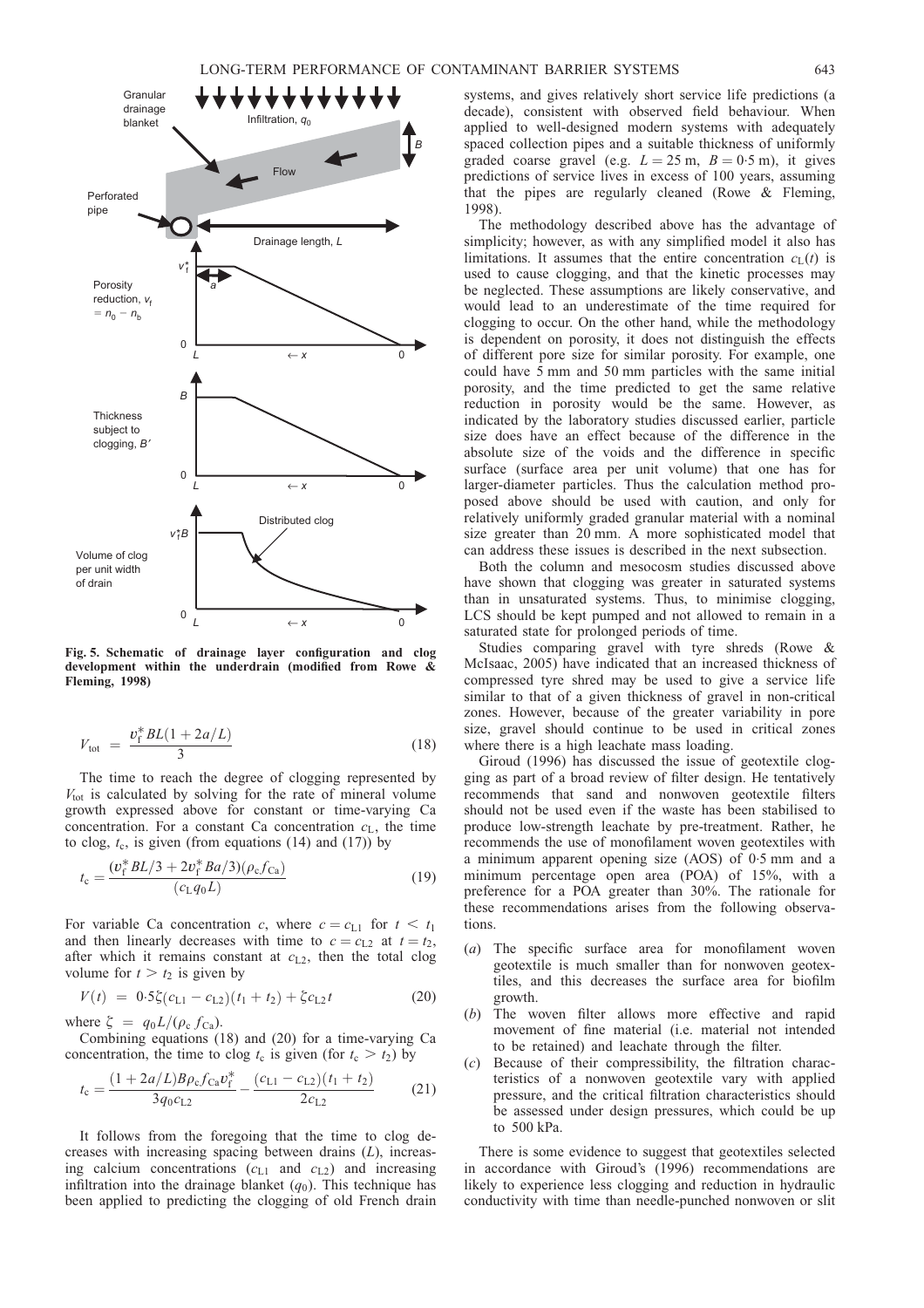Fig. 5. Schematic of drainage layer configuration and clog development within the underdrain (modified from Rowe & Fleming, 1998)

$$V_{\text{tot}} = \frac{v_f^* BL(1 + 2a/L)}{3} \tag{18}$$

The time to reach the degree of clogging represented by $V_{\text{tot}}$ is calculated by solving for the rate of mineral volume growth expressed above for constant or time-varying Ca concentration. For a constant Ca concentration $c_L$, the time to clog, $t_c$, is given (from equations (14) and (17)) by

$$t_c = \frac{(v_f^* BL/3 + 2v_f^* Ba/3)(\rho_c f_{Ca})}{(c_L q_0 L)} \tag{19}$$

For variable Ca concentration $c$, where $c = c_{L1}$ for $t < t_1$ and then linearly decreases with time to $c = c_{L2}$ at $t = t_2$, after which it remains constant at $c_{L2}$, then the total clog volume for $t > t_2$ is given by

$$V(t) = 0{\cdot}5\zeta(c_{L1} - c_{L2})(t_1 + t_2) + \zeta c_{L2} t \tag{20}$$

where $\zeta = q_0 L/(\rho_c f_{Ca})$.

Combining equations (18) and (20) for a time-varying Ca concentration, the time to clog $t_c$ is given (for $t_c > t_2$) by

$$t_c = \frac{(1 + 2a/L)B\rho_c f_{Ca} v_f^*}{3q_0 c_{L2}} - \frac{(c_{L1} - c_{L2})(t_1 + t_2)}{2c_{L2}} \tag{21}$$

It follows from the foregoing that the time to clog decreases with increasing spacing between drains ($L$), increasing calcium concentrations ($c_{L1}$ and $c_{L2}$) and increasing infiltration into the drainage blanket ($q_0$). This technique has been applied to predicting the clogging of old French drain systems, and gives relatively short service life predictions (a decade), consistent with observed field behaviour. When applied to well-designed modern systems with adequately spaced collection pipes and a suitable thickness of uniformly graded coarse gravel (e.g. $L = 25$ m, $B = 0{\cdot}5$ m), it gives predictions of service lives in excess of 100 years, assuming that the pipes are regularly cleaned (Rowe & Fleming, 1998).

The methodology described above has the advantage of simplicity; however, as with any simplified model it also has limitations. It assumes that the entire concentration $c_L(t)$ is used to cause clogging, and that the kinetic processes may be neglected. These assumptions are likely conservative, and would lead to an underestimate of the time required for clogging to occur. On the other hand, while the methodology is dependent on porosity, it does not distinguish the effects of different pore size for similar porosity. For example, one could have 5 mm and 50 mm particles with the same initial porosity, and the time predicted to get the same relative reduction in porosity would be the same. However, as indicated by the laboratory studies discussed earlier, particle size does have an effect because of the difference in the absolute size of the voids and the difference in specific surface (surface area per unit volume) that one has for larger-diameter particles. Thus the calculation method proposed above should be used with caution, and only for relatively uniformly graded granular material with a nominal size greater than 20 mm. A more sophisticated model that can address these issues is described in the next subsection.

Both the column and mesocosm studies discussed above have shown that clogging was greater in saturated systems than in unsaturated systems. Thus, to minimise clogging, LCS should be kept pumped and not allowed to remain in a saturated state for prolonged periods of time.

Studies comparing gravel with tyre shreds (Rowe & McIsaac, 2005) have indicated that an increased thickness of compressed tyre shred may be used to give a service life similar to that of a given thickness of gravel in non-critical zones. However, because of the greater variability in pore size, gravel should continue to be used in critical zones where there is a high leachate mass loading.

Giroud (1996) has discussed the issue of geotextile clogging as part of a broad review of filter design. He tentatively recommends that sand and nonwoven geotextile filters should not be used even if the waste has been stabilised to produce low-strength leachate by pre-treatment. Rather, he recommends the use of monofilament woven geotextiles with a minimum apparent opening size (AOS) of 0·5 mm and a minimum percentage open area (POA) of 15%, with a preference for a POA greater than 30%. The rationale for these recommendations arises from the following observations.

(*a*) The specific surface area for monofilament woven geotextile is much smaller than for nonwoven geotextiles, and this decreases the surface area for biofilm growth.

(*b*) The woven filter allows more effective and rapid movement of fine material (i.e. material not intended to be retained) and leachate through the filter.

(*c*) Because of their compressibility, the filtration characteristics of a nonwoven geotextile vary with applied pressure, and the critical filtration characteristics should be assessed under design pressures, which could be up to 500 kPa.

There is some evidence to suggest that geotextiles selected in accordance with Giroud's (1996) recommendations are likely to experience less clogging and reduction in hydraulic conductivity with time than needle-punched nonwoven or slit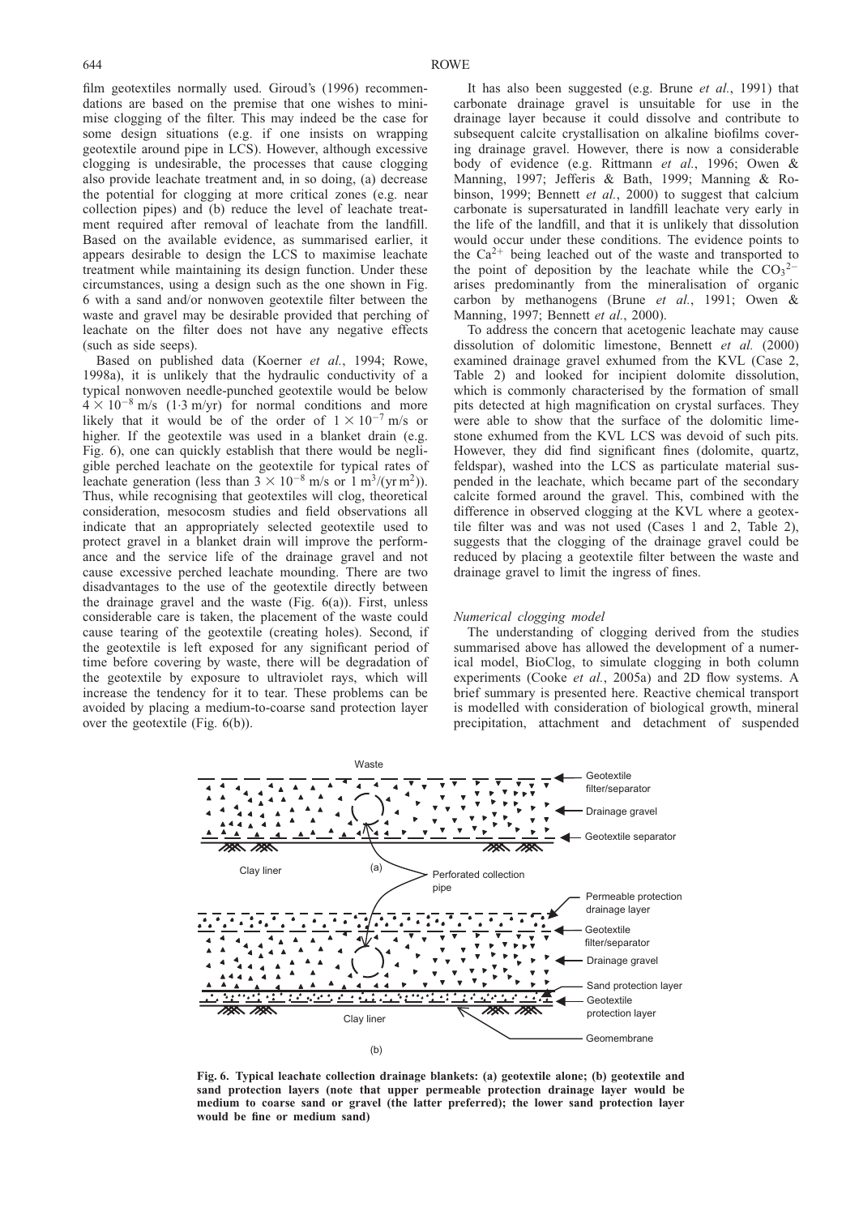film geotextiles normally used. Giroud's (1996) recommendations are based on the premise that one wishes to minimise clogging of the filter. This may indeed be the case for some design situations (e.g. if one insists on wrapping geotextile around pipe in LCS). However, although excessive clogging is undesirable, the processes that cause clogging also provide leachate treatment and, in so doing, (a) decrease the potential for clogging at more critical zones (e.g. near collection pipes) and (b) reduce the level of leachate treatment required after removal of leachate from the landfill. Based on the available evidence, as summarised earlier, it appears desirable to design the LCS to maximise leachate treatment while maintaining its design function. Under these circumstances, using a design such as the one shown in Fig. 6 with a sand and/or nonwoven geotextile filter between the waste and gravel may be desirable provided that perching of leachate on the filter does not have any negative effects (such as side seeps).

Based on published data (Koerner *et al.*, 1994; Rowe, 1998a), it is unlikely that the hydraulic conductivity of a typical nonwoven needle-punched geotextile would be below $4 \times 10^{-8}$ m/s (1·3 m/yr) for normal conditions and more likely that it would be of the order of $1 \times 10^{-7}$ m/s or higher. If the geotextile was used in a blanket drain (e.g. Fig. 6), one can quickly establish that there would be negligible perched leachate on the geotextile for typical rates of leachate generation (less than $3 \times 10^{-8}$ m/s or 1 $m^3/(yr\, m^2)$). Thus, while recognising that geotextiles will clog, theoretical consideration, mesocosm studies and field observations all indicate that an appropriately selected geotextile used to protect gravel in a blanket drain will improve the performance and the service life of the drainage gravel and not cause excessive perched leachate mounding. There are two disadvantages to the use of the geotextile directly between the drainage gravel and the waste (Fig. 6(a)). First, unless considerable care is taken, the placement of the waste could cause tearing of the geotextile (creating holes). Second, if the geotextile is left exposed for any significant period of time before covering by waste, there will be degradation of the geotextile by exposure to ultraviolet rays, which will increase the tendency for it to tear. These problems can be avoided by placing a medium-to-coarse sand protection layer over the geotextile (Fig. 6(b)).

It has also been suggested (e.g. Brune *et al.*, 1991) that carbonate drainage gravel is unsuitable for use in the drainage layer because it could dissolve and contribute to subsequent calcite crystallisation on alkaline biofilms covering drainage gravel. However, there is now a considerable body of evidence (e.g. Rittmann *et al.*, 1996; Owen & Manning, 1997; Jefferis & Bath, 1999; Manning & Robinson, 1999; Bennett *et al.*, 2000) to suggest that calcium carbonate is supersaturated in landfill leachate very early in the life of the landfill, and that it is unlikely that dissolution would occur under these conditions. The evidence points to the $Ca^{2+}$ being leached out of the waste and transported to the point of deposition by the leachate while the $CO_3^{2-}$ arises predominantly from the mineralisation of organic carbon by methanogens (Brune *et al.*, 1991; Owen & Manning, 1997; Bennett *et al.*, 2000).

To address the concern that acetogenic leachate may cause dissolution of dolomitic limestone, Bennett *et al.* (2000) examined drainage gravel exhumed from the KVL (Case 2, Table 2) and looked for incipient dolomite dissolution, which is commonly characterised by the formation of small pits detected at high magnification on crystal surfaces. They were able to show that the surface of the dolomitic limestone exhumed from the KVL LCS was devoid of such pits. However, they did find significant fines (dolomite, quartz, feldspar), washed into the LCS as particulate material suspended in the leachate, which became part of the secondary calcite formed around the gravel. This, combined with the difference in observed clogging at the KVL where a geotextile filter was and was not used (Cases 1 and 2, Table 2), suggests that the clogging of the drainage gravel could be reduced by placing a geotextile filter between the waste and drainage gravel to limit the ingress of fines.

### *Numerical clogging model*

The understanding of clogging derived from the studies summarised above has allowed the development of a numerical model, BioClog, to simulate clogging in both column experiments (Cooke *et al.*, 2005a) and 2D flow systems. A brief summary is presented here. Reactive chemical transport is modelled with consideration of biological growth, mineral precipitation, attachment and detachment of suspended

**Fig. 6. Typical leachate collection drainage blankets: (a) geotextile alone; (b) geotextile and sand protection layers (note that upper permeable protection drainage layer would be medium to coarse sand or gravel (the latter preferred); the lower sand protection layer would be fine or medium sand)**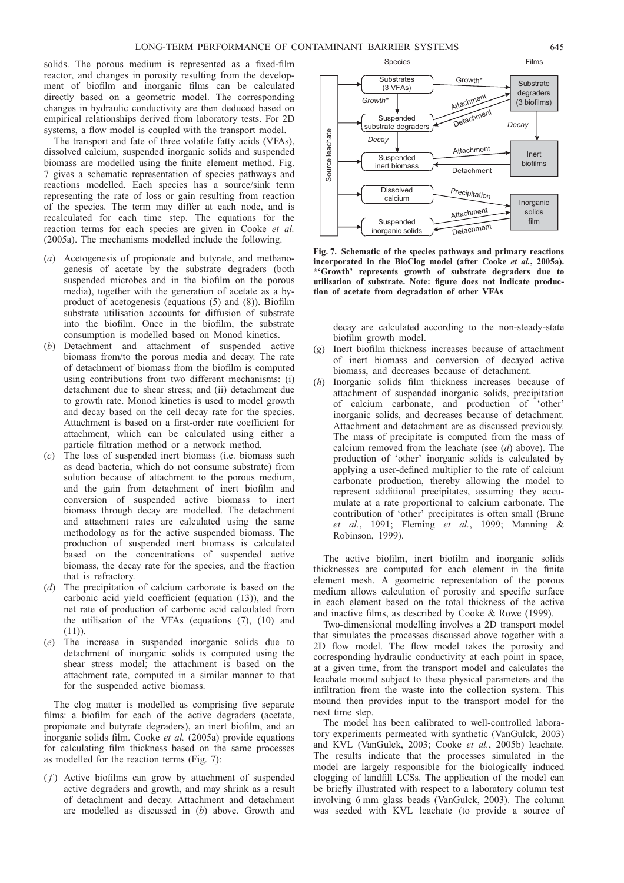solids. The porous medium is represented as a fixed-film reactor, and changes in porosity resulting from the development of biofilm and inorganic films can be calculated directly based on a geometric model. The corresponding changes in hydraulic conductivity are then deduced based on empirical relationships derived from laboratory tests. For 2D systems, a flow model is coupled with the transport model.

The transport and fate of three volatile fatty acids (VFAs), dissolved calcium, suspended inorganic solids and suspended biomass are modelled using the finite element method. Fig. 7 gives a schematic representation of species pathways and reactions modelled. Each species has a source/sink term representing the rate of loss or gain resulting from reaction of the species. The term may differ at each node, and is recalculated for each time step. The equations for the reaction terms for each species are given in Cooke *et al.* (2005a). The mechanisms modelled include the following.

(*a*) Acetogenesis of propionate and butyrate, and methanogenesis of acetate by the substrate degraders (both suspended microbes and in the biofilm on the porous media), together with the generation of acetate as a by-product of acetogenesis (equations (5) and (8)). Biofilm substrate utilisation accounts for diffusion of substrate into the biofilm. Once in the biofilm, the substrate consumption is modelled based on Monod kinetics.

(*b*) Detachment and attachment of suspended active biomass from/to the porous media and decay. The rate of detachment of biomass from the biofilm is computed using contributions from two different mechanisms: (i) detachment due to shear stress; and (ii) detachment due to growth rate. Monod kinetics is used to model growth and decay based on the cell decay rate for the species. Attachment is based on a first-order rate coefficient for attachment, which can be calculated using either a particle filtration method or a network method.

(*c*) The loss of suspended inert biomass (i.e. biomass such as dead bacteria, which do not consume substrate) from solution because of attachment to the porous medium, and the gain from detachment of inert biofilm and conversion of suspended active biomass to inert biomass through decay are modelled. The detachment and attachment rates are calculated using the same methodology as for the active suspended biomass. The production of suspended inert biomass is calculated based on the concentrations of suspended active biomass, the decay rate for the species, and the fraction that is refractory.

(*d*) The precipitation of calcium carbonate is based on the carbonic acid yield coefficient (equation (13)), and the net rate of production of carbonic acid calculated from the utilisation of the VFAs (equations (7), (10) and (11)).

(*e*) The increase in suspended inorganic solids due to detachment of inorganic solids is computed using the shear stress model; the attachment is based on the attachment rate, computed in a similar manner to that for the suspended active biomass.

The clog matter is modelled as comprising five separate films: a biofilm for each of the active degraders (acetate, propionate and butyrate degraders), an inert biofilm, and an inorganic solids film. Cooke *et al.* (2005a) provide equations for calculating film thickness based on the same processes as modelled for the reaction terms (Fig. 7):

(*f*) Active biofilms can grow by attachment of suspended active degraders and growth, and may shrink as a result of detachment and decay. Attachment and detachment are modelled as discussed in (*b*) above. Growth and decay are calculated according to the non-steady-state biofilm growth model.

(*g*) Inert biofilm thickness increases because of attachment of inert biomass and conversion of decayed active biomass, and decreases because of detachment.

(*h*) Inorganic solids film thickness increases because of attachment of suspended inorganic solids, precipitation of calcium carbonate, and production of 'other' inorganic solids, and decreases because of detachment. Attachment and detachment are as discussed previously. The mass of precipitate is computed from the mass of calcium removed from the leachate (see (*d*) above). The production of 'other' inorganic solids is calculated by applying a user-defined multiplier to the rate of calcium carbonate production, thereby allowing the model to represent additional precipitates, assuming they accumulate at a rate proportional to calcium carbonate. The contribution of 'other' precipitates is often small (Brune *et al.*, 1991; Fleming *et al.*, 1999; Manning & Robinson, 1999).

**Fig. 7. Schematic of the species pathways and primary reactions incorporated in the BioClog model (after Cooke *et al.*, 2005a). *'Growth' represents growth of substrate degraders due to utilisation of substrate. Note: figure does not indicate production of acetate from degradation of other VFAs**

The active biofilm, inert biofilm and inorganic solids thicknesses are computed for each element in the finite element mesh. A geometric representation of the porous medium allows calculation of porosity and specific surface in each element based on the total thickness of the active and inactive films, as described by Cooke & Rowe (1999).

Two-dimensional modelling involves a 2D transport model that simulates the processes discussed above together with a 2D flow model. The flow model takes the porosity and corresponding hydraulic conductivity at each point in space, at a given time, from the transport model and calculates the leachate mound subject to these physical parameters and the infiltration from the waste into the collection system. This mound then provides input to the transport model for the next time step.

The model has been calibrated to well-controlled laboratory experiments permeated with synthetic (VanGulck, 2003) and KVL (VanGulck, 2003; Cooke *et al.*, 2005b) leachate. The results indicate that the processes simulated in the model are largely responsible for the biologically induced clogging of landfill LCSs. The application of the model can be briefly illustrated with respect to a laboratory column test involving 6 mm glass beads (VanGulck, 2003). The column was seeded with KVL leachate (to provide a source of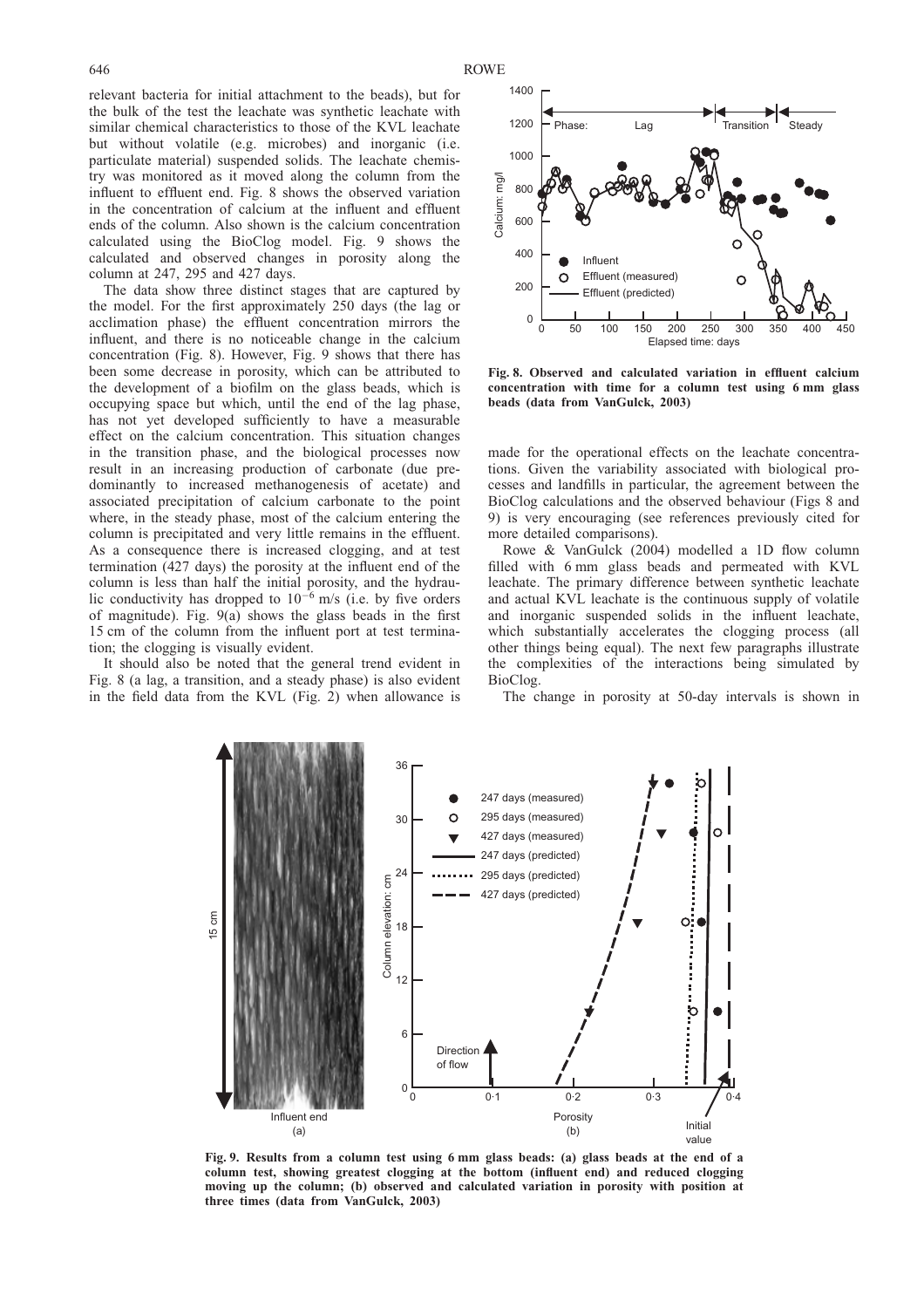relevant bacteria for initial attachment to the beads), but for the bulk of the test the leachate was synthetic leachate with similar chemical characteristics to those of the KVL leachate but without volatile (e.g. microbes) and inorganic (i.e. particulate material) suspended solids. The leachate chemistry was monitored as it moved along the column from the influent to effluent end. Fig. 8 shows the observed variation in the concentration of calcium at the influent and effluent ends of the column. Also shown is the calcium concentration calculated using the BioClog model. Fig. 9 shows the calculated and observed changes in porosity along the column at 247, 295 and 427 days.

The data show three distinct stages that are captured by the model. For the first approximately 250 days (the lag or acclimation phase) the effluent concentration mirrors the influent, and there is no noticeable change in the calcium concentration (Fig. 8). However, Fig. 9 shows that there has been some decrease in porosity, which can be attributed to the development of a biofilm on the glass beads, which is occupying space but which, until the end of the lag phase, has not yet developed sufficiently to have a measurable effect on the calcium concentration. This situation changes in the transition phase, and the biological processes now result in an increasing production of carbonate (due predominantly to increased methanogenesis of acetate) and associated precipitation of calcium carbonate to the point where, in the steady phase, most of the calcium entering the column is precipitated and very little remains in the effluent. As a consequence there is increased clogging, and at test termination (427 days) the porosity at the influent end of the column is less than half the initial porosity, and the hydraulic conductivity has dropped to $10^{-6}$ m/s (i.e. by five orders of magnitude). Fig. 9(a) shows the glass beads in the first 15 cm of the column from the influent port at test termination; the clogging is visually evident.

It should also be noted that the general trend evident in Fig. 8 (a lag, a transition, and a steady phase) is also evident in the field data from the KVL (Fig. 2) when allowance is made for the operational effects on the leachate concentrations. Given the variability associated with biological processes and landfills in particular, the agreement between the BioClog calculations and the observed behaviour (Figs 8 and 9) is very encouraging (see references previously cited for more detailed comparisons).

**Fig. 8. Observed and calculated variation in effluent calcium concentration with time for a column test using 6 mm glass beads (data from VanGulck, 2003)**

Rowe & VanGulck (2004) modelled a 1D flow column filled with 6 mm glass beads and permeated with KVL leachate. The primary difference between synthetic leachate and actual KVL leachate is the continuous supply of volatile and inorganic suspended solids in the influent leachate, which substantially accelerates the clogging process (all other things being equal). The next few paragraphs illustrate the complexities of the interactions being simulated by BioClog.

The change in porosity at 50-day intervals is shown in

**Fig. 9. Results from a column test using 6 mm glass beads: (a) glass beads at the end of a column test, showing greatest clogging at the bottom (influent end) and reduced clogging moving up the column; (b) observed and calculated variation in porosity with position at three times (data from VanGulck, 2003)**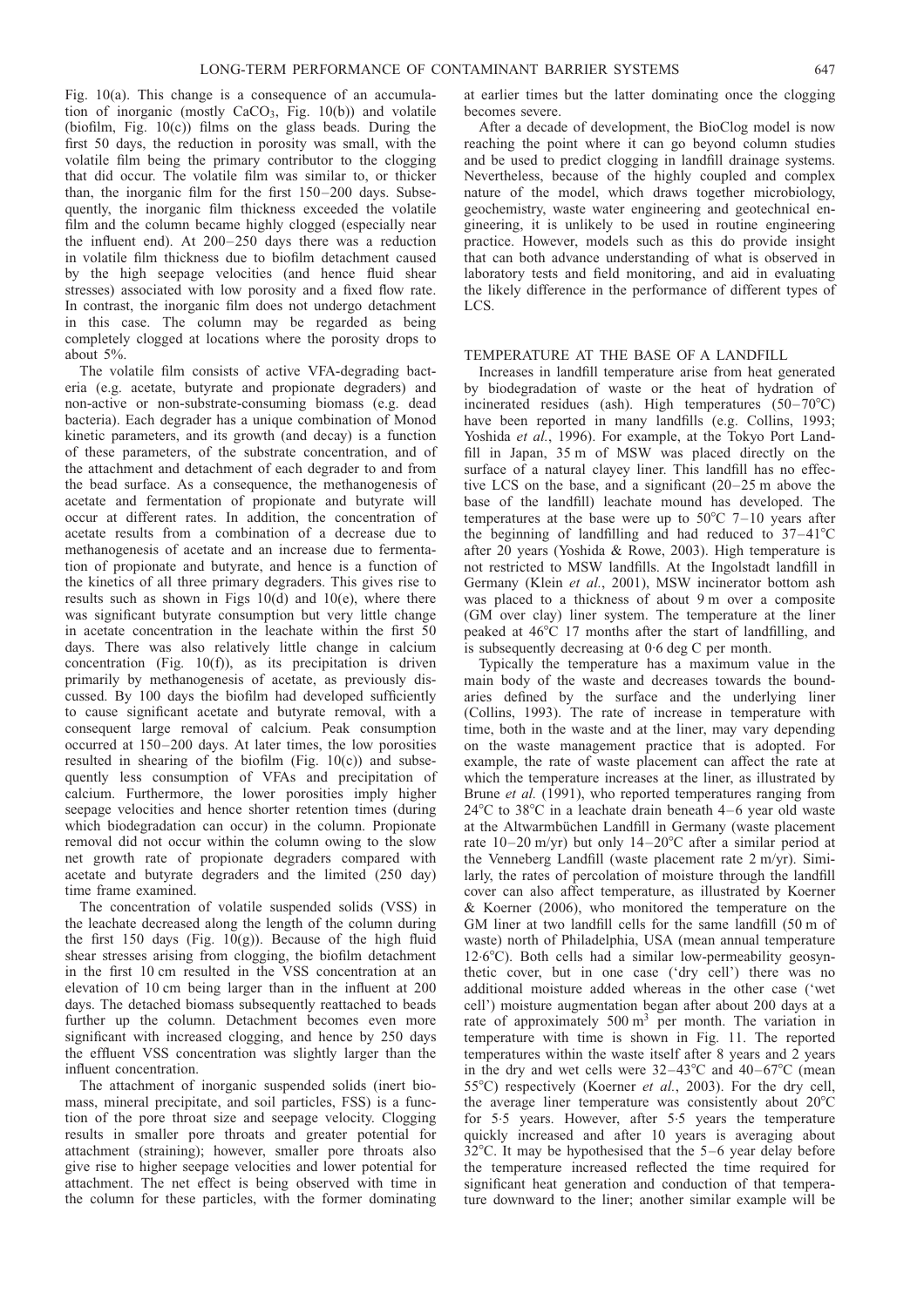Fig. 10(a). This change is a consequence of an accumulation of inorganic (mostly $CaCO_3$, Fig. 10(b)) and volatile (biofilm, Fig. 10(c)) films on the glass beads. During the first 50 days, the reduction in porosity was small, with the volatile film being the primary contributor to the clogging that did occur. The volatile film was similar to, or thicker than, the inorganic film for the first 150–200 days. Subsequently, the inorganic film thickness exceeded the volatile film and the column became highly clogged (especially near the influent end). At 200–250 days there was a reduction in volatile film thickness due to biofilm detachment caused by the high seepage velocities (and hence fluid shear stresses) associated with low porosity and a fixed flow rate. In contrast, the inorganic film does not undergo detachment in this case. The column may be regarded as being completely clogged at locations where the porosity drops to about 5%.

The volatile film consists of active VFA-degrading bacteria (e.g. acetate, butyrate and propionate degraders) and non-active or non-substrate-consuming biomass (e.g. dead bacteria). Each degrader has a unique combination of Monod kinetic parameters, and its growth (and decay) is a function of these parameters, of the substrate concentration, and of the attachment and detachment of each degrader to and from the bead surface. As a consequence, the methanogenesis of acetate and fermentation of propionate and butyrate will occur at different rates. In addition, the concentration of acetate results from a combination of a decrease due to methanogenesis of acetate and an increase due to fermentation of propionate and butyrate, and hence is a function of the kinetics of all three primary degraders. This gives rise to results such as shown in Figs 10(d) and 10(e), where there was significant butyrate consumption but very little change in acetate concentration in the leachate within the first 50 days. There was also relatively little change in calcium concentration (Fig. 10(f)), as its precipitation is driven primarily by methanogenesis of acetate, as previously discussed. By 100 days the biofilm had developed sufficiently to cause significant acetate and butyrate removal, with a consequent large removal of calcium. Peak consumption occurred at 150–200 days. At later times, the low porosities resulted in shearing of the biofilm (Fig. 10(c)) and subsequently less consumption of VFAs and precipitation of calcium. Furthermore, the lower porosities imply higher seepage velocities and hence shorter retention times (during which biodegradation can occur) in the column. Propionate removal did not occur within the column owing to the slow net growth rate of propionate degraders compared with acetate and butyrate degraders and the limited (250 day) time frame examined.

The concentration of volatile suspended solids (VSS) in the leachate decreased along the length of the column during the first 150 days (Fig. 10(g)). Because of the high fluid shear stresses arising from clogging, the biofilm detachment in the first 10 cm resulted in the VSS concentration at an elevation of 10 cm being larger than in the influent at 200 days. The detached biomass subsequently reattached to beads further up the column. Detachment becomes even more significant with increased clogging, and hence by 250 days the effluent VSS concentration was slightly larger than the influent concentration.

The attachment of inorganic suspended solids (inert biomass, mineral precipitate, and soil particles, FSS) is a function of the pore throat size and seepage velocity. Clogging results in smaller pore throats and greater potential for attachment (straining); however, smaller pore throats also give rise to higher seepage velocities and lower potential for attachment. The net effect is being observed with time in the column for these particles, with the former dominating at earlier times but the latter dominating once the clogging becomes severe.

After a decade of development, the BioClog model is now reaching the point where it can go beyond column studies and be used to predict clogging in landfill drainage systems. Nevertheless, because of the highly coupled and complex nature of the model, which draws together microbiology, geochemistry, waste water engineering and geotechnical engineering, it is unlikely to be used in routine engineering practice. However, models such as this do provide insight that can both advance understanding of what is observed in laboratory tests and field monitoring, and aid in evaluating the likely difference in the performance of different types of LCS.

## TEMPERATURE AT THE BASE OF A LANDFILL

Increases in landfill temperature arise from heat generated by biodegradation of waste or the heat of hydration of incinerated residues (ash). High temperatures (50–70°C) have been reported in many landfills (e.g. Collins, 1993; Yoshida *et al.*, 1996). For example, at the Tokyo Port Landfill in Japan, 35 m of MSW was placed directly on the surface of a natural clayey liner. This landfill has no effective LCS on the base, and a significant (20–25 m above the base of the landfill) leachate mound has developed. The temperatures at the base were up to 50°C 7–10 years after the beginning of landfilling and had reduced to 37–41°C after 20 years (Yoshida & Rowe, 2003). High temperature is not restricted to MSW landfills. At the Ingolstadt landfill in Germany (Klein *et al.*, 2001), MSW incinerator bottom ash was placed to a thickness of about 9 m over a composite (GM over clay) liner system. The temperature at the liner peaked at 46°C 17 months after the start of landfilling, and is subsequently decreasing at 0·6 deg C per month.

Typically the temperature has a maximum value in the main body of the waste and decreases towards the boundaries defined by the surface and the underlying liner (Collins, 1993). The rate of increase in temperature with time, both in the waste and at the liner, may vary depending on the waste management practice that is adopted. For example, the rate of waste placement can affect the rate at which the temperature increases at the liner, as illustrated by Brune *et al.* (1991), who reported temperatures ranging from 24°C to 38°C in a leachate drain beneath 4–6 year old waste at the Altwarmbüchen Landfill in Germany (waste placement rate 10–20 m/yr) but only 14–20°C after a similar period at the Venneberg Landfill (waste placement rate 2 m/yr). Similarly, the rates of percolation of moisture through the landfill cover can also affect temperature, as illustrated by Koerner & Koerner (2006), who monitored the temperature on the GM liner at two landfill cells for the same landfill (50 m of waste) north of Philadelphia, USA (mean annual temperature 12·6°C). Both cells had a similar low-permeability geosynthetic cover, but in one case ('dry cell') there was no additional moisture added whereas in the other case ('wet cell') moisture augmentation began after about 200 days at a rate of approximately 500 $m^3$ per month. The variation in temperature with time is shown in Fig. 11. The reported temperatures within the waste itself after 8 years and 2 years in the dry and wet cells were 32–43°C and 40–67°C (mean 55°C) respectively (Koerner *et al.*, 2003). For the dry cell, the average liner temperature was consistently about 20°C for 5·5 years. However, after 5·5 years the temperature quickly increased and after 10 years is averaging about 32°C. It may be hypothesised that the 5–6 year delay before the temperature increased reflected the time required for significant heat generation and conduction of that temperature downward to the liner; another similar example will be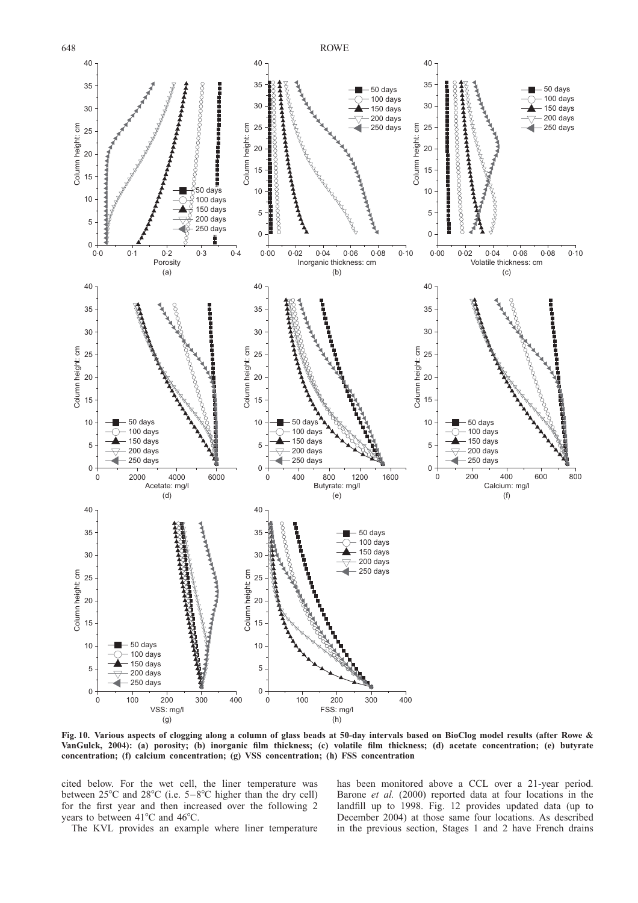**Fig. 10. Various aspects of clogging along a column of glass beads at 50-day intervals based on BioClog model results (after Rowe & VanGulck, 2004): (a) porosity; (b) inorganic film thickness; (c) volatile film thickness; (d) acetate concentration; (e) butyrate concentration; (f) calcium concentration; (g) VSS concentration; (h) FSS concentration**

cited below. For the wet cell, the liner temperature was between 25°C and 28°C (i.e. 5–8°C higher than the dry cell) for the first year and then increased over the following 2 years to between 41°C and 46°C.

The KVL provides an example where liner temperature has been monitored above a CCL over a 21-year period. Barone *et al.* (2000) reported data at four locations in the landfill up to 1998. Fig. 12 provides updated data (up to December 2004) at those same four locations. As described in the previous section, Stages 1 and 2 have French drains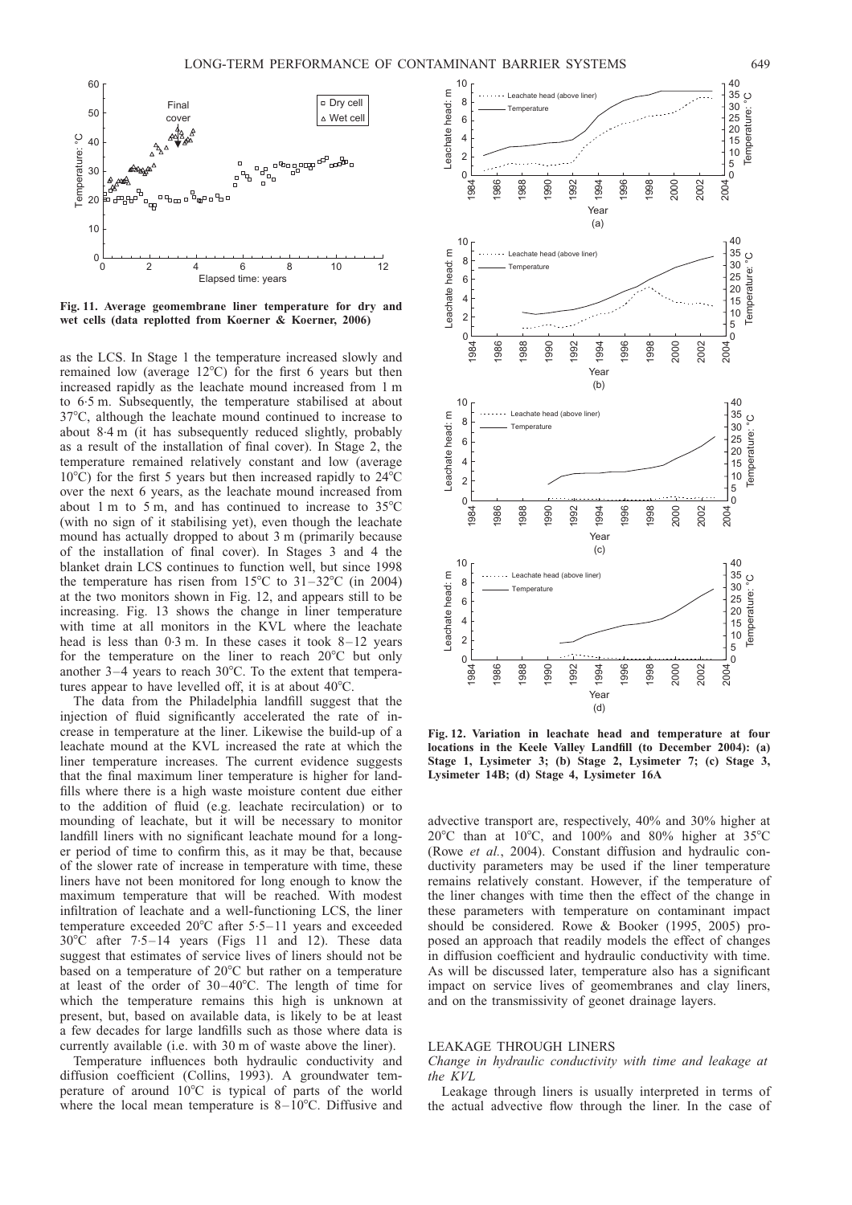Fig. 11. Average geomembrane liner temperature for dry and wet cells (data replotted from Koerner & Koerner, 2006)

as the LCS. In Stage 1 the temperature increased slowly and remained low (average 12°C) for the first 6 years but then increased rapidly as the leachate mound increased from 1 m to 6·5 m. Subsequently, the temperature stabilised at about 37°C, although the leachate mound continued to increase to about 8·4 m (it has subsequently reduced slightly, probably as a result of the installation of final cover). In Stage 2, the temperature remained relatively constant and low (average 10°C) for the first 5 years but then increased rapidly to 24°C over the next 6 years, as the leachate mound increased from about 1 m to 5 m, and has continued to increase to 35°C (with no sign of it stabilising yet), even though the leachate mound has actually dropped to about 3 m (primarily because of the installation of final cover). In Stages 3 and 4 the blanket drain LCS continues to function well, but since 1998 the temperature has risen from 15°C to 31–32°C (in 2004) at the two monitors shown in Fig. 12, and appears still to be increasing. Fig. 13 shows the change in liner temperature with time at all monitors in the KVL where the leachate head is less than 0·3 m. In these cases it took 8–12 years for the temperature on the liner to reach 20°C but only another 3–4 years to reach 30°C. To the extent that temperatures appear to have levelled off, it is at about 40°C.

The data from the Philadelphia landfill suggest that the injection of fluid significantly accelerated the rate of increase in temperature at the liner. Likewise the build-up of a leachate mound at the KVL increased the rate at which the liner temperature increases. The current evidence suggests that the final maximum liner temperature is higher for landfills where there is a high waste moisture content due either to the addition of fluid (e.g. leachate recirculation) or to mounding of leachate, but it will be necessary to monitor landfill liners with no significant leachate mound for a longer period of time to confirm this, as it may be that, because of the slower rate of increase in temperature with time, these liners have not been monitored for long enough to know the maximum temperature that will be reached. With modest infiltration of leachate and a well-functioning LCS, the liner temperature exceeded 20°C after 5·5–11 years and exceeded 30°C after 7·5–14 years (Figs 11 and 12). These data suggest that estimates of service lives of liners should not be based on a temperature of 20°C but rather on a temperature at least of the order of 30–40°C. The length of time for which the temperature remains this high is unknown at present, but, based on available data, is likely to be at least a few decades for large landfills such as those where data is currently available (i.e. with 30 m of waste above the liner).

Temperature influences both hydraulic conductivity and diffusion coefficient (Collins, 1993). A groundwater temperature of around 10°C is typical of parts of the world where the local mean temperature is 8–10°C. Diffusive and advective transport are, respectively, 40% and 30% higher at 20°C than at 10°C, and 100% and 80% higher at 35°C (Rowe *et al.*, 2004). Constant diffusion and hydraulic conductivity parameters may be used if the liner temperature remains relatively constant. However, if the temperature of the liner changes with time then the effect of the change in these parameters with temperature on contaminant impact should be considered. Rowe & Booker (1995, 2005) proposed an approach that readily models the effect of changes in diffusion coefficient and hydraulic conductivity with time. As will be discussed later, temperature also has a significant impact on service lives of geomembranes and clay liners, and on the transmissivity of geonet drainage layers.

Fig. 12. Variation in leachate head and temperature at four locations in the Keele Valley Landfill (to December 2004): (a) Stage 1, Lysimeter 3; (b) Stage 2, Lysimeter 7; (c) Stage 3, Lysimeter 14B; (d) Stage 4, Lysimeter 16A

## LEAKAGE THROUGH LINERS

### *Change in hydraulic conductivity with time and leakage at the KVL*

Leakage through liners is usually interpreted in terms of the actual advective flow through the liner. In the case of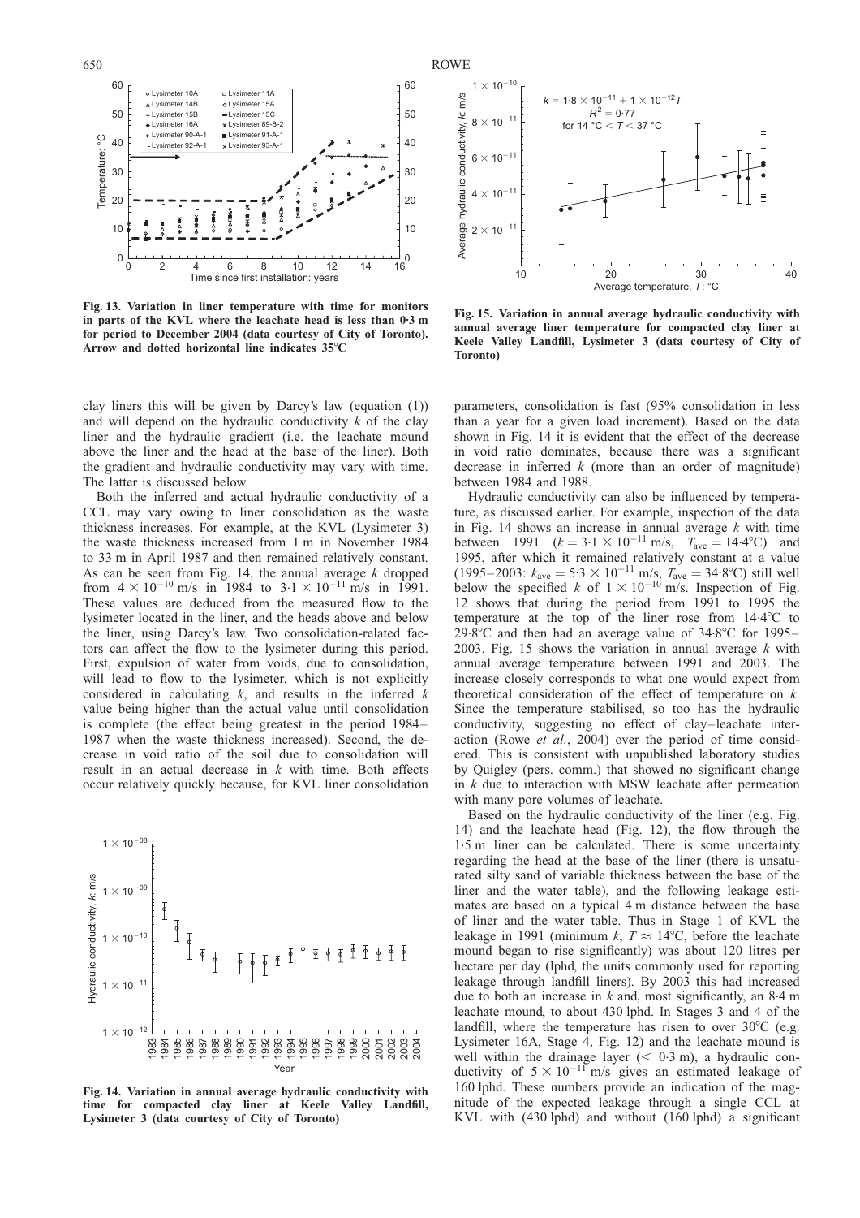Fig. 13. Variation in liner temperature with time for monitors in parts of the KVL where the leachate head is less than 0·3 m for period to December 2004 (data courtesy of City of Toronto). Arrow and dotted horizontal line indicates 35°C

Fig. 15. Variation in annual average hydraulic conductivity with annual average liner temperature for compacted clay liner at Keele Valley Landfill, Lysimeter 3 (data courtesy of City of Toronto)

clay liners this will be given by Darcy's law (equation (1)) and will depend on the hydraulic conductivity $k$ of the clay liner and the hydraulic gradient (i.e. the leachate mound above the liner and the head at the base of the liner). Both the gradient and hydraulic conductivity may vary with time. The latter is discussed below.

Both the inferred and actual hydraulic conductivity of a CCL may vary owing to liner consolidation as the waste thickness increases. For example, at the KVL (Lysimeter 3) the waste thickness increased from 1 m in November 1984 to 33 m in April 1987 and then remained relatively constant. As can be seen from Fig. 14, the annual average $k$ dropped from $4 \times 10^{-10}$ m/s in 1984 to $3{\cdot}1 \times 10^{-11}$ m/s in 1991. These values are deduced from the measured flow to the lysimeter located in the liner, and the heads above and below the liner, using Darcy's law. Two consolidation-related factors can affect the flow to the lysimeter during this period. First, expulsion of water from voids, due to consolidation, will lead to flow to the lysimeter, which is not explicitly considered in calculating $k$, and results in the inferred $k$ value being higher than the actual value until consolidation is complete (the effect being greatest in the period 1984–1987 when the waste thickness increased). Second, the decrease in void ratio of the soil due to consolidation will result in an actual decrease in $k$ with time. Both effects occur relatively quickly because, for KVL liner consolidation

Fig. 14. Variation in annual average hydraulic conductivity with time for compacted clay liner at Keele Valley Landfill, Lysimeter 3 (data courtesy of City of Toronto)

parameters, consolidation is fast (95% consolidation in less than a year for a given load increment). Based on the data shown in Fig. 14 it is evident that the effect of the decrease in void ratio dominates, because there was a significant decrease in inferred $k$ (more than an order of magnitude) between 1984 and 1988.

Hydraulic conductivity can also be influenced by temperature, as discussed earlier. For example, inspection of the data in Fig. 14 shows an increase in annual average $k$ with time between 1991 ($k = 3{\cdot}1 \times 10^{-11}$ m/s, $T_{ave} = 14{\cdot}4$°C) and 1995, after which it remained relatively constant at a value (1995–2003: $k_{ave} = 5{\cdot}3 \times 10^{-11}$ m/s, $T_{ave} = 34{\cdot}8$°C) still well below the specified $k$ of $1 \times 10^{-10}$ m/s. Inspection of Fig. 12 shows that during the period from 1991 to 1995 the temperature at the top of the liner rose from 14·4°C to 29·8°C and then had an average value of 34·8°C for 1995–2003. Fig. 15 shows the variation in annual average $k$ with annual average temperature between 1991 and 2003. The increase closely corresponds to what one would expect from theoretical consideration of the effect of temperature on $k$. Since the temperature stabilised, so too has the hydraulic conductivity, suggesting no effect of clay–leachate interaction (Rowe *et al.*, 2004) over the period of time considered. This is consistent with unpublished laboratory studies by Quigley (pers. comm.) that showed no significant change in $k$ due to interaction with MSW leachate after permeation with many pore volumes of leachate.

Based on the hydraulic conductivity of the liner (e.g. Fig. 14) and the leachate head (Fig. 12), the flow through the 1·5 m liner can be calculated. There is some uncertainty regarding the head at the base of the liner (there is unsaturated silty sand of variable thickness between the base of the liner and the water table), and the following leakage estimates are based on a typical 4 m distance between the base of liner and the water table. Thus in Stage 1 of KVL the leakage in 1991 (minimum $k$, $T \approx 14$°C, before the leachate mound began to rise significantly) was about 120 litres per hectare per day (lphd, the units commonly used for reporting leakage through landfill liners). By 2003 this had increased due to both an increase in $k$ and, most significantly, an 8·4 m leachate mound, to about 430 lphd. In Stages 3 and 4 of the landfill, where the temperature has risen to over 30°C (e.g. Lysimeter 16A, Stage 4, Fig. 12) and the leachate mound is well within the drainage layer (< 0·3 m), a hydraulic conductivity of $5 \times 10^{-11}$ m/s gives an estimated leakage of 160 lphd. These numbers provide an indication of the magnitude of the expected leakage through a single CCL at KVL with (430 lphd) and without (160 lphd) a significant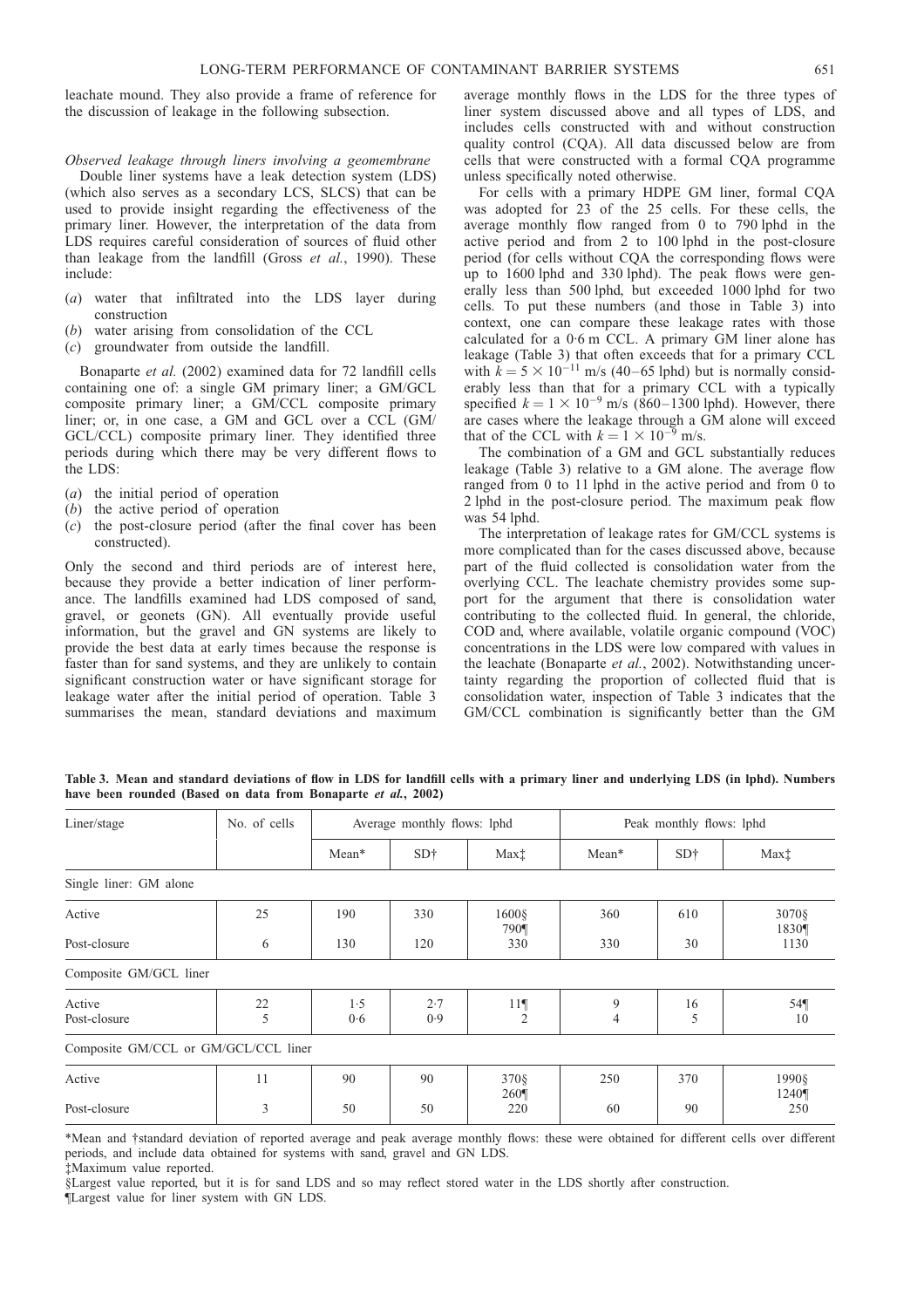leachate mound. They also provide a frame of reference for the discussion of leakage in the following subsection.

*Observed leakage through liners involving a geomembrane*

Double liner systems have a leak detection system (LDS) (which also serves as a secondary LCS, SLCS) that can be used to provide insight regarding the effectiveness of the primary liner. However, the interpretation of the data from LDS requires careful consideration of sources of fluid other than leakage from the landfill (Gross *et al.*, 1990). These include:

(*a*) water that infiltrated into the LDS layer during construction
(*b*) water arising from consolidation of the CCL
(*c*) groundwater from outside the landfill.

Bonaparte *et al.* (2002) examined data for 72 landfill cells containing one of: a single GM primary liner; a GM/GCL composite primary liner; a GM/CCL composite primary liner; or, in one case, a GM and GCL over a CCL (GM/GCL/CCL) composite primary liner. They identified three periods during which there may be very different flows to the LDS:

(*a*) the initial period of operation
(*b*) the active period of operation
(*c*) the post-closure period (after the final cover has been constructed).

Only the second and third periods are of interest here, because they provide a better indication of liner performance. The landfills examined had LDS composed of sand, gravel, or geonets (GN). All eventually provide useful information, but the gravel and GN systems are likely to provide the best data at early times because the response is faster than for sand systems, and they are unlikely to contain significant construction water or have significant storage for leakage water after the initial period of operation. Table 3 summarises the mean, standard deviations and maximum average monthly flows in the LDS for the three types of liner system discussed above and all types of LDS, and includes cells constructed with and without construction quality control (CQA). All data discussed below are from cells that were constructed with a formal CQA programme unless specifically noted otherwise.

For cells with a primary HDPE GM liner, formal CQA was adopted for 23 of the 25 cells. For these cells, the average monthly flow ranged from 0 to 790 lphd in the active period and from 2 to 100 lphd in the post-closure period (for cells without CQA the corresponding flows were up to 1600 lphd and 330 lphd). The peak flows were generally less than 500 lphd, but exceeded 1000 lphd for two cells. To put these numbers (and those in Table 3) into context, one can compare these leakage rates with those calculated for a 0·6 m CCL. A primary GM liner alone has leakage (Table 3) that often exceeds that for a primary CCL with $k = 5 \times 10^{-11}$ m/s (40–65 lphd) but is normally considerably less than that for a primary CCL with a typically specified $k = 1 \times 10^{-9}$ m/s (860–1300 lphd). However, there are cases where the leakage through a GM alone will exceed that of the CCL with $k = 1 \times 10^{-9}$ m/s.

The combination of a GM and GCL substantially reduces leakage (Table 3) relative to a GM alone. The average flow ranged from 0 to 11 lphd in the active period and from 0 to 2 lphd in the post-closure period. The maximum peak flow was 54 lphd.

The interpretation of leakage rates for GM/CCL systems is more complicated than for the cases discussed above, because part of the fluid collected is consolidation water from the overlying CCL. The leachate chemistry provides some support for the argument that there is consolidation water contributing to the collected fluid. In general, the chloride, COD and, where available, volatile organic compound (VOC) concentrations in the LDS were low compared with values in the leachate (Bonaparte *et al.*, 2002). Notwithstanding uncertainty regarding the proportion of collected fluid that is consolidation water, inspection of Table 3 indicates that the GM/CCL combination is significantly better than the GM

**Table 3. Mean and standard deviations of flow in LDS for landfill cells with a primary liner and underlying LDS (in lphd). Numbers have been rounded (Based on data from Bonaparte *et al.*, 2002)**

| Liner/stage | No. of cells | Average monthly flows: lphd | | | Peak monthly flows: lphd | | |
|---|---|---|---|---|---|---|---|
| | | Mean* | SD† | Max‡ | Mean* | SD† | Max‡ |
| Single liner: GM alone | | | | | | | |
| Active | 25 | 190 | 330 | 1600§ 790¶ | 360 | 610 | 3070§ 1830¶ |
| Post-closure | 6 | 130 | 120 | 330 | 330 | 30 | 1130 |
| Composite GM/GCL liner | | | | | | | |
| Active | 22 | 1·5 | 2·7 | 11¶ | 9 | 16 | 54¶ |
| Post-closure | 5 | 0·6 | 0·9 | 2 | 4 | 5 | 10 |
| Composite GM/CCL or GM/GCL/CCL liner | | | | | | | |
| Active | 11 | 90 | 90 | 370§ 260¶ | 250 | 370 | 1990§ 1240¶ |
| Post-closure | 3 | 50 | 50 | 220 | 60 | 90 | 250 |

*Mean and †standard deviation of reported average and peak average monthly flows: these were obtained for different cells over different periods, and include data obtained for systems with sand, gravel and GN LDS.
‡Maximum value reported.
§Largest value reported, but it is for sand LDS and so may reflect stored water in the LDS shortly after construction.
¶Largest value for liner system with GN LDS.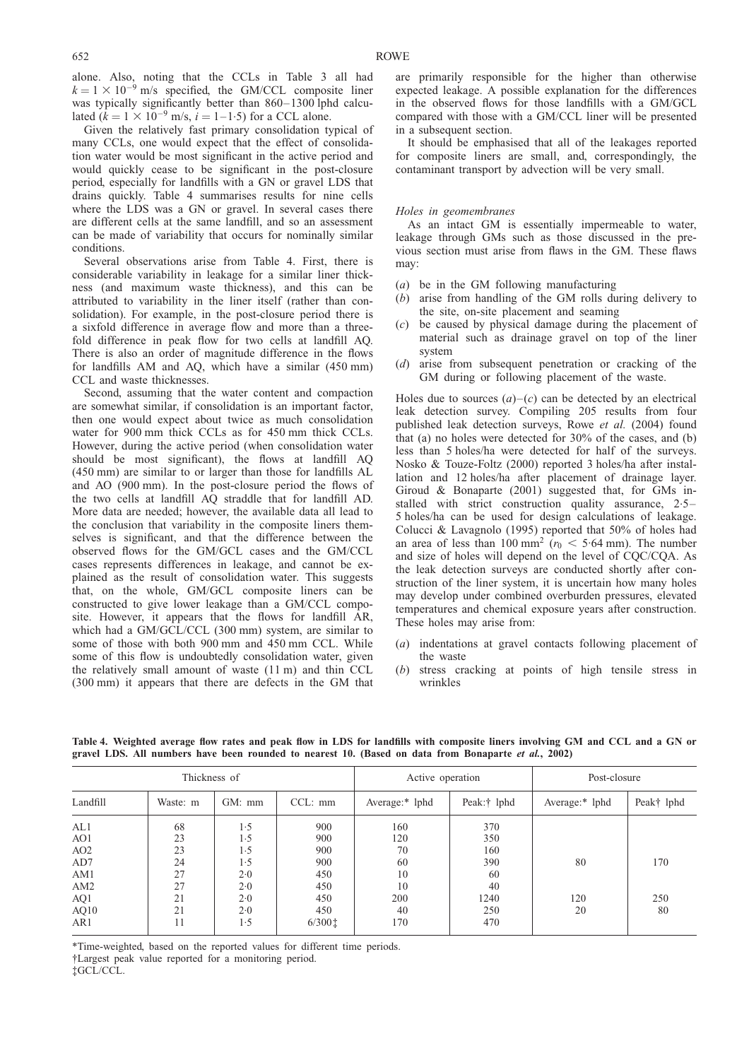alone. Also, noting that the CCLs in Table 3 all had $k = 1 \times 10^{-9}$ m/s specified, the GM/CCL composite liner was typically significantly better than 860–1300 lphd calculated ($k = 1 \times 10^{-9}$ m/s, $i = 1$–1·5) for a CCL alone.

Given the relatively fast primary consolidation typical of many CCLs, one would expect that the effect of consolidation water would be most significant in the active period and would quickly cease to be significant in the post-closure period, especially for landfills with a GN or gravel LDS that drains quickly. Table 4 summarises results for nine cells where the LDS was a GN or gravel. In several cases there are different cells at the same landfill, and so an assessment can be made of variability that occurs for nominally similar conditions.

Several observations arise from Table 4. First, there is considerable variability in leakage for a similar liner thickness (and maximum waste thickness), and this can be attributed to variability in the liner itself (rather than consolidation). For example, in the post-closure period there is a sixfold difference in average flow and more than a threefold difference in peak flow for two cells at landfill AQ. There is also an order of magnitude difference in the flows for landfills AM and AQ, which have a similar (450 mm) CCL and waste thicknesses.

Second, assuming that the water content and compaction are somewhat similar, if consolidation is an important factor, then one would expect about twice as much consolidation water for 900 mm thick CCLs as for 450 mm thick CCLs. However, during the active period (when consolidation water should be most significant), the flows at landfill AQ (450 mm) are similar to or larger than those for landfills AL and AO (900 mm). In the post-closure period the flows of the two cells at landfill AQ straddle that for landfill AD. More data are needed; however, the available data all lead to the conclusion that variability in the composite liners themselves is significant, and that the difference between the observed flows for the GM/GCL cases and the GM/CCL cases represents differences in leakage, and cannot be explained as the result of consolidation water. This suggests that, on the whole, GM/GCL composite liners can be constructed to give lower leakage than a GM/CCL composite. However, it appears that the flows for landfill AR, which had a GM/GCL/CCL (300 mm) system, are similar to some of those with both 900 mm and 450 mm CCL. While some of this flow is undoubtedly consolidation water, given the relatively small amount of waste (11 m) and thin CCL (300 mm) it appears that there are defects in the GM that are primarily responsible for the higher than otherwise expected leakage. A possible explanation for the differences in the observed flows for those landfills with a GM/GCL compared with those with a GM/CCL liner will be presented in a subsequent section.

It should be emphasised that all of the leakages reported for composite liners are small, and, correspondingly, the contaminant transport by advection will be very small.

### *Holes in geomembranes*

As an intact GM is essentially impermeable to water, leakage through GMs such as those discussed in the previous section must arise from flaws in the GM. These flaws may:

(*a*) be in the GM following manufacturing
(*b*) arise from handling of the GM rolls during delivery to the site, on-site placement and seaming
(*c*) be caused by physical damage during the placement of material such as drainage gravel on top of the liner system
(*d*) arise from subsequent penetration or cracking of the GM during or following placement of the waste.

Holes due to sources (*a*)–(*c*) can be detected by an electrical leak detection survey. Compiling 205 results from four published leak detection surveys, Rowe *et al.* (2004) found that (a) no holes were detected for 30% of the cases, and (b) less than 5 holes/ha were detected for half of the surveys. Nosko & Touze-Foltz (2000) reported 3 holes/ha after installation and 12 holes/ha after placement of drainage layer. Giroud & Bonaparte (2001) suggested that, for GMs installed with strict construction quality assurance, 2·5–5 holes/ha can be used for design calculations of leakage. Colucci & Lavagnolo (1995) reported that 50% of holes had an area of less than 100 mm$^2$ ($r_0 < 5{\cdot}64$ mm). The number and size of holes will depend on the level of CQC/CQA. As the leak detection surveys are conducted shortly after construction of the liner system, it is uncertain how many holes may develop under combined overburden pressures, elevated temperatures and chemical exposure years after construction. These holes may arise from:

(*a*) indentations at gravel contacts following placement of the waste
(*b*) stress cracking at points of high tensile stress in wrinkles

**Table 4. Weighted average flow rates and peak flow in LDS for landfills with composite liners involving GM and CCL and a GN or gravel LDS. All numbers have been rounded to nearest 10. (Based on data from Bonaparte *et al.*, 2002)**

| | Thickness of | | | Active operation | | Post-closure | |
|---|---|---|---|---|---|---|---|
| Landfill | Waste: m | GM: mm | CCL: mm | Average:* lphd | Peak:† lphd | Average:* lphd | Peak† lphd |
| AL1 | 68 | 1·5 | 900 | 160 | 370 | | |
| AO1 | 23 | 1·5 | 900 | 120 | 350 | | |
| AO2 | 23 | 1·5 | 900 | 70 | 160 | | |
| AD7 | 24 | 1·5 | 900 | 60 | 390 | 80 | 170 |
| AM1 | 27 | 2·0 | 450 | 10 | 60 | | |
| AM2 | 27 | 2·0 | 450 | 10 | 40 | | |
| AQ1 | 21 | 2·0 | 450 | 200 | 1240 | 120 | 250 |
| AQ10 | 21 | 2·0 | 450 | 40 | 250 | 20 | 80 |
| AR1 | 11 | 1·5 | 6/300‡ | 170 | 470 | | |

*Time-weighted, based on the reported values for different time periods.
†Largest peak value reported for a monitoring period.
‡GCL/CCL.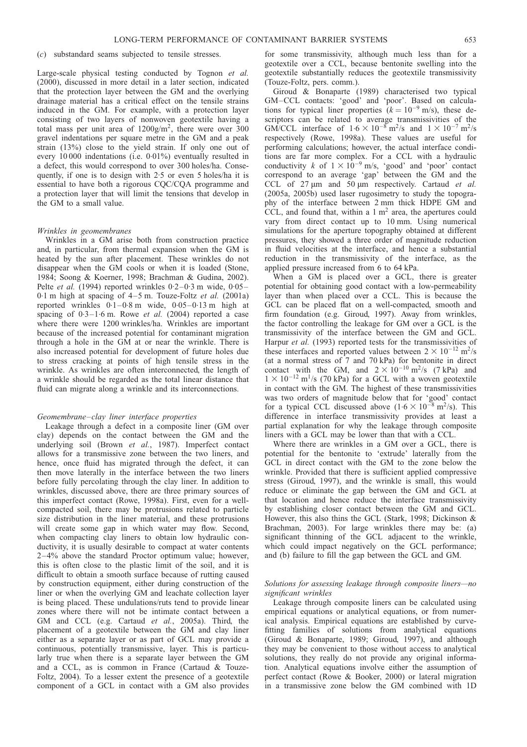(c) substandard seams subjected to tensile stresses.

Large-scale physical testing conducted by Tognon *et al.* (2000), discussed in more detail in a later section, indicated that the protection layer between the GM and the overlying drainage material has a critical effect on the tensile strains induced in the GM. For example, with a protection layer consisting of two layers of nonwoven geotextile having a total mass per unit area of $1200 g/m^2$, there were over 300 gravel indentations per square metre in the GM and a peak strain (13%) close to the yield strain. If only one out of every 10 000 indentations (i.e. 0·01%) eventually resulted in a defect, this would correspond to over 300 holes/ha. Consequently, if one is to design with 2·5 or even 5 holes/ha it is essential to have both a rigorous CQC/CQA programme and a protection layer that will limit the tensions that develop in the GM to a small value.

*Wrinkles in geomembranes*

Wrinkles in a GM arise both from construction practice and, in particular, from thermal expansion when the GM is heated by the sun after placement. These wrinkles do not disappear when the GM cools or when it is loaded (Stone, 1984; Soong & Koerner, 1998; Brachman & Gudina, 2002). Pelte *et al.* (1994) reported wrinkles 0·2–0·3 m wide, 0·05–0·1 m high at spacing of 4–5 m. Touze-Foltz *et al.* (2001a) reported wrinkles 0·1–0·8 m wide, 0·05–0·13 m high at spacing of 0·3–1·6 m. Rowe *et al.* (2004) reported a case where there were 1200 wrinkles/ha. Wrinkles are important because of the increased potential for contaminant migration through a hole in the GM at or near the wrinkle. There is also increased potential for development of future holes due to stress cracking at points of high tensile stress in the wrinkle. As wrinkles are often interconnected, the length of a wrinkle should be regarded as the total linear distance that fluid can migrate along a wrinkle and its interconnections.

*Geomembrane–clay liner interface properties*

Leakage through a defect in a composite liner (GM over clay) depends on the contact between the GM and the underlying soil (Brown *et al.*, 1987). Imperfect contact allows for a transmissive zone between the two liners, and hence, once fluid has migrated through the defect, it can then move laterally in the interface between the two liners before fully percolating through the clay liner. In addition to wrinkles, discussed above, there are three primary sources of this imperfect contact (Rowe, 1998a). First, even for a well-compacted soil, there may be protrusions related to particle size distribution in the liner material, and these protrusions will create some gap in which water may flow. Second, when compacting clay liners to obtain low hydraulic conductivity, it is usually desirable to compact at water contents 2–4% above the standard Proctor optimum value; however, this is often close to the plastic limit of the soil, and it is difficult to obtain a smooth surface because of rutting caused by construction equipment, either during construction of the liner or when the overlying GM and leachate collection layer is being placed. These undulations/ruts tend to provide linear zones where there will not be intimate contact between a GM and CCL (e.g. Cartaud *et al.*, 2005a). Third, the placement of a geotextile between the GM and clay liner either as a separate layer or as part of GCL may provide a continuous, potentially transmissive, layer. This is particularly true when there is a separate layer between the GM and a CCL, as is common in France (Cartaud & Touze-Foltz, 2004). To a lesser extent the presence of a geotextile component of a GCL in contact with a GM also provides for some transmissivity, although much less than for a geotextile over a CCL, because bentonite swelling into the geotextile substantially reduces the geotextile transmissivity (Touze-Foltz, pers. comm.).

Giroud & Bonaparte (1989) characterised two typical GM–CCL contacts: 'good' and 'poor'. Based on calculations for typical liner properties ($k = 10^{-9}$ m/s), these descriptors can be related to average transmissivities of the GM/CCL interface of $1{\cdot}6 \times 10^{-8}$ m$^2$/s and $1 \times 10^{-7}$ m$^2$/s respectively (Rowe, 1998a). These values are useful for performing calculations; however, the actual interface conditions are far more complex. For a CCL with a hydraulic conductivity $k$ of $1 \times 10^{-9}$ m/s, 'good' and 'poor' contact correspond to an average 'gap' between the GM and the CCL of 27 μm and 50 μm respectively. Cartaud *et al.* (2005a, 2005b) used laser rugosimetry to study the topography of the interface between 2 mm thick HDPE GM and CCL, and found that, within a 1 m$^2$ area, the apertures could vary from direct contact up to 10 mm. Using numerical simulations for the aperture topography obtained at different pressures, they showed a three order of magnitude reduction in fluid velocities at the interface, and hence a substantial reduction in the transmissivity of the interface, as the applied pressure increased from 6 to 64 kPa.

When a GM is placed over a GCL, there is greater potential for obtaining good contact with a low-permeability layer than when placed over a CCL. This is because the GCL can be placed flat on a well-compacted, smooth and firm foundation (e.g. Giroud, 1997). Away from wrinkles, the factor controlling the leakage for GM over a GCL is the transmissivity of the interface between the GM and GCL. Harpur *et al.* (1993) reported tests for the transmissivities of these interfaces and reported values between $2 \times 10^{-12}$ m$^2$/s (at a normal stress of 7 and 70 kPa) for bentonite in direct contact with the GM, and $2 \times 10^{-10}$ m$^2$/s (7 kPa) and $1 \times 10^{-12}$ m$^1$/s (70 kPa) for a GCL with a woven geotextile in contact with the GM. The highest of these transmissivities was two orders of magnitude below that for 'good' contact for a typical CCL discussed above ($1{\cdot}6 \times 10^{-8}$ m$^2$/s). This difference in interface transmissivity provides at least a partial explanation for why the leakage through composite liners with a GCL may be lower than that with a CCL.

Where there are wrinkles in a GM over a GCL, there is potential for the bentonite to 'extrude' laterally from the GCL in direct contact with the GM to the zone below the wrinkle. Provided that there is sufficient applied compressive stress (Giroud, 1997), and the wrinkle is small, this would reduce or eliminate the gap between the GM and GCL at that location and hence reduce the interface transmissivity by establishing closer contact between the GM and GCL. However, this also thins the GCL (Stark, 1998; Dickinson & Brachman, 2003). For large wrinkles there may be: (a) significant thinning of the GCL adjacent to the wrinkle, which could impact negatively on the GCL performance; and (b) failure to fill the gap between the GCL and GM.

*Solutions for assessing leakage through composite liners—no significant wrinkles*

Leakage through composite liners can be calculated using empirical equations or analytical equations, or from numerical analysis. Empirical equations are established by curve-fitting families of solutions from analytical equations (Giroud & Bonaparte, 1989; Giroud, 1997), and although they may be convenient to those without access to analytical solutions, they really do not provide any original information. Analytical equations involve either the assumption of perfect contact (Rowe & Booker, 2000) or lateral migration in a transmissive zone below the GM combined with 1D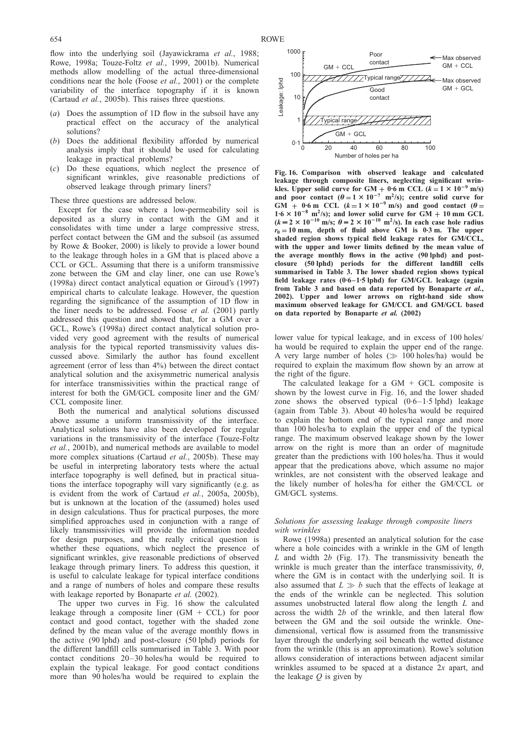flow into the underlying soil (Jayawickrama *et al.*, 1988; Rowe, 1998a; Touze-Foltz *et al.*, 1999, 2001b). Numerical methods allow modelling of the actual three-dimensional conditions near the hole (Foose *et al.*, 2001) or the complete variability of the interface topography if it is known (Cartaud *et al.*, 2005b). This raises three questions.

(*a*) Does the assumption of 1D flow in the subsoil have any practical effect on the accuracy of the analytical solutions?

(*b*) Does the additional flexibility afforded by numerical analysis imply that it should be used for calculating leakage in practical problems?

(*c*) Do these equations, which neglect the presence of significant wrinkles, give reasonable predictions of observed leakage through primary liners?

These three questions are addressed below.

Except for the case where a low-permeability soil is deposited as a slurry in contact with the GM and it consolidates with time under a large compressive stress, perfect contact between the GM and the subsoil (as assumed by Rowe & Booker, 2000) is likely to provide a lower bound to the leakage through holes in a GM that is placed above a CCL or GCL. Assuming that there is a uniform transmissive zone between the GM and clay liner, one can use Rowe's (1998a) direct contact analytical equation or Giroud's (1997) empirical charts to calculate leakage. However, the question regarding the significance of the assumption of 1D flow in the liner needs to be addressed. Foose *et al.* (2001) partly addressed this question and showed that, for a GM over a GCL, Rowe's (1998a) direct contact analytical solution provided very good agreement with the results of numerical analysis for the typical reported transmissivity values discussed above. Similarly the author has found excellent agreement (error of less than 4%) between the direct contact analytical solution and the axisymmetric numerical analysis for interface transmissivities within the practical range of interest for both the GM/GCL composite liner and the GM/CCL composite liner.

Both the numerical and analytical solutions discussed above assume a uniform transmissivity of the interface. Analytical solutions have also been developed for regular variations in the transmissivity of the interface (Touze-Foltz *et al.*, 2001b), and numerical methods are available to model more complex situations (Cartaud *et al.*, 2005b). These may be useful in interpreting laboratory tests where the actual interface topography is well defined, but in practical situations the interface topography will vary significantly (e.g. as is evident from the work of Cartaud *et al.*, 2005a, 2005b), but is unknown at the location of the (assumed) holes used in design calculations. Thus for practical purposes, the more simplified approaches used in conjunction with a range of likely transmissivities will provide the information needed for design purposes, and the really critical question is whether these equations, which neglect the presence of significant wrinkles, give reasonable predictions of observed leakage through primary liners. To address this question, it is useful to calculate leakage for typical interface conditions and a range of numbers of holes and compare these results with leakage reported by Bonaparte *et al.* (2002).

The upper two curves in Fig. 16 show the calculated leakage through a composite liner (GM + CCL) for poor contact and good contact, together with the shaded zone defined by the mean value of the average monthly flows in the active (90 lphd) and post-closure (50 lphd) periods for the different landfill cells summarised in Table 3. With poor contact conditions 20–30 holes/ha would be required to explain the typical leakage. For good contact conditions more than 90 holes/ha would be required to explain the lower value for typical leakage, and in excess of 100 holes/ha would be required to explain the upper end of the range. A very large number of holes ($\gg$ 100 holes/ha) would be required to explain the maximum flow shown by an arrow at the right of the figure.

**Fig. 16. Comparison with observed leakage and calculated leakage through composite liners, neglecting significant wrinkles. Upper solid curve for GM + 0·6 m CCL ($k = 1 \times 10^{-9}$ m/s) and poor contact ($\theta = 1 \times 10^{-7}$ m²/s); centre solid curve for GM + 0·6 m CCL ($k = 1 \times 10^{-9}$ m/s) and good contact ($\theta = 1{\cdot}6 \times 10^{-8}$ m²/s); and lower solid curve for GM + 10 mm GCL ($k = 2 \times 10^{-10}$ m/s; $\theta = 2 \times 10^{-10}$ m²/s). In each case hole radius $r_0 = 10$ mm, depth of fluid above GM is 0·3 m. The upper shaded region shows typical field leakage rates for GM/CCL, with the upper and lower limits defined by the mean value of the average monthly flows in the active (90 lphd) and post-closure (50 lphd) periods for the different landfill cells summarised in Table 3. The lower shaded region shows typical field leakage rates (0·6–1·5 lphd) for GM/GCL leakage (again from Table 3 and based on data reported by Bonaparte *et al.*, 2002). Upper and lower arrows on right-hand side show maximum observed leakage for GM/CCL and GM/GCL based on data reported by Bonaparte *et al.* (2002)**

The calculated leakage for a GM + GCL composite is shown by the lowest curve in Fig. 16, and the lower shaded zone shows the observed typical (0·6–1·5 lphd) leakage (again from Table 3). About 40 holes/ha would be required to explain the bottom end of the typical range and more than 100 holes/ha to explain the upper end of the typical range. The maximum observed leakage shown by the lower arrow on the right is more than an order of magnitude greater than the predictions with 100 holes/ha. Thus it would appear that the predications above, which assume no major wrinkles, are not consistent with the observed leakage and the likely number of holes/ha for either the GM/CCL or GM/GCL systems.

### *Solutions for assessing leakage through composite liners with wrinkles*

Rowe (1998a) presented an analytical solution for the case where a hole coincides with a wrinkle in the GM of length $L$ and width $2b$ (Fig. 17). The transmissivity beneath the wrinkle is much greater than the interface transmissivity, $\theta$, where the GM is in contact with the underlying soil. It is also assumed that $L \gg b$ such that the effects of leakage at the ends of the wrinkle can be neglected. This solution assumes unobstructed lateral flow along the length $L$ and across the width $2b$ of the wrinkle, and then lateral flow between the GM and the soil outside the wrinkle. One-dimensional, vertical flow is assumed from the transmissive layer through the underlying soil beneath the wetted distance from the wrinkle (this is an approximation). Rowe's solution allows consideration of interactions between adjacent similar wrinkles assumed to be spaced at a distance $2x$ apart, and the leakage $Q$ is given by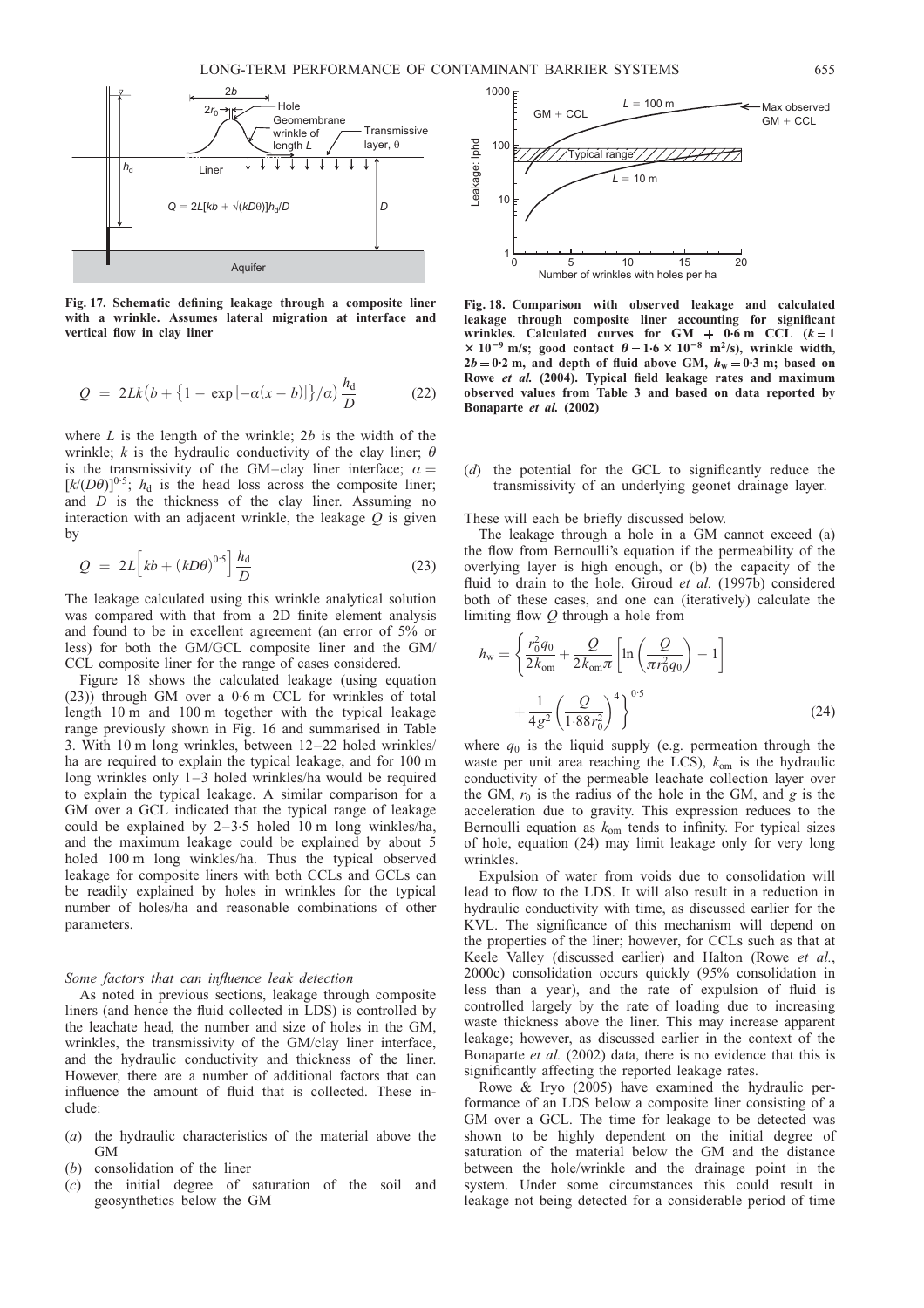Fig. 17. Schematic defining leakage through a composite liner with a wrinkle. Assumes lateral migration at interface and vertical flow in clay liner

$$Q = 2Lk\left(b + \left\{1 - \exp\left[-\alpha(x-b)\right]\right\}/\alpha\right)\frac{h_d}{D} \tag{22}$$

where $L$ is the length of the wrinkle; $2b$ is the width of the wrinkle; $k$ is the hydraulic conductivity of the clay liner; $\theta$ is the transmissivity of the GM–clay liner interface; $\alpha = [k/(D\theta)]^{0\cdot5}$; $h_d$ is the head loss across the composite liner; and $D$ is the thickness of the clay liner. Assuming no interaction with an adjacent wrinkle, the leakage $Q$ is given by

$$Q = 2L\left[kb + (kD\theta)^{0\cdot5}\right]\frac{h_d}{D} \tag{23}$$

The leakage calculated using this wrinkle analytical solution was compared with that from a 2D finite element analysis and found to be in excellent agreement (an error of 5% or less) for both the GM/GCL composite liner and the GM/CCL composite liner for the range of cases considered.

Figure 18 shows the calculated leakage (using equation (23)) through GM over a 0·6 m CCL for wrinkles of total length 10 m and 100 m together with the typical leakage range previously shown in Fig. 16 and summarised in Table 3. With 10 m long wrinkles, between 12–22 holed wrinkles/ha are required to explain the typical leakage, and for 100 m long wrinkles only 1–3 holed wrinkles/ha would be required to explain the typical leakage. A similar comparison for a GM over a GCL indicated that the typical range of leakage could be explained by 2–3·5 holed 10 m long winkles/ha, and the maximum leakage could be explained by about 5 holed 100 m long winkles/ha. Thus the typical observed leakage for composite liners with both CCLs and GCLs can be readily explained by holes in wrinkles for the typical number of holes/ha and reasonable combinations of other parameters.

### *Some factors that can influence leak detection*

As noted in previous sections, leakage through composite liners (and hence the fluid collected in LDS) is controlled by the leachate head, the number and size of holes in the GM, wrinkles, the transmissivity of the GM/clay liner interface, and the hydraulic conductivity and thickness of the liner. However, there are a number of additional factors that can influence the amount of fluid that is collected. These include:

(*a*) the hydraulic characteristics of the material above the GM
(*b*) consolidation of the liner
(*c*) the initial degree of saturation of the soil and geosynthetics below the GM

Fig. 18. Comparison with observed leakage and calculated leakage through composite liner accounting for significant wrinkles. Calculated curves for GM + 0·6 m CCL ($k = 1 \times 10^{-9}$ m/s; good contact $\theta = 1{\cdot}6 \times 10^{-8}$ m$^2$/s), wrinkle width, $2b = 0{\cdot}2$ m, and depth of fluid above GM, $h_w = 0{\cdot}3$ m; based on Rowe *et al.* (2004). Typical field leakage rates and maximum observed values from Table 3 and based on data reported by Bonaparte *et al.* (2002)

(*d*) the potential for the GCL to significantly reduce the transmissivity of an underlying geonet drainage layer.

These will each be briefly discussed below.

The leakage through a hole in a GM cannot exceed (a) the flow from Bernoulli's equation if the permeability of the overlying layer is high enough, or (b) the capacity of the fluid to drain to the hole. Giroud *et al.* (1997b) considered both of these cases, and one can (iteratively) calculate the limiting flow $Q$ through a hole from

$$h_w = \left\{\frac{r_0^2 q_0}{2k_{om}} + \frac{Q}{2k_{om}\pi}\left[\ln\left(\frac{Q}{\pi r_0^2 q_0}\right) - 1\right] + \frac{1}{4g^2}\left(\frac{Q}{1{\cdot}88 r_0^2}\right)^4\right\}^{0\cdot5} \tag{24}$$

where $q_0$ is the liquid supply (e.g. permeation through the waste per unit area reaching the LCS), $k_{om}$ is the hydraulic conductivity of the permeable leachate collection layer over the GM, $r_0$ is the radius of the hole in the GM, and $g$ is the acceleration due to gravity. This expression reduces to the Bernoulli equation as $k_{om}$ tends to infinity. For typical sizes of hole, equation (24) may limit leakage only for very long wrinkles.

Expulsion of water from voids due to consolidation will lead to flow to the LDS. It will also result in a reduction in hydraulic conductivity with time, as discussed earlier for the KVL. The significance of this mechanism will depend on the properties of the liner; however, for CCLs such as that at Keele Valley (discussed earlier) and Halton (Rowe *et al.*, 2000c) consolidation occurs quickly (95% consolidation in less than a year), and the rate of expulsion of fluid is controlled largely by the rate of loading due to increasing waste thickness above the liner. This may increase apparent leakage; however, as discussed earlier in the context of the Bonaparte *et al.* (2002) data, there is no evidence that this is significantly affecting the reported leakage rates.

Rowe & Iryo (2005) have examined the hydraulic performance of an LDS below a composite liner consisting of a GM over a GCL. The time for leakage to be detected was shown to be highly dependent on the initial degree of saturation of the material below the GM and the distance between the hole/wrinkle and the drainage point in the system. Under some circumstances this could result in leakage not being detected for a considerable period of time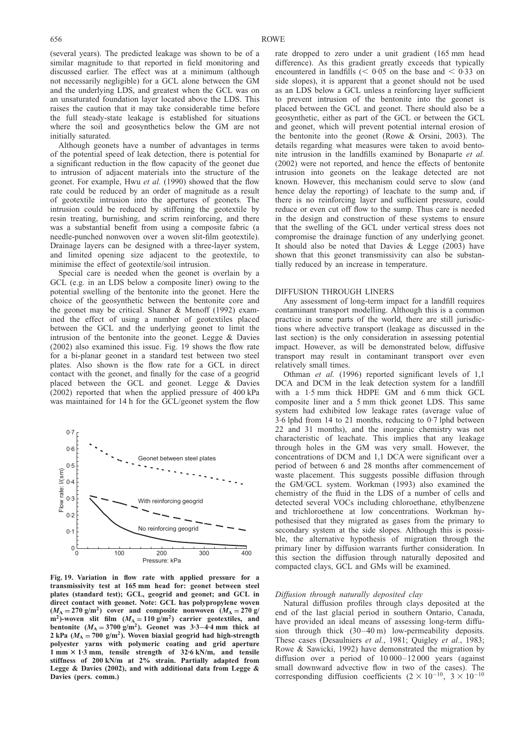(several years). The predicted leakage was shown to be of a similar magnitude to that reported in field monitoring and discussed earlier. The effect was at a minimum (although not necessarily negligible) for a GCL alone between the GM and the underlying LDS, and greatest when the GCL was on an unsaturated foundation layer located above the LDS. This raises the caution that it may take considerable time before the full steady-state leakage is established for situations where the soil and geosynthetics below the GM are not initially saturated.

Although geonets have a number of advantages in terms of the potential speed of leak detection, there is potential for a significant reduction in the flow capacity of the geonet due to intrusion of adjacent materials into the structure of the geonet. For example, Hwu *et al.* (1990) showed that the flow rate could be reduced by an order of magnitude as a result of geotextile intrusion into the apertures of geonets. The intrusion could be reduced by stiffening the geotextile by resin treating, burnishing, and scrim reinforcing, and there was a substantial benefit from using a composite fabric (a needle-punched nonwoven over a woven slit-film geotextile). Drainage layers can be designed with a three-layer system, and limited opening size adjacent to the geotextile, to minimise the effect of geotextile/soil intrusion.

Special care is needed when the geonet is overlain by a GCL (e.g. in an LDS below a composite liner) owing to the potential swelling of the bentonite into the geonet. Here the choice of the geosynthetic between the bentonite core and the geonet may be critical. Shaner & Menoff (1992) examined the effect of using a number of geotextiles placed between the GCL and the underlying geonet to limit the intrusion of the bentonite into the geonet. Legge & Davies (2002) also examined this issue. Fig. 19 shows the flow rate for a bi-planar geonet in a standard test between two steel plates. Also shown is the flow rate for a GCL in direct contact with the geonet, and finally for the case of a geogrid placed between the GCL and geonet. Legge & Davies (2002) reported that when the applied pressure of 400 kPa was maintained for 14 h for the GCL/geonet system the flow rate dropped to zero under a unit gradient (165 mm head difference). As this gradient greatly exceeds that typically encountered in landfills (< 0·05 on the base and < 0·33 on side slopes), it is apparent that a geonet should not be used as an LDS below a GCL unless a reinforcing layer sufficient to prevent intrusion of the bentonite into the geonet is placed between the GCL and geonet. There should also be a geosynthetic, either as part of the GCL or between the GCL and geonet, which will prevent potential internal erosion of the bentonite into the geonet (Rowe & Orsini, 2003). The details regarding what measures were taken to avoid bentonite intrusion in the landfills examined by Bonaparte *et al.* (2002) were not reported, and hence the effects of bentonite intrusion into geonets on the leakage detected are not known. However, this mechanism could serve to slow (and hence delay the reporting) of leachate to the sump and, if there is no reinforcing layer and sufficient pressure, could reduce or even cut off flow to the sump. Thus care is needed in the design and construction of these systems to ensure that the swelling of the GCL under vertical stress does not compromise the drainage function of any underlying geonet. It should also be noted that Davies & Legge (2003) have shown that this geonet transmissivity can also be substantially reduced by an increase in temperature.

**Fig. 19. Variation in flow rate with applied pressure for a transmissivity test at 165 mm head for: geonet between steel plates (standard test); GCL, geogrid and geonet; and GCL in direct contact with geonet. Note: GCL has polypropylene woven ($M_A = 270$ g/m$^2$) cover and composite nonwoven ($M_A = 270$ g/m$^2$)-woven slit film ($M_A = 110$ g/m$^2$) carrier geotextiles, and bentonite ($M_A = 3700$ g/m$^2$). Geonet was 3·3–4·4 mm thick at 2 kPa ($M_A = 700$ g/m$^2$). Woven biaxial geogrid had high-strength polyester yarns with polymeric coating and grid aperture 1 mm × 1·3 mm, tensile strength of 32·6 kN/m, and tensile stiffness of 200 kN/m at 2% strain. Partially adapted from Legge & Davies (2002), and with additional data from Legge & Davies (pers. comm.)**

## DIFFUSION THROUGH LINERS

Any assessment of long-term impact for a landfill requires contaminant transport modelling. Although this is a common practice in some parts of the world, there are still jurisdictions where advective transport (leakage as discussed in the last section) is the only consideration in assessing potential impact. However, as will be demonstrated below, diffusive transport may result in contaminant transport over even relatively small times.

Othman *et al.* (1996) reported significant levels of 1,1 DCA and DCM in the leak detection system for a landfill with a 1·5 mm thick HDPE GM and 6 mm thick GCL composite liner and a 5 mm thick geonet LDS. This same system had exhibited low leakage rates (average value of 3·6 lphd from 14 to 21 months, reducing to 0·7 lphd between 22 and 31 months), and the inorganic chemistry was not characteristic of leachate. This implies that any leakage through holes in the GM was very small. However, the concentrations of DCM and 1,1 DCA were significant over a period of between 6 and 28 months after commencement of waste placement. This suggests possible diffusion through the GM/GCL system. Workman (1993) also examined the chemistry of the fluid in the LDS of a number of cells and detected several VOCs including chloroethane, ethylbenzene and trichloroethene at low concentrations. Workman hypothesised that they migrated as gases from the primary to secondary system at the side slopes. Although this is possible, the alternative hypothesis of migration through the primary liner by diffusion warrants further consideration. In this section the diffusion through naturally deposited and compacted clays, GCL and GMs will be examined.

### *Diffusion through naturally deposited clay*

Natural diffusion profiles through clays deposited at the end of the last glacial period in southern Ontario, Canada, have provided an ideal means of assessing long-term diffusion through thick (30–40 m) low-permeability deposits. These cases (Desaulniers *et al.*, 1981; Quigley *et al.*, 1983; Rowe & Sawicki, 1992) have demonstrated the migration by diffusion over a period of 10 000–12 000 years (against small downward advective flow in two of the cases). The corresponding diffusion coefficients ($2 \times 10^{-10}$, $3 \times 10^{-10}$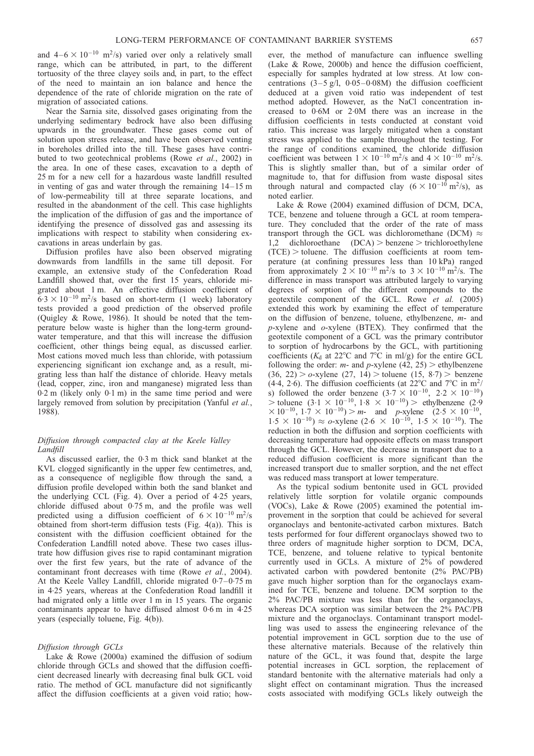and $4–6 \times 10^{-10}$ m$^2$/s) varied over only a relatively small range, which can be attributed, in part, to the different tortuosity of the three clayey soils and, in part, to the effect of the need to maintain an ion balance and hence the dependence of the rate of chloride migration on the rate of migration of associated cations.

Near the Sarnia site, dissolved gases originating from the underlying sedimentary bedrock have also been diffusing upwards in the groundwater. These gases come out of solution upon stress release, and have been observed venting in boreholes drilled into the till. These gases have contributed to two geotechnical problems (Rowe *et al.*, 2002) in the area. In one of these cases, excavation to a depth of 25 m for a new cell for a hazardous waste landfill resulted in venting of gas and water through the remaining 14–15 m of low-permeability till at three separate locations, and resulted in the abandonment of the cell. This case highlights the implication of the diffusion of gas and the importance of identifying the presence of dissolved gas and assessing its implications with respect to stability when considering excavations in areas underlain by gas.

Diffusion profiles have also been observed migrating downwards from landfills in the same till deposit. For example, an extensive study of the Confederation Road Landfill showed that, over the first 15 years, chloride migrated about 1 m. An effective diffusion coefficient of $6{\cdot}3 \times 10^{-10}$ m$^2$/s based on short-term (1 week) laboratory tests provided a good prediction of the observed profile (Quigley & Rowe, 1986). It should be noted that the temperature below waste is higher than the long-term groundwater temperature, and that this will increase the diffusion coefficient, other things being equal, as discussed earlier. Most cations moved much less than chloride, with potassium experiencing significant ion exchange and, as a result, migrating less than half the distance of chloride. Heavy metals (lead, copper, zinc, iron and manganese) migrated less than 0·2 m (likely only 0·1 m) in the same time period and were largely removed from solution by precipitation (Yanful *et al.*, 1988).

### *Diffusion through compacted clay at the Keele Valley Landfill*

As discussed earlier, the 0·3 m thick sand blanket at the KVL clogged significantly in the upper few centimetres, and, as a consequence of negligible flow through the sand, a diffusion profile developed within both the sand blanket and the underlying CCL (Fig. 4). Over a period of 4·25 years, chloride diffused about 0·75 m, and the profile was well predicted using a diffusion coefficient of $6 \times 10^{-10}$ m$^2$/s obtained from short-term diffusion tests (Fig. 4(a)). This is consistent with the diffusion coefficient obtained for the Confederation Landfill noted above. These two cases illustrate how diffusion gives rise to rapid contaminant migration over the first few years, but the rate of advance of the contaminant front decreases with time (Rowe *et al.*, 2004). At the Keele Valley Landfill, chloride migrated 0·7–0·75 m in 4·25 years, whereas at the Confederation Road landfill it had migrated only a little over 1 m in 15 years. The organic contaminants appear to have diffused almost 0·6 m in 4·25 years (especially toluene, Fig. 4(b)).

### *Diffusion through GCLs*

Lake & Rowe (2000a) examined the diffusion of sodium chloride through GCLs and showed that the diffusion coefficient decreased linearly with decreasing final bulk GCL void ratio. The method of GCL manufacture did not significantly affect the diffusion coefficients at a given void ratio; however, the method of manufacture can influence swelling (Lake & Rowe, 2000b) and hence the diffusion coefficient, especially for samples hydrated at low stress. At low concentrations (3–5 g/l, 0·05–0·08M) the diffusion coefficient deduced at a given void ratio was independent of test method adopted. However, as the NaCl concentration increased to 0·6M or 2·0M there was an increase in the diffusion coefficients in tests conducted at constant void ratio. This increase was largely mitigated when a constant stress was applied to the sample throughout the testing. For the range of conditions examined, the chloride diffusion coefficient was between $1 \times 10^{-10}$ m$^2$/s and $4 \times 10^{-10}$ m$^2$/s. This is slightly smaller than, but of a similar order of magnitude to, that for diffusion from waste disposal sites through natural and compacted clay ($6 \times 10^{-10}$ m$^2$/s), as noted earlier.

Lake & Rowe (2004) examined diffusion of DCM, DCA, TCE, benzene and toluene through a GCL at room temperature. They concluded that the order of the rate of mass transport through the GCL was dichloromethane (DCM) $\approx$ 1,2 dichloroethane (DCA) > benzene > trichloroethylene (TCE) > toluene. The diffusion coefficients at room temperature (at confining pressures less than 10 kPa) ranged from approximately $2 \times 10^{-10}$ m$^2$/s to $3 \times 10^{-10}$ m$^2$/s. The difference in mass transport was attributed largely to varying degrees of sorption of the different compounds to the geotextile component of the GCL. Rowe *et al.* (2005) extended this work by examining the effect of temperature on the diffusion of benzene, toluene, ethylbenzene, *m*- and *p*-xylene and *o*-xylene (BTEX). They confirmed that the geotextile component of a GCL was the primary contributor to sorption of hydrocarbons by the GCL, with partitioning coefficients ($K_d$ at 22°C and 7°C in ml/g) for the entire GCL following the order: *m*- and *p*-xylene (42, 25) > ethylbenzene (36, 22) > *o*-xylene (27, 14) > toluene (15, 8·7) > benzene (4·4, 2·6). The diffusion coefficients (at 22°C and 7°C in m$^2$/s) followed the order benzene ($3{\cdot}7 \times 10^{-10}$, $2{\cdot}2 \times 10^{-10}$) > toluene ($3{\cdot}1 \times 10^{-10}$, $1{\cdot}8 \times 10^{-10}$) > ethylbenzene ($2{\cdot}9 \times 10^{-10}$, $1{\cdot}7 \times 10^{-10}$) > *m*- and *p*-xylene ($2{\cdot}5 \times 10^{-10}$, $1{\cdot}5 \times 10^{-10}$) $\approx$ *o*-xylene ($2{\cdot}6 \times 10^{-10}$, $1{\cdot}5 \times 10^{-10}$). The reduction in both the diffusion and sorption coefficients with decreasing temperature had opposite effects on mass transport through the GCL. However, the decrease in transport due to a reduced diffusion coefficient is more significant than the increased transport due to smaller sorption, and the net effect was reduced mass transport at lower temperature.

As the typical sodium bentonite used in GCL provided relatively little sorption for volatile organic compounds (VOCs), Lake & Rowe (2005) examined the potential improvement in the sorption that could be achieved for several organoclays and bentonite-activated carbon mixtures. Batch tests performed for four different organoclays showed two to three orders of magnitude higher sorption to DCM, DCA, TCE, benzene, and toluene relative to typical bentonite currently used in GCLs. A mixture of 2% of powdered activated carbon with powdered bentonite (2% PAC/PB) gave much higher sorption than for the organoclays examined for TCE, benzene and toluene. DCM sorption to the 2% PAC/PB mixture was less than for the organoclays, whereas DCA sorption was similar between the 2% PAC/PB mixture and the organoclays. Contaminant transport modelling was used to assess the engineering relevance of the potential improvement in GCL sorption due to the use of these alternative materials. Because of the relatively thin nature of the GCL, it was found that, despite the large potential increases in GCL sorption, the replacement of standard bentonite with the alternative materials had only a slight effect on contaminant migration. Thus the increased costs associated with modifying GCLs likely outweigh the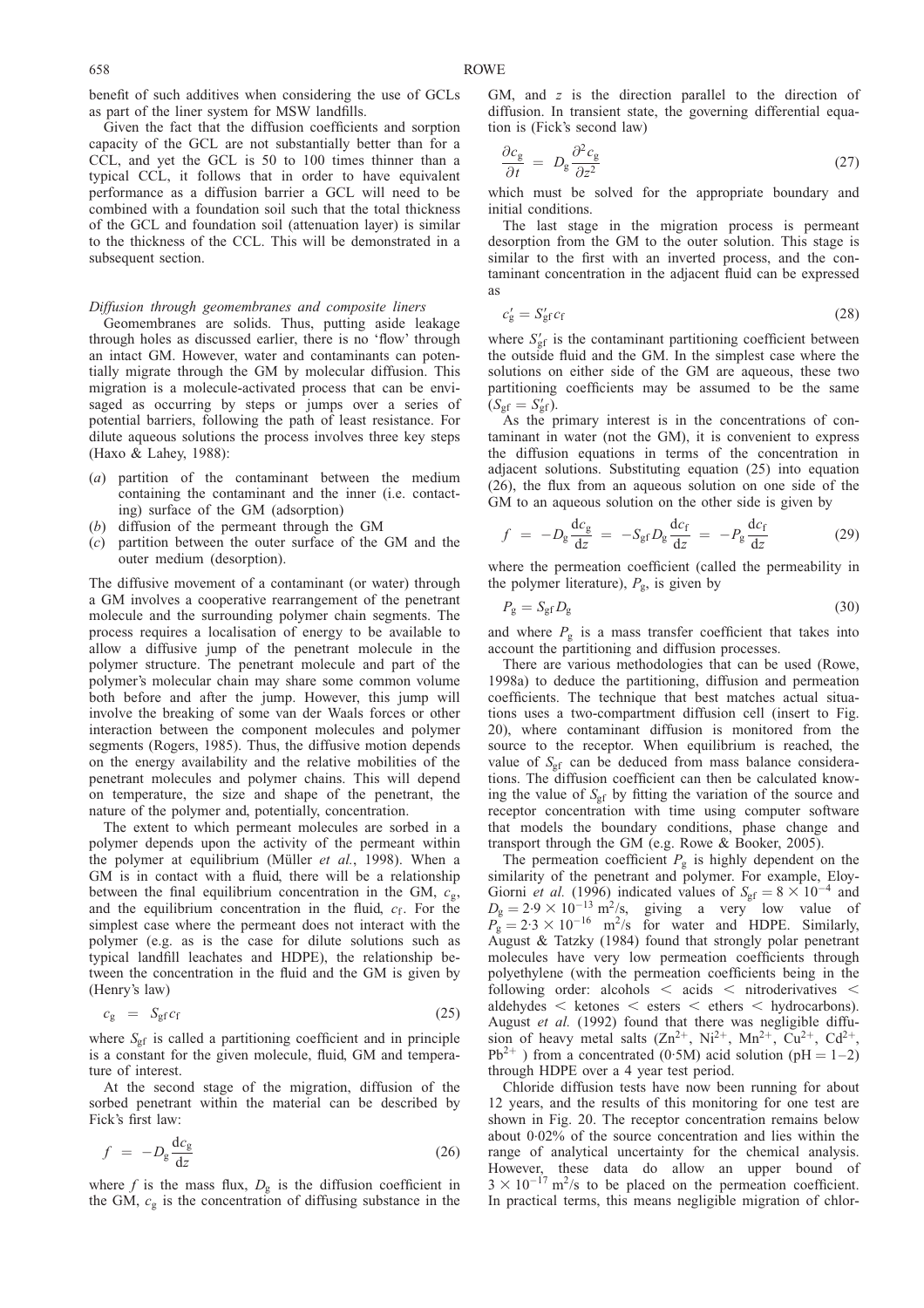benefit of such additives when considering the use of GCLs as part of the liner system for MSW landfills.

Given the fact that the diffusion coefficients and sorption capacity of the GCL are not substantially better than for a CCL, and yet the GCL is 50 to 100 times thinner than a typical CCL, it follows that in order to have equivalent performance as a diffusion barrier a GCL will need to be combined with a foundation soil such that the total thickness of the GCL and foundation soil (attenuation layer) is similar to the thickness of the CCL. This will be demonstrated in a subsequent section.

*Diffusion through geomembranes and composite liners*

Geomembranes are solids. Thus, putting aside leakage through holes as discussed earlier, there is no 'flow' through an intact GM. However, water and contaminants can potentially migrate through the GM by molecular diffusion. This migration is a molecule-activated process that can be envisaged as occurring by steps or jumps over a series of potential barriers, following the path of least resistance. For dilute aqueous solutions the process involves three key steps (Haxo & Lahey, 1988):

(*a*) partition of the contaminant between the medium containing the contaminant and the inner (i.e. contacting) surface of the GM (adsorption)
(*b*) diffusion of the permeant through the GM
(*c*) partition between the outer surface of the GM and the outer medium (desorption).

The diffusive movement of a contaminant (or water) through a GM involves a cooperative rearrangement of the penetrant molecule and the surrounding polymer chain segments. The process requires a localisation of energy to be available to allow a diffusive jump of the penetrant molecule in the polymer structure. The penetrant molecule and part of the polymer's molecular chain may share some common volume both before and after the jump. However, this jump will involve the breaking of some van der Waals forces or other interaction between the component molecules and polymer segments (Rogers, 1985). Thus, the diffusive motion depends on the energy availability and the relative mobilities of the penetrant molecules and polymer chains. This will depend on temperature, the size and shape of the penetrant, the nature of the polymer and, potentially, concentration.

The extent to which permeant molecules are sorbed in a polymer depends upon the activity of the permeant within the polymer at equilibrium (Müller *et al.*, 1998). When a GM is in contact with a fluid, there will be a relationship between the final equilibrium concentration in the GM, $c_g$, and the equilibrium concentration in the fluid, $c_f$. For the simplest case where the permeant does not interact with the polymer (e.g. as is the case for dilute solutions such as typical landfill leachates and HDPE), the relationship between the concentration in the fluid and the GM is given by (Henry's law)

$$c_g = S_{gf} c_f \tag{25}$$

where $S_{gf}$ is called a partitioning coefficient and in principle is a constant for the given molecule, fluid, GM and temperature of interest.

At the second stage of the migration, diffusion of the sorbed penetrant within the material can be described by Fick's first law:

$$f = -D_g \frac{dc_g}{dz} \tag{26}$$

where $f$ is the mass flux, $D_g$ is the diffusion coefficient in the GM, $c_g$ is the concentration of diffusing substance in the GM, and $z$ is the direction parallel to the direction of diffusion. In transient state, the governing differential equation is (Fick's second law)

$$\frac{\partial c_g}{\partial t} = D_g \frac{\partial^2 c_g}{\partial z^2} \tag{27}$$

which must be solved for the appropriate boundary and initial conditions.

The last stage in the migration process is permeant desorption from the GM to the outer solution. This stage is similar to the first with an inverted process, and the contaminant concentration in the adjacent fluid can be expressed as

$$c'_g = S'_{gf} c_f \tag{28}$$

where $S'_{gf}$ is the contaminant partitioning coefficient between the outside fluid and the GM. In the simplest case where the solutions on either side of the GM are aqueous, these two partitioning coefficients may be assumed to be the same ($S_{gf} = S'_{gf}$).

As the primary interest is in the concentrations of contaminant in water (not the GM), it is convenient to express the diffusion equations in terms of the concentration in adjacent solutions. Substituting equation (25) into equation (26), the flux from an aqueous solution on one side of the GM to an aqueous solution on the other side is given by

$$f = -D_g \frac{dc_g}{dz} = -S_{gf} D_g \frac{dc_f}{dz} = -P_g \frac{dc_f}{dz} \tag{29}$$

where the permeation coefficient (called the permeability in the polymer literature), $P_g$, is given by

$$P_g = S_{gf} D_g \tag{30}$$

and where $P_g$ is a mass transfer coefficient that takes into account the partitioning and diffusion processes.

There are various methodologies that can be used (Rowe, 1998a) to deduce the partitioning, diffusion and permeation coefficients. The technique that best matches actual situations uses a two-compartment diffusion cell (insert to Fig. 20), where contaminant diffusion is monitored from the source to the receptor. When equilibrium is reached, the value of $S_{gf}$ can be deduced from mass balance considerations. The diffusion coefficient can then be calculated knowing the value of $S_{gf}$ by fitting the variation of the source and receptor concentration with time using computer software that models the boundary conditions, phase change and transport through the GM (e.g. Rowe & Booker, 2005).

The permeation coefficient $P_g$ is highly dependent on the similarity of the penetrant and polymer. For example, Eloy-Giorni *et al.* (1996) indicated values of $S_{gf} = 8 \times 10^{-4}$ and $D_g = 2{\cdot}9 \times 10^{-13}$ m²/s, giving a very low value of $P_g = 2{\cdot}3 \times 10^{-16}$ m²/s for water and HDPE. Similarly, August & Tatzky (1984) found that strongly polar penetrant molecules have very low permeation coefficients through polyethylene (with the permeation coefficients being in the following order: alcohols < acids < nitroderivatives < aldehydes < ketones < esters < ethers < hydrocarbons). August *et al.* (1992) found that there was negligible diffusion of heavy metal salts ($Zn^{2+}$, $Ni^{2+}$, $Mn^{2+}$, $Cu^{2+}$, $Cd^{2+}$, $Pb^{2+}$ ) from a concentrated (0·5M) acid solution (pH = 1–2) through HDPE over a 4 year test period.

Chloride diffusion tests have now been running for about 12 years, and the results of this monitoring for one test are shown in Fig. 20. The receptor concentration remains below about 0·02% of the source concentration and lies within the range of analytical uncertainty for the chemical analysis. However, these data do allow an upper bound of $3 \times 10^{-17}$ m²/s to be placed on the permeation coefficient. In practical terms, this means negligible migration of chlor-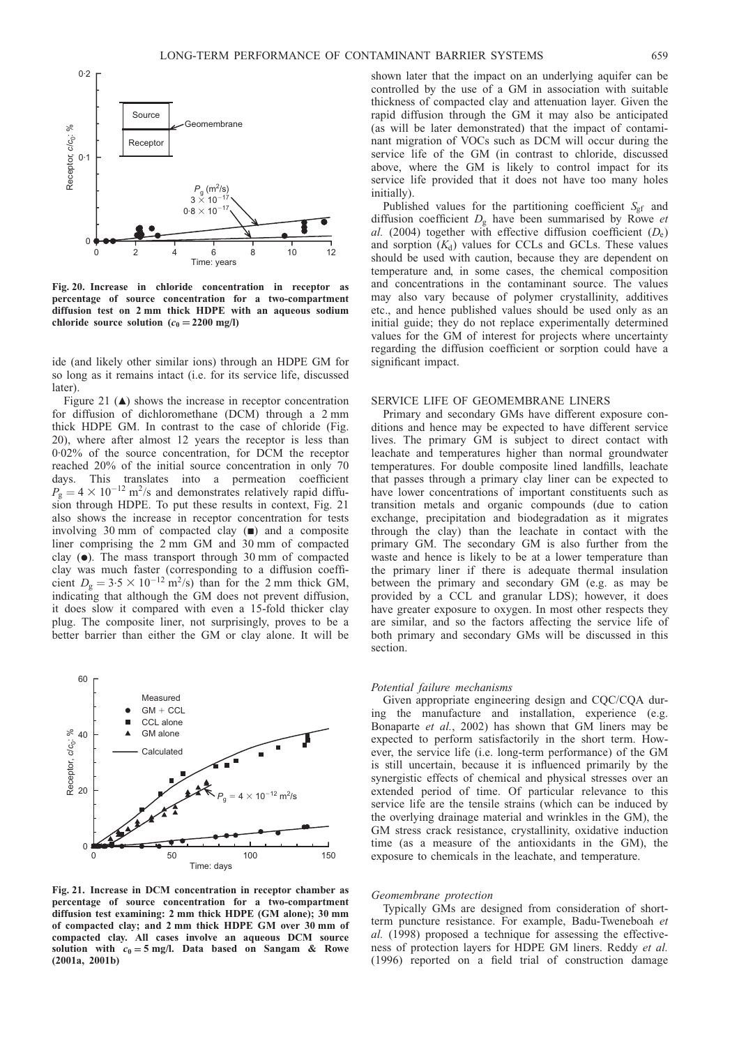Fig. 20. Increase in chloride concentration in receptor as percentage of source concentration for a two-compartment diffusion test on 2 mm thick HDPE with an aqueous sodium chloride source solution ($c_0 = 2200$ mg/l)

ide (and likely other similar ions) through an HDPE GM for so long as it remains intact (i.e. for its service life, discussed later).

Figure 21 (▲) shows the increase in receptor concentration for diffusion of dichloromethane (DCM) through a 2 mm thick HDPE GM. In contrast to the case of chloride (Fig. 20), where after almost 12 years the receptor is less than 0·02% of the source concentration, for DCM the receptor reached 20% of the initial source concentration in only 70 days. This translates into a permeation coefficient $P_g = 4 \times 10^{-12}$ m$^2$/s and demonstrates relatively rapid diffusion through HDPE. To put these results in context, Fig. 21 also shows the increase in receptor concentration for tests involving 30 mm of compacted clay (■) and a composite liner comprising the 2 mm GM and 30 mm of compacted clay (●). The mass transport through 30 mm of compacted clay was much faster (corresponding to a diffusion coefficient $D_g = 3{\cdot}5 \times 10^{-12}$ m$^2$/s) than for the 2 mm thick GM, indicating that although the GM does not prevent diffusion, it does slow it compared with even a 15-fold thicker clay plug. The composite liner, not surprisingly, proves to be a better barrier than either the GM or clay alone. It will be shown later that the impact on an underlying aquifer can be controlled by the use of a GM in association with suitable thickness of compacted clay and attenuation layer. Given the rapid diffusion through the GM it may also be anticipated (as will be later demonstrated) that the impact of contaminant migration of VOCs such as DCM will occur during the service life of the GM (in contrast to chloride, discussed above, where the GM is likely to control impact for its service life provided that it does not have too many holes initially).

Fig. 21. Increase in DCM concentration in receptor chamber as percentage of source concentration for a two-compartment diffusion test examining: 2 mm thick HDPE (GM alone); 30 mm of compacted clay; and 2 mm thick HDPE GM over 30 mm of compacted clay. All cases involve an aqueous DCM source solution with $c_0 = 5$ mg/l. Data based on Sangam & Rowe (2001a, 2001b)

Published values for the partitioning coefficient $S_{gf}$ and diffusion coefficient $D_g$ have been summarised by Rowe *et al.* (2004) together with effective diffusion coefficient ($D_e$) and sorption ($K_d$) values for CCLs and GCLs. These values should be used with caution, because they are dependent on temperature and, in some cases, the chemical composition and concentrations in the contaminant source. The values may also vary because of polymer crystallinity, additives etc., and hence published values should be used only as an initial guide; they do not replace experimentally determined values for the GM of interest for projects where uncertainty regarding the diffusion coefficient or sorption could have a significant impact.

## SERVICE LIFE OF GEOMEMBRANE LINERS

Primary and secondary GMs have different exposure conditions and hence may be expected to have different service lives. The primary GM is subject to direct contact with leachate and temperatures higher than normal groundwater temperatures. For double composite lined landfills, leachate that passes through a primary clay liner can be expected to have lower concentrations of important constituents such as transition metals and organic compounds (due to cation exchange, precipitation and biodegradation as it migrates through the clay) than the leachate in contact with the primary GM. The secondary GM is also further from the waste and hence is likely to be at a lower temperature than the primary liner if there is adequate thermal insulation between the primary and secondary GM (e.g. as may be provided by a CCL and granular LDS); however, it does have greater exposure to oxygen. In most other respects they are similar, and so the factors affecting the service life of both primary and secondary GMs will be discussed in this section.

### *Potential failure mechanisms*

Given appropriate engineering design and CQC/CQA during the manufacture and installation, experience (e.g. Bonaparte *et al.*, 2002) has shown that GM liners may be expected to perform satisfactorily in the short term. However, the service life (i.e. long-term performance) of the GM is still uncertain, because it is influenced primarily by the synergistic effects of chemical and physical stresses over an extended period of time. Of particular relevance to this service life are the tensile strains (which can be induced by the overlying drainage material and wrinkles in the GM), the GM stress crack resistance, crystallinity, oxidative induction time (as a measure of the antioxidants in the GM), the exposure to chemicals in the leachate, and temperature.

### *Geomembrane protection*

Typically GMs are designed from consideration of short-term puncture resistance. For example, Badu-Tweneboah *et al.* (1998) proposed a technique for assessing the effectiveness of protection layers for HDPE GM liners. Reddy *et al.* (1996) reported on a field trial of construction damage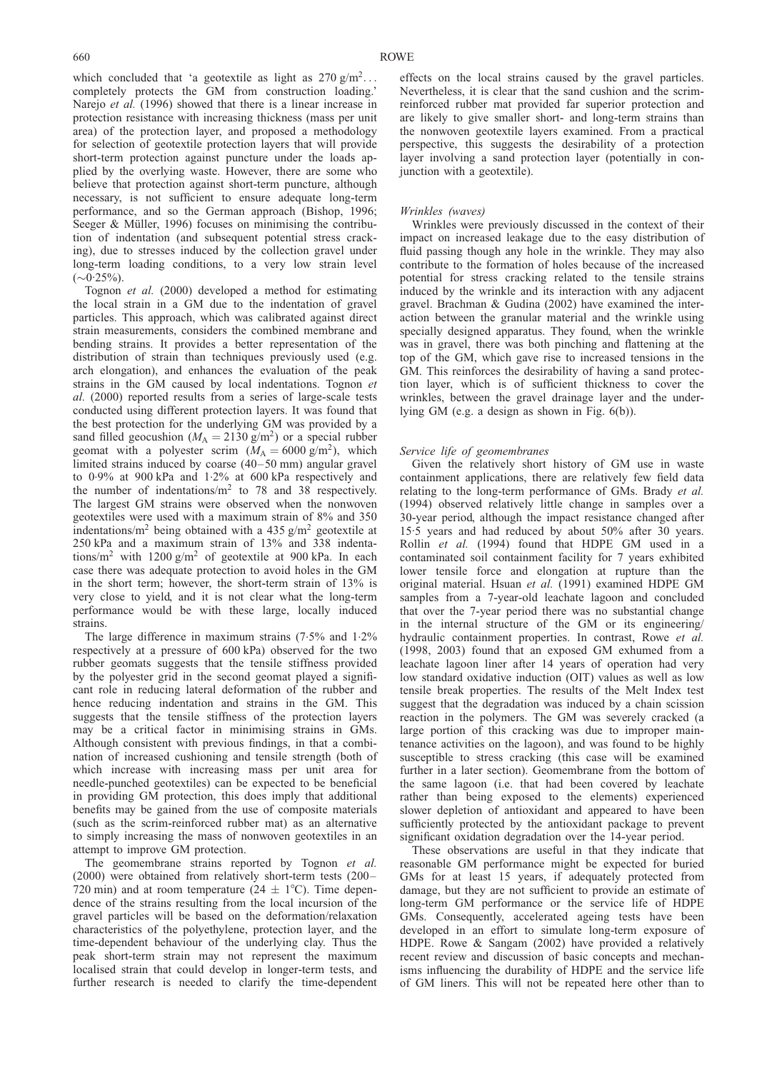which concluded that 'a geotextile as light as 270 g/m$^2$... completely protects the GM from construction loading.' Narejo *et al.* (1996) showed that there is a linear increase in protection resistance with increasing thickness (mass per unit area) of the protection layer, and proposed a methodology for selection of geotextile protection layers that will provide short-term protection against puncture under the loads applied by the overlying waste. However, there are some who believe that protection against short-term puncture, although necessary, is not sufficient to ensure adequate long-term performance, and so the German approach (Bishop, 1996; Seeger & Müller, 1996) focuses on minimising the contribution of indentation (and subsequent potential stress cracking), due to stresses induced by the collection gravel under long-term loading conditions, to a very low strain level (~0·25%).

Tognon *et al.* (2000) developed a method for estimating the local strain in a GM due to the indentation of gravel particles. This approach, which was calibrated against direct strain measurements, considers the combined membrane and bending strains. It provides a better representation of the distribution of strain than techniques previously used (e.g. arch elongation), and enhances the evaluation of the peak strains in the GM caused by local indentations. Tognon *et al.* (2000) reported results from a series of large-scale tests conducted using different protection layers. It was found that the best protection for the underlying GM was provided by a sand filled geocushion ($M_A = 2130$ g/m$^2$) or a special rubber geomat with a polyester scrim ($M_A = 6000$ g/m$^2$), which limited strains induced by coarse (40–50 mm) angular gravel to 0·9% at 900 kPa and 1·2% at 600 kPa respectively and the number of indentations/m$^2$ to 78 and 38 respectively. The largest GM strains were observed when the nonwoven geotextiles were used with a maximum strain of 8% and 350 indentations/m$^2$ being obtained with a 435 g/m$^2$ geotextile at 250 kPa and a maximum strain of 13% and 338 indentations/m$^2$ with 1200 g/m$^2$ of geotextile at 900 kPa. In each case there was adequate protection to avoid holes in the GM in the short term; however, the short-term strain of 13% is very close to yield, and it is not clear what the long-term performance would be with these large, locally induced strains.

The large difference in maximum strains (7·5% and 1·2% respectively at a pressure of 600 kPa) observed for the two rubber geomats suggests that the tensile stiffness provided by the polyester grid in the second geomat played a significant role in reducing lateral deformation of the rubber and hence reducing indentation and strains in the GM. This suggests that the tensile stiffness of the protection layers may be a critical factor in minimising strains in GMs. Although consistent with previous findings, in that a combination of increased cushioning and tensile strength (both of which increase with increasing mass per unit area for needle-punched geotextiles) can be expected to be beneficial in providing GM protection, this does imply that additional benefits may be gained from the use of composite materials (such as the scrim-reinforced rubber mat) as an alternative to simply increasing the mass of nonwoven geotextiles in an attempt to improve GM protection.

The geomembrane strains reported by Tognon *et al.* (2000) were obtained from relatively short-term tests (200–720 min) and at room temperature (24 ± 1°C). Time dependence of the strains resulting from the local incursion of the gravel particles will be based on the deformation/relaxation characteristics of the polyethylene, protection layer, and the time-dependent behaviour of the underlying clay. Thus the peak short-term strain may not represent the maximum localised strain that could develop in longer-term tests, and further research is needed to clarify the time-dependent effects on the local strains caused by the gravel particles. Nevertheless, it is clear that the sand cushion and the scrim-reinforced rubber mat provided far superior protection and are likely to give smaller short- and long-term strains than the nonwoven geotextile layers examined. From a practical perspective, this suggests the desirability of a protection layer involving a sand protection layer (potentially in conjunction with a geotextile).

*Wrinkles (waves)*

Wrinkles were previously discussed in the context of their impact on increased leakage due to the easy distribution of fluid passing though any hole in the wrinkle. They may also contribute to the formation of holes because of the increased potential for stress cracking related to the tensile strains induced by the wrinkle and its interaction with any adjacent gravel. Brachman & Gudina (2002) have examined the interaction between the granular material and the wrinkle using specially designed apparatus. They found, when the wrinkle was in gravel, there was both pinching and flattening at the top of the GM, which gave rise to increased tensions in the GM. This reinforces the desirability of having a sand protection layer, which is of sufficient thickness to cover the wrinkles, between the gravel drainage layer and the underlying GM (e.g. a design as shown in Fig. 6(b)).

*Service life of geomembranes*

Given the relatively short history of GM use in waste containment applications, there are relatively few field data relating to the long-term performance of GMs. Brady *et al.* (1994) observed relatively little change in samples over a 30-year period, although the impact resistance changed after 15·5 years and had reduced by about 50% after 30 years. Rollin *et al.* (1994) found that HDPE GM used in a contaminated soil containment facility for 7 years exhibited lower tensile force and elongation at rupture than the original material. Hsuan *et al.* (1991) examined HDPE GM samples from a 7-year-old leachate lagoon and concluded that over the 7-year period there was no substantial change in the internal structure of the GM or its engineering/hydraulic containment properties. In contrast, Rowe *et al.* (1998, 2003) found that an exposed GM exhumed from a leachate lagoon liner after 14 years of operation had very low standard oxidative induction (OIT) values as well as low tensile break properties. The results of the Melt Index test suggest that the degradation was induced by a chain scission reaction in the polymers. The GM was severely cracked (a large portion of this cracking was due to improper maintenance activities on the lagoon), and was found to be highly susceptible to stress cracking (this case will be examined further in a later section). Geomembrane from the bottom of the same lagoon (i.e. that had been covered by leachate rather than being exposed to the elements) experienced slower depletion of antioxidant and appeared to have been sufficiently protected by the antioxidant package to prevent significant oxidation degradation over the 14-year period.

These observations are useful in that they indicate that reasonable GM performance might be expected for buried GMs for at least 15 years, if adequately protected from damage, but they are not sufficient to provide an estimate of long-term GM performance or the service life of HDPE GMs. Consequently, accelerated ageing tests have been developed in an effort to simulate long-term exposure of HDPE. Rowe & Sangam (2002) have provided a relatively recent review and discussion of basic concepts and mechanisms influencing the durability of HDPE and the service life of GM liners. This will not be repeated here other than to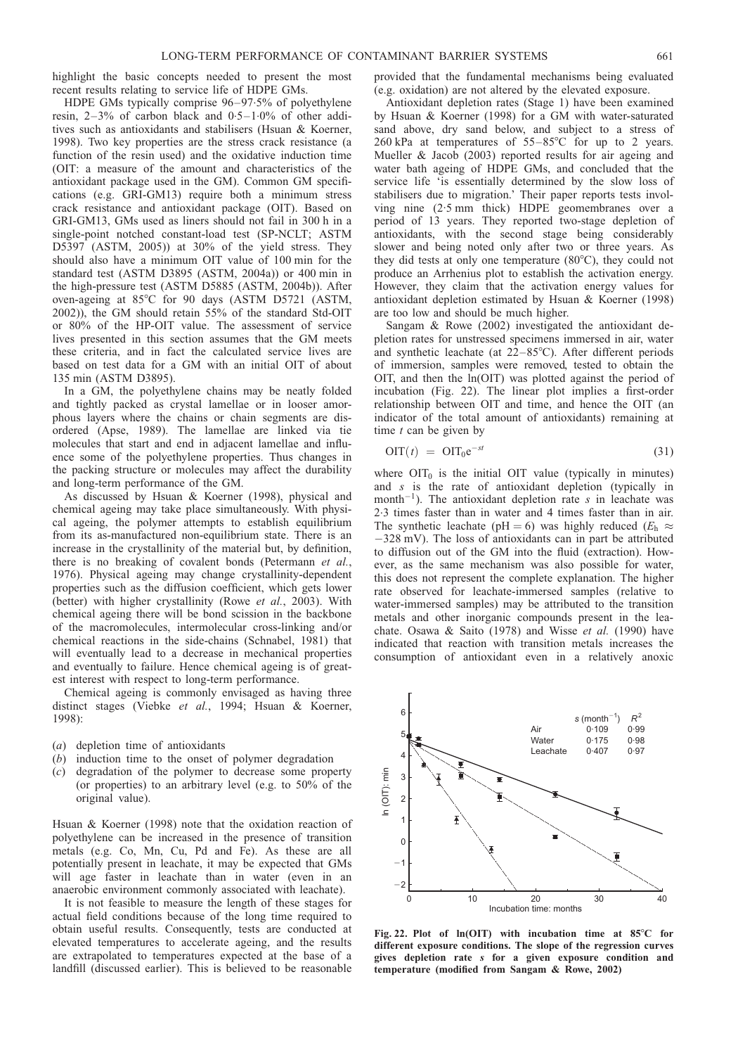highlight the basic concepts needed to present the most recent results relating to service life of HDPE GMs.

HDPE GMs typically comprise 96–97·5% of polyethylene resin, 2–3% of carbon black and 0·5–1·0% of other additives such as antioxidants and stabilisers (Hsuan & Koerner, 1998). Two key properties are the stress crack resistance (a function of the resin used) and the oxidative induction time (OIT: a measure of the amount and characteristics of the antioxidant package used in the GM). Common GM specifications (e.g. GRI-GM13) require both a minimum stress crack resistance and antioxidant package (OIT). Based on GRI-GM13, GMs used as liners should not fail in 300 h in a single-point notched constant-load test (SP-NCLT; ASTM D5397 (ASTM, 2005)) at 30% of the yield stress. They should also have a minimum OIT value of 100 min for the standard test (ASTM D3895 (ASTM, 2004a)) or 400 min in the high-pressure test (ASTM D5885 (ASTM, 2004b)). After oven-ageing at 85°C for 90 days (ASTM D5721 (ASTM, 2002)), the GM should retain 55% of the standard Std-OIT or 80% of the HP-OIT value. The assessment of service lives presented in this section assumes that the GM meets these criteria, and in fact the calculated service lives are based on test data for a GM with an initial OIT of about 135 min (ASTM D3895).

In a GM, the polyethylene chains may be neatly folded and tightly packed as crystal lamellae or in looser amorphous layers where the chains or chain segments are disordered (Apse, 1989). The lamellae are linked via tie molecules that start and end in adjacent lamellae and influence some of the polyethylene properties. Thus changes in the packing structure or molecules may affect the durability and long-term performance of the GM.

As discussed by Hsuan & Koerner (1998), physical and chemical ageing may take place simultaneously. With physical ageing, the polymer attempts to establish equilibrium from its as-manufactured non-equilibrium state. There is an increase in the crystallinity of the material but, by definition, there is no breaking of covalent bonds (Petermann *et al.*, 1976). Physical ageing may change crystallinity-dependent properties such as the diffusion coefficient, which gets lower (better) with higher crystallinity (Rowe *et al.*, 2003). With chemical ageing there will be bond scission in the backbone of the macromolecules, intermolecular cross-linking and/or chemical reactions in the side-chains (Schnabel, 1981) that will eventually lead to a decrease in mechanical properties and eventually to failure. Hence chemical ageing is of greatest interest with respect to long-term performance.

Chemical ageing is commonly envisaged as having three distinct stages (Viebke *et al.*, 1994; Hsuan & Koerner, 1998):

(*a*) depletion time of antioxidants
(*b*) induction time to the onset of polymer degradation
(*c*) degradation of the polymer to decrease some property (or properties) to an arbitrary level (e.g. to 50% of the original value).

Hsuan & Koerner (1998) note that the oxidation reaction of polyethylene can be increased in the presence of transition metals (e.g. Co, Mn, Cu, Pd and Fe). As these are all potentially present in leachate, it may be expected that GMs will age faster in leachate than in water (even in an anaerobic environment commonly associated with leachate).

It is not feasible to measure the length of these stages for actual field conditions because of the long time required to obtain useful results. Consequently, tests are conducted at elevated temperatures to accelerate ageing, and the results are extrapolated to temperatures expected at the base of a landfill (discussed earlier). This is believed to be reasonable provided that the fundamental mechanisms being evaluated (e.g. oxidation) are not altered by the elevated exposure.

Antioxidant depletion rates (Stage 1) have been examined by Hsuan & Koerner (1998) for a GM with water-saturated sand above, dry sand below, and subject to a stress of 260 kPa at temperatures of 55–85°C for up to 2 years. Mueller & Jacob (2003) reported results for air ageing and water bath ageing of HDPE GMs, and concluded that the service life 'is essentially determined by the slow loss of stabilisers due to migration.' Their paper reports tests involving nine (2·5 mm thick) HDPE geomembranes over a period of 13 years. They reported two-stage depletion of antioxidants, with the second stage being considerably slower and being noted only after two or three years. As they did tests at only one temperature (80°C), they could not produce an Arrhenius plot to establish the activation energy. However, they claim that the activation energy values for antioxidant depletion estimated by Hsuan & Koerner (1998) are too low and should be much higher.

Sangam & Rowe (2002) investigated the antioxidant depletion rates for unstressed specimens immersed in air, water and synthetic leachate (at 22–85°C). After different periods of immersion, samples were removed, tested to obtain the OIT, and then the ln(OIT) was plotted against the period of incubation (Fig. 22). The linear plot implies a first-order relationship between OIT and time, and hence the OIT (an indicator of the total amount of antioxidants) remaining at time $t$ can be given by

$$\mathrm{OIT}(t) = \mathrm{OIT}_0 e^{-st} \tag{31}$$

where $\mathrm{OIT}_0$ is the initial OIT value (typically in minutes) and $s$ is the rate of antioxidant depletion (typically in month$^{-1}$). The antioxidant depletion rate $s$ in leachate was 2·3 times faster than in water and 4 times faster than in air. The synthetic leachate (pH = 6) was highly reduced ($E_h \approx -328$ mV). The loss of antioxidants can in part be attributed to diffusion out of the GM into the fluid (extraction). However, as the same mechanism was also possible for water, this does not represent the complete explanation. The higher rate observed for leachate-immersed samples (relative to water-immersed samples) may be attributed to the transition metals and other inorganic compounds present in the leachate. Osawa & Saito (1978) and Wisse *et al.* (1990) have indicated that reaction with transition metals increases the consumption of antioxidant even in a relatively anoxic

**Fig. 22. Plot of ln(OIT) with incubation time at 85°C for different exposure conditions. The slope of the regression curves gives depletion rate $s$ for a given exposure condition and temperature (modified from Sangam & Rowe, 2002)**

| | $s$ (month$^{-1}$) | $R^2$ |
|---|---|---|
| Air | 0·109 | 0·99 |
| Water | 0·175 | 0·98 |
| Leachate | 0·407 | 0·97 |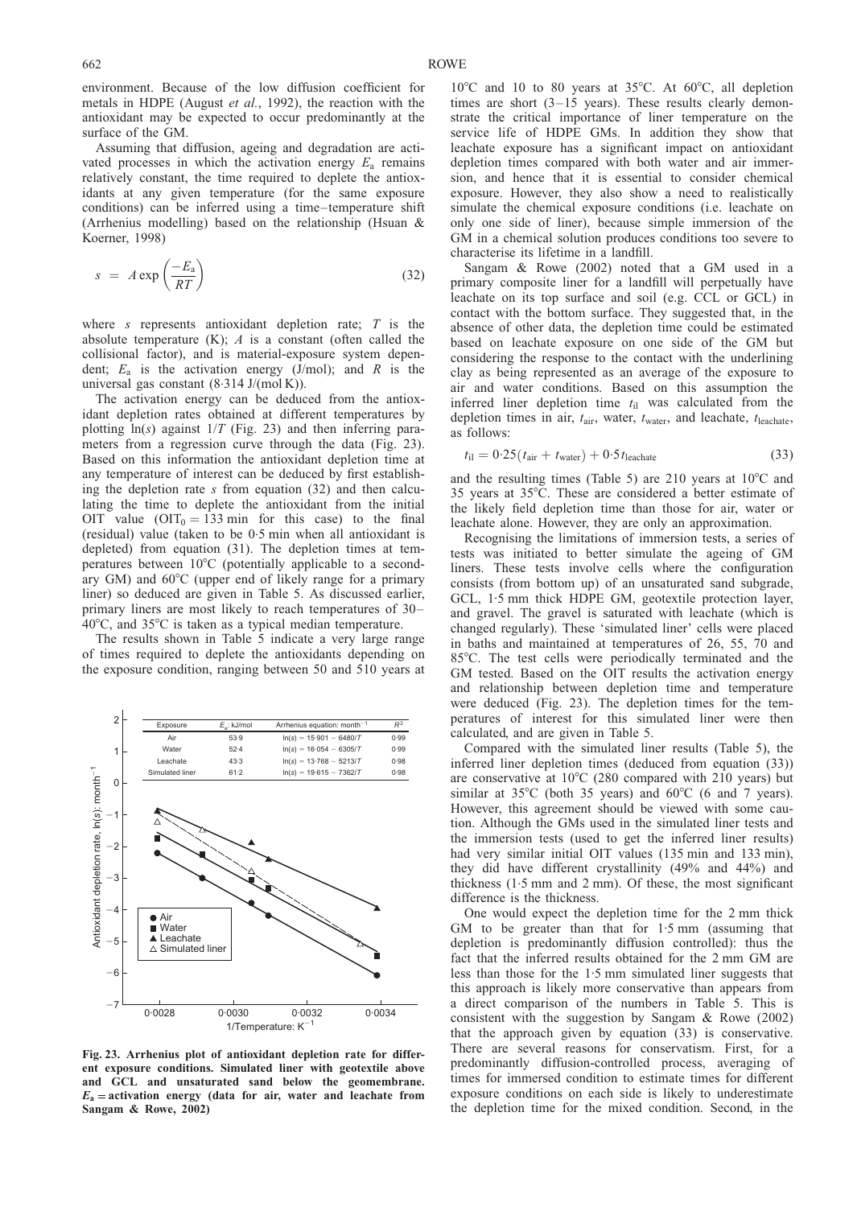environment. Because of the low diffusion coefficient for metals in HDPE (August *et al.*, 1992), the reaction with the antioxidant may be expected to occur predominantly at the surface of the GM.

Assuming that diffusion, ageing and degradation are activated processes in which the activation energy $E_a$ remains relatively constant, the time required to deplete the antioxidants at any given temperature (for the same exposure conditions) can be inferred using a time–temperature shift (Arrhenius modelling) based on the relationship (Hsuan & Koerner, 1998)

$$s = A \exp\left(\frac{-E_a}{RT}\right) \tag{32}$$

where $s$ represents antioxidant depletion rate; $T$ is the absolute temperature (K); $A$ is a constant (often called the collisional factor), and is material-exposure system dependent; $E_a$ is the activation energy (J/mol); and $R$ is the universal gas constant (8·314 J/(mol K)).

The activation energy can be deduced from the antioxidant depletion rates obtained at different temperatures by plotting $\ln(s)$ against $1/T$ (Fig. 23) and then inferring parameters from a regression curve through the data (Fig. 23). Based on this information the antioxidant depletion time at any temperature of interest can be deduced by first establishing the depletion rate $s$ from equation (32) and then calculating the time to deplete the antioxidant from the initial OIT value ($OIT_0 = 133$ min for this case) to the final (residual) value (taken to be 0·5 min when all antioxidant is depleted) from equation (31). The depletion times at temperatures between 10°C (potentially applicable to a secondary GM) and 60°C (upper end of likely range for a primary liner) so deduced are given in Table 5. As discussed earlier, primary liners are most likely to reach temperatures of 30–40°C, and 35°C is taken as a typical median temperature.

The results shown in Table 5 indicate a very large range of times required to deplete the antioxidants depending on the exposure condition, ranging between 50 and 510 years at 10°C and 10 to 80 years at 35°C. At 60°C, all depletion times are short (3–15 years). These results clearly demonstrate the critical importance of liner temperature on the service life of HDPE GMs. In addition they show that leachate exposure has a significant impact on antioxidant depletion times compared with both water and air immersion, and hence that it is essential to consider chemical exposure. However, they also show a need to realistically simulate the chemical exposure conditions (i.e. leachate on only one side of liner), because simple immersion of the GM in a chemical solution produces conditions too severe to characterise its lifetime in a landfill.

| Exposure | $E_a$: kJ/mol | Arrhenius equation: month$^{-1}$ | $R^2$ |
|---|---|---|---|
| Air | 53·9 | $\ln(s) = 15{\cdot}901 - 6480/T$ | 0·99 |
| Water | 52·4 | $\ln(s) = 16{\cdot}054 - 6305/T$ | 0·99 |
| Leachate | 43·3 | $\ln(s) = 13{\cdot}768 - 5213/T$ | 0·98 |
| Simulated liner | 61·2 | $\ln(s) = 19{\cdot}615 - 7362/T$ | 0·98 |

**Fig. 23. Arrhenius plot of antioxidant depletion rate for different exposure conditions. Simulated liner with geotextile above and GCL and unsaturated sand below the geomembrane. $E_a$ = activation energy (data for air, water and leachate from Sangam & Rowe, 2002)**

Sangam & Rowe (2002) noted that a GM used in a primary composite liner for a landfill will perpetually have leachate on its top surface and soil (e.g. CCL or GCL) in contact with the bottom surface. They suggested that, in the absence of other data, the depletion time could be estimated based on leachate exposure on one side of the GM but considering the response to the contact with the underlining clay as being represented as an average of the exposure to air and water conditions. Based on this assumption the inferred liner depletion time $t_{il}$ was calculated from the depletion times in air, $t_{air}$, water, $t_{water}$, and leachate, $t_{leachate}$, as follows:

$$t_{il} = 0{\cdot}25(t_{air} + t_{water}) + 0{\cdot}5t_{leachate} \tag{33}$$

and the resulting times (Table 5) are 210 years at 10°C and 35 years at 35°C. These are considered a better estimate of the likely field depletion time than those for air, water or leachate alone. However, they are only an approximation.

Recognising the limitations of immersion tests, a series of tests was initiated to better simulate the ageing of GM liners. These tests involve cells where the configuration consists (from bottom up) of an unsaturated sand subgrade, GCL, 1·5 mm thick HDPE GM, geotextile protection layer, and gravel. The gravel is saturated with leachate (which is changed regularly). These 'simulated liner' cells were placed in baths and maintained at temperatures of 26, 55, 70 and 85°C. The test cells were periodically terminated and the GM tested. Based on the OIT results the activation energy and relationship between depletion time and temperature were deduced (Fig. 23). The depletion times for the temperatures of interest for this simulated liner were then calculated, and are given in Table 5.

Compared with the simulated liner results (Table 5), the inferred liner depletion times (deduced from equation (33)) are conservative at 10°C (280 compared with 210 years) but similar at 35°C (both 35 years) and 60°C (6 and 7 years). However, this agreement should be viewed with some caution. Although the GMs used in the simulated liner tests and the immersion tests (used to get the inferred liner results) had very similar initial OIT values (135 min and 133 min), they did have different crystallinity (49% and 44%) and thickness (1·5 mm and 2 mm). Of these, the most significant difference is the thickness.

One would expect the depletion time for the 2 mm thick GM to be greater than that for 1·5 mm (assuming that depletion is predominantly diffusion controlled): thus the fact that the inferred results obtained for the 2 mm GM are less than those for the 1·5 mm simulated liner suggests that this approach is likely more conservative than appears from a direct comparison of the numbers in Table 5. This is consistent with the suggestion by Sangam & Rowe (2002) that the approach given by equation (33) is conservative. There are several reasons for conservatism. First, for a predominantly diffusion-controlled process, averaging of times for immersed condition to estimate times for different exposure conditions on each side is likely to underestimate the depletion time for the mixed condition. Second, in the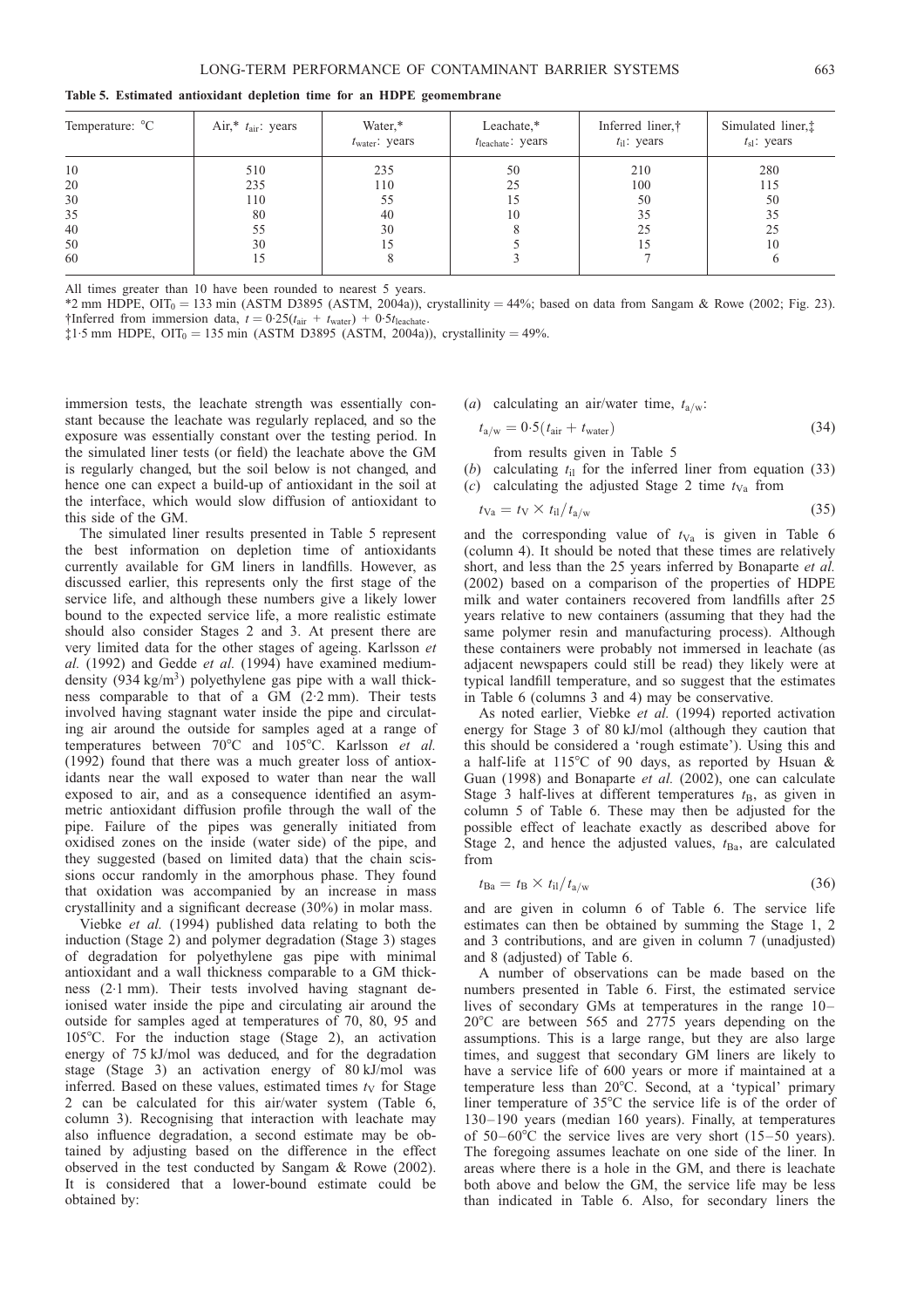**Table 5. Estimated antioxidant depletion time for an HDPE geomembrane**

| Temperature: °C | Air,* $t_{air}$: years | Water,* $t_{water}$: years | Leachate,* $t_{leachate}$: years | Inferred liner,† $t_{il}$: years | Simulated liner,‡ $t_{sl}$: years |
|---|---|---|---|---|---|
| 10 | 510 | 235 | 50 | 210 | 280 |
| 20 | 235 | 110 | 25 | 100 | 115 |
| 30 | 110 | 55 | 15 | 50 | 50 |
| 35 | 80 | 40 | 10 | 35 | 35 |
| 40 | 55 | 30 | 8 | 25 | 25 |
| 50 | 30 | 15 | 5 | 15 | 10 |
| 60 | 15 | 8 | 3 | 7 | 6 |

All times greater than 10 have been rounded to nearest 5 years.

*2 mm HDPE, $OIT_0 = 133$ min (ASTM D3895 (ASTM, 2004a)), crystallinity = 44%; based on data from Sangam & Rowe (2002; Fig. 23).

†Inferred from immersion data, $t = 0{\cdot}25(t_{air} + t_{water}) + 0{\cdot}5t_{leachate}$.

‡1·5 mm HDPE, $OIT_0 = 135$ min (ASTM D3895 (ASTM, 2004a)), crystallinity = 49%.

immersion tests, the leachate strength was essentially constant because the leachate was regularly replaced, and so the exposure was essentially constant over the testing period. In the simulated liner tests (or field) the leachate above the GM is regularly changed, but the soil below is not changed, and hence one can expect a build-up of antioxidant in the soil at the interface, which would slow diffusion of antioxidant to this side of the GM.

The simulated liner results presented in Table 5 represent the best information on depletion time of antioxidants currently available for GM liners in landfills. However, as discussed earlier, this represents only the first stage of the service life, and although these numbers give a likely lower bound to the expected service life, a more realistic estimate should also consider Stages 2 and 3. At present there are very limited data for the other stages of ageing. Karlsson *et al.* (1992) and Gedde *et al.* (1994) have examined medium-density (934 kg/m³) polyethylene gas pipe with a wall thickness comparable to that of a GM (2·2 mm). Their tests involved having stagnant water inside the pipe and circulating air around the outside for samples aged at a range of temperatures between 70°C and 105°C. Karlsson *et al.* (1992) found that there was a much greater loss of antioxidants near the wall exposed to water than near the wall exposed to air, and as a consequence identified an asymmetric antioxidant diffusion profile through the wall of the pipe. Failure of the pipes was generally initiated from oxidised zones on the inside (water side) of the pipe, and they suggested (based on limited data) that the chain scissions occur randomly in the amorphous phase. They found that oxidation was accompanied by an increase in mass crystallinity and a significant decrease (30%) in molar mass.

Viebke *et al.* (1994) published data relating to both the induction (Stage 2) and polymer degradation (Stage 3) stages of degradation for polyethylene gas pipe with minimal antioxidant and a wall thickness comparable to a GM thickness (2·1 mm). Their tests involved having stagnant deionised water inside the pipe and circulating air around the outside for samples aged at temperatures of 70, 80, 95 and 105°C. For the induction stage (Stage 2), an activation energy of 75 kJ/mol was deduced, and for the degradation stage (Stage 3) an activation energy of 80 kJ/mol was inferred. Based on these values, estimated times $t_V$ for Stage 2 can be calculated for this air/water system (Table 6, column 3). Recognising that interaction with leachate may also influence degradation, a second estimate may be obtained by adjusting based on the difference in the effect observed in the test conducted by Sangam & Rowe (2002). It is considered that a lower-bound estimate could be obtained by:

(*a*) calculating an air/water time, $t_{a/w}$:

$$t_{a/w} = 0{\cdot}5(t_{air} + t_{water}) \tag{34}$$

from results given in Table 5

(*b*) calculating $t_{il}$ for the inferred liner from equation (33)

(*c*) calculating the adjusted Stage 2 time $t_{Va}$ from

$$t_{Va} = t_V \times t_{il}/t_{a/w} \tag{35}$$

and the corresponding value of $t_{Va}$ is given in Table 6 (column 4). It should be noted that these times are relatively short, and less than the 25 years inferred by Bonaparte *et al.* (2002) based on a comparison of the properties of HDPE milk and water containers recovered from landfills after 25 years relative to new containers (assuming that they had the same polymer resin and manufacturing process). Although these containers were probably not immersed in leachate (as adjacent newspapers could still be read) they likely were at typical landfill temperature, and so suggest that the estimates in Table 6 (columns 3 and 4) may be conservative.

As noted earlier, Viebke *et al.* (1994) reported activation energy for Stage 3 of 80 kJ/mol (although they caution that this should be considered a 'rough estimate'). Using this and a half-life at 115°C of 90 days, as reported by Hsuan & Guan (1998) and Bonaparte *et al.* (2002), one can calculate Stage 3 half-lives at different temperatures $t_B$, as given in column 5 of Table 6. These may then be adjusted for the possible effect of leachate exactly as described above for Stage 2, and hence the adjusted values, $t_{Ba}$, are calculated from

$$t_{Ba} = t_B \times t_{il}/t_{a/w} \tag{36}$$

and are given in column 6 of Table 6. The service life estimates can then be obtained by summing the Stage 1, 2 and 3 contributions, and are given in column 7 (unadjusted) and 8 (adjusted) of Table 6.

A number of observations can be made based on the numbers presented in Table 6. First, the estimated service lives of secondary GMs at temperatures in the range 10–20°C are between 565 and 2775 years depending on the assumptions. This is a large range, but they are also large times, and suggest that secondary GM liners are likely to have a service life of 600 years or more if maintained at a temperature less than 20°C. Second, at a 'typical' primary liner temperature of 35°C the service life is of the order of 130–190 years (median 160 years). Finally, at temperatures of 50–60°C the service lives are very short (15–50 years). The foregoing assumes leachate on one side of the liner. In areas where there is a hole in the GM, and there is leachate both above and below the GM, the service life may be less than indicated in Table 6. Also, for secondary liners the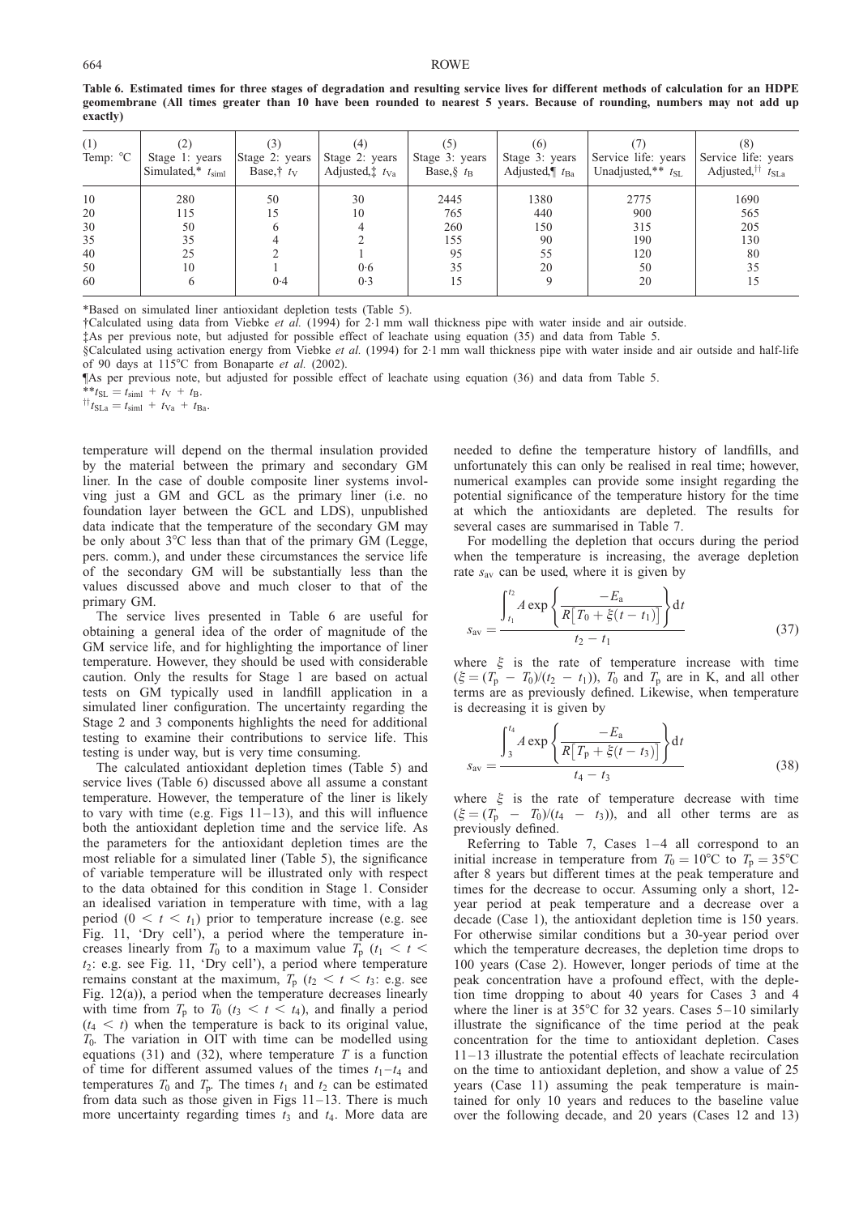**Table 6. Estimated times for three stages of degradation and resulting service lives for different methods of calculation for an HDPE geomembrane (All times greater than 10 have been rounded to nearest 5 years. Because of rounding, numbers may not add up exactly)**

| (1) Temp: °C | (2) Stage 1: years Simulated,* $t_{siml}$ | (3) Stage 2: years Base,† $t_V$ | (4) Stage 2: years Adjusted,‡ $t_{Va}$ | (5) Stage 3: years Base,§ $t_B$ | (6) Stage 3: years Adjusted,¶ $t_{Ba}$ | (7) Service life: years Unadjusted,** $t_{SL}$ | (8) Service life: years Adjusted,†† $t_{SLa}$ |
|---|---|---|---|---|---|---|---|
| 10 | 280 | 50 | 30 | 2445 | 1380 | 2775 | 1690 |
| 20 | 115 | 15 | 10 | 765 | 440 | 900 | 565 |
| 30 | 50 | 6 | 4 | 260 | 150 | 315 | 205 |
| 35 | 35 | 4 | 2 | 155 | 90 | 190 | 130 |
| 40 | 25 | 2 | 1 | 95 | 55 | 120 | 80 |
| 50 | 10 | 1 | 0·6 | 35 | 20 | 50 | 35 |
| 60 | 6 | 0·4 | 0·3 | 15 | 9 | 20 | 15 |

*Based on simulated liner antioxidant depletion tests (Table 5).

†Calculated using data from Viebke *et al.* (1994) for 2·1 mm wall thickness pipe with water inside and air outside.

‡As per previous note, but adjusted for possible effect of leachate using equation (35) and data from Table 5.

§Calculated using activation energy from Viebke *et al.* (1994) for 2·1 mm wall thickness pipe with water inside and air outside and half-life of 90 days at 115°C from Bonaparte *et al.* (2002).

¶As per previous note, but adjusted for possible effect of leachate using equation (36) and data from Table 5.

**$t_{SL} = t_{siml} + t_V + t_B$.

††$t_{SLa} = t_{siml} + t_{Va} + t_{Ba}$.

temperature will depend on the thermal insulation provided by the material between the primary and secondary GM liner. In the case of double composite liner systems involving just a GM and GCL as the primary liner (i.e. no foundation layer between the GCL and LDS), unpublished data indicate that the temperature of the secondary GM may be only about 3°C less than that of the primary GM (Legge, pers. comm.), and under these circumstances the service life of the secondary GM will be substantially less than the values discussed above and much closer to that of the primary GM.

The service lives presented in Table 6 are useful for obtaining a general idea of the order of magnitude of the GM service life, and for highlighting the importance of liner temperature. However, they should be used with considerable caution. Only the results for Stage 1 are based on actual tests on GM typically used in landfill application in a simulated liner configuration. The uncertainty regarding the Stage 2 and 3 components highlights the need for additional testing to examine their contributions to service life. This testing is under way, but is very time consuming.

The calculated antioxidant depletion times (Table 5) and service lives (Table 6) discussed above all assume a constant temperature. However, the temperature of the liner is likely to vary with time (e.g. Figs 11–13), and this will influence both the antioxidant depletion time and the service life. As the parameters for the antioxidant depletion times are the most reliable for a simulated liner (Table 5), the significance of variable temperature will be illustrated only with respect to the data obtained for this condition in Stage 1. Consider an idealised variation in temperature with time, with a lag period ($0 < t < t_1$) prior to temperature increase (e.g. see Fig. 11, 'Dry cell'), a period where the temperature increases linearly from $T_0$ to a maximum value $T_p$ ($t_1 < t < t_2$: e.g. see Fig. 11, 'Dry cell'), a period where temperature remains constant at the maximum, $T_p$ ($t_2 < t < t_3$: e.g. see Fig. 12(a)), a period when the temperature decreases linearly with time from $T_p$ to $T_0$ ($t_3 < t < t_4$), and finally a period ($t_4 < t$) when the temperature is back to its original value, $T_0$. The variation in OIT with time can be modelled using equations (31) and (32), where temperature $T$ is a function of time for different assumed values of the times $t_1$–$t_4$ and temperatures $T_0$ and $T_p$. The times $t_1$ and $t_2$ can be estimated from data such as those given in Figs 11–13. There is much more uncertainty regarding times $t_3$ and $t_4$. More data are needed to define the temperature history of landfills, and unfortunately this can only be realised in real time; however, numerical examples can provide some insight regarding the potential significance of the temperature history for the time at which the antioxidants are depleted. The results for several cases are summarised in Table 7.

For modelling the depletion that occurs during the period when the temperature is increasing, the average depletion rate $s_{av}$ can be used, where it is given by

$$s_{av} = \frac{\displaystyle\int_{t_1}^{t_2} A \exp\left\{\frac{-E_a}{R\left[T_0 + \xi(t - t_1)\right]}\right\} dt}{t_2 - t_1} \tag{37}$$

where $\xi$ is the rate of temperature increase with time ($\xi = (T_p - T_0)/(t_2 - t_1)$), $T_0$ and $T_p$ are in K, and all other terms are as previously defined. Likewise, when temperature is decreasing it is given by

$$s_{av} = \frac{\displaystyle\int_{3}^{t_4} A \exp\left\{\frac{-E_a}{R\left[T_p + \xi(t - t_3)\right]}\right\} dt}{t_4 - t_3} \tag{38}$$

where $\xi$ is the rate of temperature decrease with time ($\xi = (T_p - T_0)/(t_4 - t_3)$), and all other terms are as previously defined.

Referring to Table 7, Cases 1–4 all correspond to an initial increase in temperature from $T_0 = 10$°C to $T_p = 35$°C after 8 years but different times at the peak temperature and times for the decrease to occur. Assuming only a short, 12-year period at peak temperature and a decrease over a decade (Case 1), the antioxidant depletion time is 150 years. For otherwise similar conditions but a 30-year period over which the temperature decreases, the depletion time drops to 100 years (Case 2). However, longer periods of time at the peak concentration have a profound effect, with the depletion time dropping to about 40 years for Cases 3 and 4 where the liner is at 35°C for 32 years. Cases 5–10 similarly illustrate the significance of the time period at the peak concentration for the time to antioxidant depletion. Cases 11–13 illustrate the potential effects of leachate recirculation on the time to antioxidant depletion, and show a value of 25 years (Case 11) assuming the peak temperature is maintained for only 10 years and reduces to the baseline value over the following decade, and 20 years (Cases 12 and 13)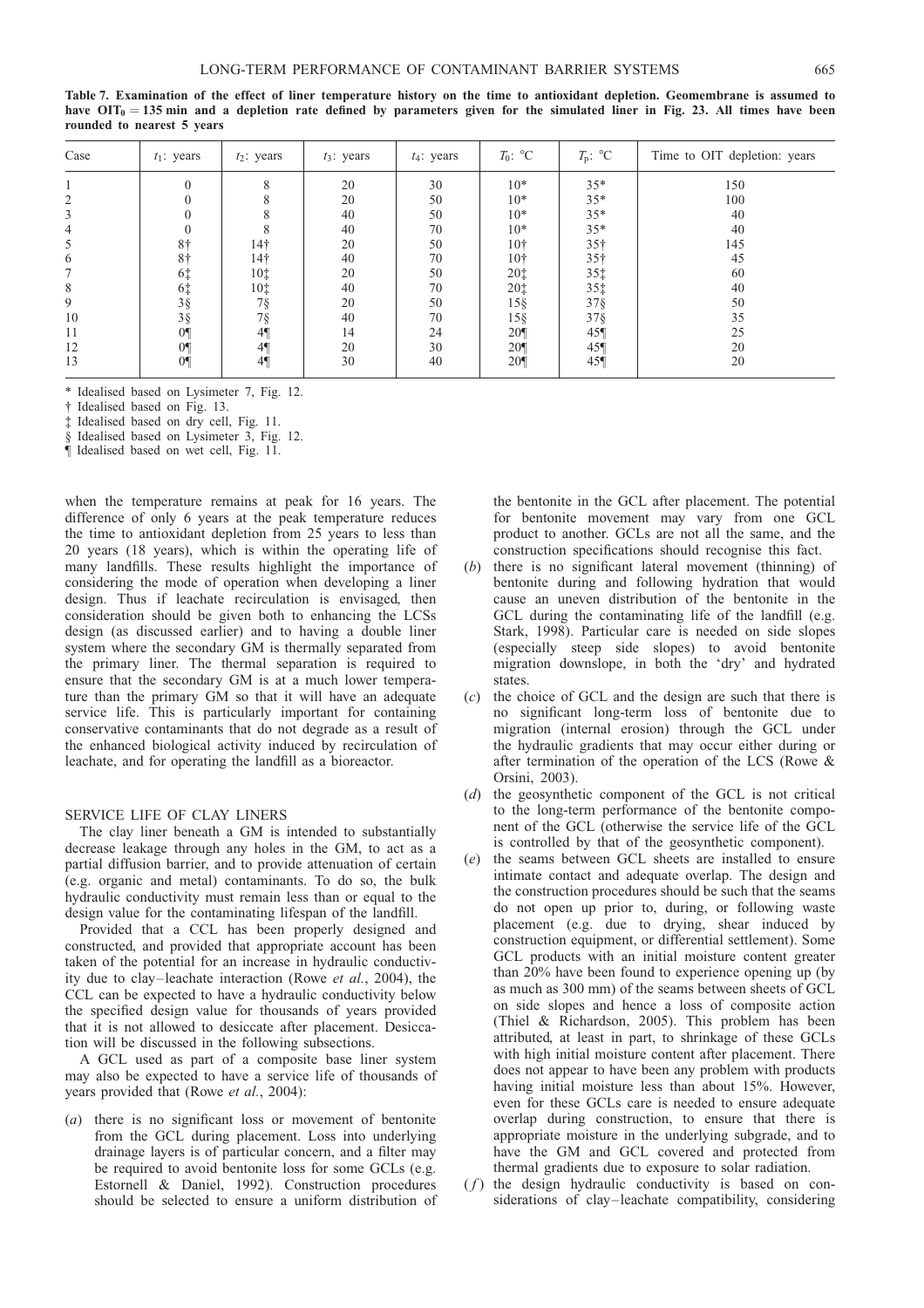**Table 7. Examination of the effect of liner temperature history on the time to antioxidant depletion. Geomembrane is assumed to have $OIT_0 = 135$ min and a depletion rate defined by parameters given for the simulated liner in Fig. 23. All times have been rounded to nearest 5 years**

| Case | $t_1$: years | $t_2$: years | $t_3$: years | $t_4$: years | $T_0$: °C | $T_p$: °C | Time to OIT depletion: years |
|---|---|---|---|---|---|---|---|
| 1 | 0 | 8 | 20 | 30 | 10* | 35* | 150 |
| 2 | 0 | 8 | 20 | 50 | 10* | 35* | 100 |
| 3 | 0 | 8 | 40 | 50 | 10* | 35* | 40 |
| 4 | 0 | 8 | 40 | 70 | 10* | 35* | 40 |
| 5 | 8† | 14† | 20 | 50 | 10† | 35† | 145 |
| 6 | 8† | 14† | 40 | 70 | 10† | 35† | 45 |
| 7 | 6‡ | 10‡ | 20 | 50 | 20‡ | 35‡ | 60 |
| 8 | 6‡ | 10‡ | 40 | 70 | 20‡ | 35‡ | 40 |
| 9 | 3§ | 7§ | 20 | 50 | 15§ | 37§ | 50 |
| 10 | 3§ | 7§ | 40 | 70 | 15§ | 37§ | 35 |
| 11 | 0¶ | 4¶ | 14 | 24 | 20¶ | 45¶ | 25 |
| 12 | 0¶ | 4¶ | 20 | 30 | 20¶ | 45¶ | 20 |
| 13 | 0¶ | 4¶ | 30 | 40 | 20¶ | 45¶ | 20 |

\* Idealised based on Lysimeter 7, Fig. 12.
† Idealised based on Fig. 13.
‡ Idealised based on dry cell, Fig. 11.
§ Idealised based on Lysimeter 3, Fig. 12.
¶ Idealised based on wet cell, Fig. 11.

when the temperature remains at peak for 16 years. The difference of only 6 years at the peak temperature reduces the time to antioxidant depletion from 25 years to less than 20 years (18 years), which is within the operating life of many landfills. These results highlight the importance of considering the mode of operation when developing a liner design. Thus if leachate recirculation is envisaged, then consideration should be given both to enhancing the LCSs design (as discussed earlier) and to having a double liner system where the secondary GM is thermally separated from the primary liner. The thermal separation is required to ensure that the secondary GM is at a much lower temperature than the primary GM so that it will have an adequate service life. This is particularly important for containing conservative contaminants that do not degrade as a result of the enhanced biological activity induced by recirculation of leachate, and for operating the landfill as a bioreactor.

## SERVICE LIFE OF CLAY LINERS

The clay liner beneath a GM is intended to substantially decrease leakage through any holes in the GM, to act as a partial diffusion barrier, and to provide attenuation of certain (e.g. organic and metal) contaminants. To do so, the bulk hydraulic conductivity must remain less than or equal to the design value for the contaminating lifespan of the landfill.

Provided that a CCL has been properly designed and constructed, and provided that appropriate account has been taken of the potential for an increase in hydraulic conductivity due to clay–leachate interaction (Rowe *et al.*, 2004), the CCL can be expected to have a hydraulic conductivity below the specified design value for thousands of years provided that it is not allowed to desiccate after placement. Desiccation will be discussed in the following subsections.

A GCL used as part of a composite base liner system may also be expected to have a service life of thousands of years provided that (Rowe *et al.*, 2004):

(*a*) there is no significant loss or movement of bentonite from the GCL during placement. Loss into underlying drainage layers is of particular concern, and a filter may be required to avoid bentonite loss for some GCLs (e.g. Estornell & Daniel, 1992). Construction procedures should be selected to ensure a uniform distribution of the bentonite in the GCL after placement. The potential for bentonite movement may vary from one GCL product to another. GCLs are not all the same, and the construction specifications should recognise this fact.

(*b*) there is no significant lateral movement (thinning) of bentonite during and following hydration that would cause an uneven distribution of the bentonite in the GCL during the contaminating life of the landfill (e.g. Stark, 1998). Particular care is needed on side slopes (especially steep side slopes) to avoid bentonite migration downslope, in both the 'dry' and hydrated states.

(*c*) the choice of GCL and the design are such that there is no significant long-term loss of bentonite due to migration (internal erosion) through the GCL under the hydraulic gradients that may occur either during or after termination of the operation of the LCS (Rowe & Orsini, 2003).

(*d*) the geosynthetic component of the GCL is not critical to the long-term performance of the bentonite component of the GCL (otherwise the service life of the GCL is controlled by that of the geosynthetic component).

(*e*) the seams between GCL sheets are installed to ensure intimate contact and adequate overlap. The design and the construction procedures should be such that the seams do not open up prior to, during, or following waste placement (e.g. due to drying, shear induced by construction equipment, or differential settlement). Some GCL products with an initial moisture content greater than 20% have been found to experience opening up (by as much as 300 mm) of the seams between sheets of GCL on side slopes and hence a loss of composite action (Thiel & Richardson, 2005). This problem has been attributed, at least in part, to shrinkage of these GCLs with high initial moisture content after placement. There does not appear to have been any problem with products having initial moisture less than about 15%. However, even for these GCLs care is needed to ensure adequate overlap during construction, to ensure that there is appropriate moisture in the underlying subgrade, and to have the GM and GCL covered and protected from thermal gradients due to exposure to solar radiation.

(*f*) the design hydraulic conductivity is based on considerations of clay–leachate compatibility, considering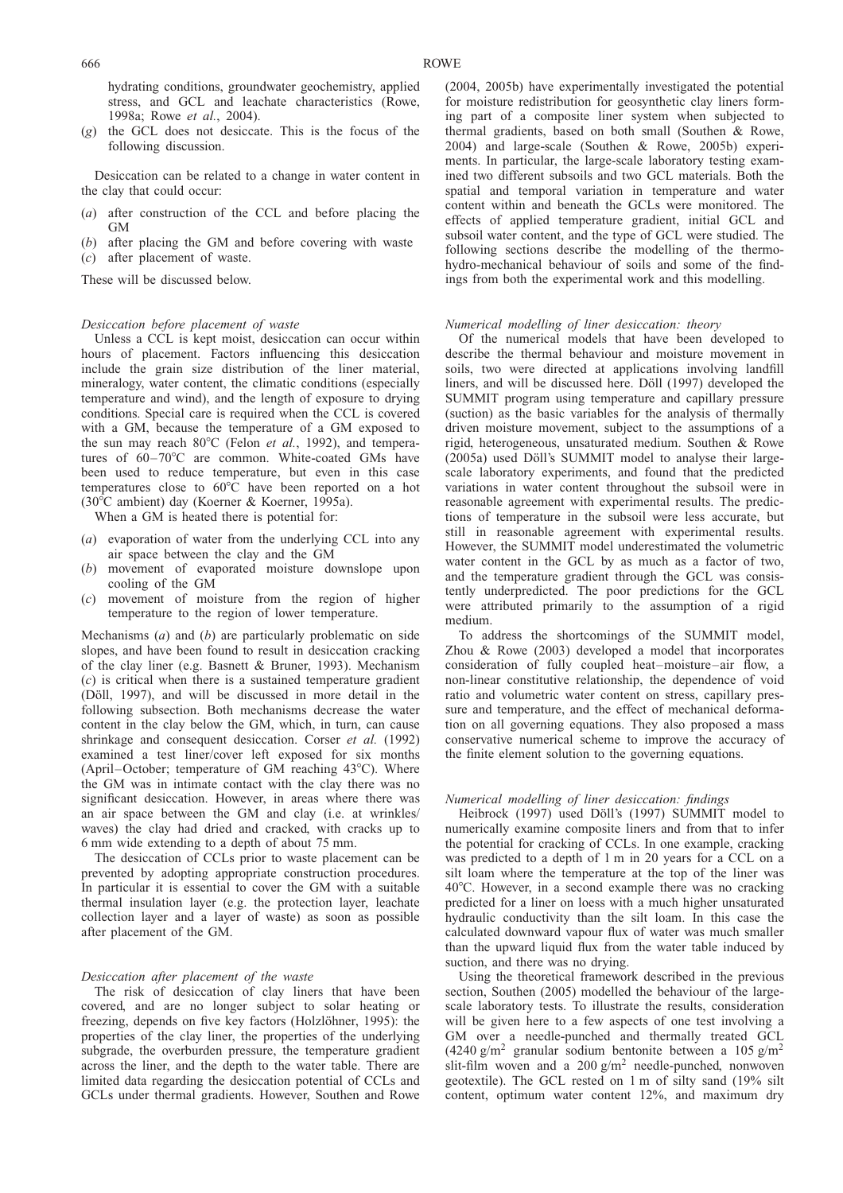hydrating conditions, groundwater geochemistry, applied stress, and GCL and leachate characteristics (Rowe, 1998a; Rowe *et al.*, 2004).

(*g*) the GCL does not desiccate. This is the focus of the following discussion.

Desiccation can be related to a change in water content in the clay that could occur:

(*a*) after construction of the CCL and before placing the GM
(*b*) after placing the GM and before covering with waste
(*c*) after placement of waste.

These will be discussed below.

*Desiccation before placement of waste*

Unless a CCL is kept moist, desiccation can occur within hours of placement. Factors influencing this desiccation include the grain size distribution of the liner material, mineralogy, water content, the climatic conditions (especially temperature and wind), and the length of exposure to drying conditions. Special care is required when the CCL is covered with a GM, because the temperature of a GM exposed to the sun may reach 80°C (Felon *et al.*, 1992), and temperatures of 60–70°C are common. White-coated GMs have been used to reduce temperature, but even in this case temperatures close to 60°C have been reported on a hot (30°C ambient) day (Koerner & Koerner, 1995a).

When a GM is heated there is potential for:

(*a*) evaporation of water from the underlying CCL into any air space between the clay and the GM
(*b*) movement of evaporated moisture downslope upon cooling of the GM
(*c*) movement of moisture from the region of higher temperature to the region of lower temperature.

Mechanisms (*a*) and (*b*) are particularly problematic on side slopes, and have been found to result in desiccation cracking of the clay liner (e.g. Basnett & Bruner, 1993). Mechanism (*c*) is critical when there is a sustained temperature gradient (Döll, 1997), and will be discussed in more detail in the following subsection. Both mechanisms decrease the water content in the clay below the GM, which, in turn, can cause shrinkage and consequent desiccation. Corser *et al.* (1992) examined a test liner/cover left exposed for six months (April–October; temperature of GM reaching 43°C). Where the GM was in intimate contact with the clay there was no significant desiccation. However, in areas where there was an air space between the GM and clay (i.e. at wrinkles/waves) the clay had dried and cracked, with cracks up to 6 mm wide extending to a depth of about 75 mm.

The desiccation of CCLs prior to waste placement can be prevented by adopting appropriate construction procedures. In particular it is essential to cover the GM with a suitable thermal insulation layer (e.g. the protection layer, leachate collection layer and a layer of waste) as soon as possible after placement of the GM.

*Desiccation after placement of the waste*

The risk of desiccation of clay liners that have been covered, and are no longer subject to solar heating or freezing, depends on five key factors (Holzlöhner, 1995): the properties of the clay liner, the properties of the underlying subgrade, the overburden pressure, the temperature gradient across the liner, and the depth to the water table. There are limited data regarding the desiccation potential of CCLs and GCLs under thermal gradients. However, Southen and Rowe (2004, 2005b) have experimentally investigated the potential for moisture redistribution for geosynthetic clay liners forming part of a composite liner system when subjected to thermal gradients, based on both small (Southen & Rowe, 2004) and large-scale (Southen & Rowe, 2005b) experiments. In particular, the large-scale laboratory testing examined two different subsoils and two GCL materials. Both the spatial and temporal variation in temperature and water content within and beneath the GCLs were monitored. The effects of applied temperature gradient, initial GCL and subsoil water content, and the type of GCL were studied. The following sections describe the modelling of the thermo-hydro-mechanical behaviour of soils and some of the findings from both the experimental work and this modelling.

*Numerical modelling of liner desiccation: theory*

Of the numerical models that have been developed to describe the thermal behaviour and moisture movement in soils, two were directed at applications involving landfill liners, and will be discussed here. Döll (1997) developed the SUMMIT program using temperature and capillary pressure (suction) as the basic variables for the analysis of thermally driven moisture movement, subject to the assumptions of a rigid, heterogeneous, unsaturated medium. Southen & Rowe (2005a) used Döll's SUMMIT model to analyse their large-scale laboratory experiments, and found that the predicted variations in water content throughout the subsoil were in reasonable agreement with experimental results. The predictions of temperature in the subsoil were less accurate, but still in reasonable agreement with experimental results. However, the SUMMIT model underestimated the volumetric water content in the GCL by as much as a factor of two, and the temperature gradient through the GCL was consistently underpredicted. The poor predictions for the GCL were attributed primarily to the assumption of a rigid medium.

To address the shortcomings of the SUMMIT model, Zhou & Rowe (2003) developed a model that incorporates consideration of fully coupled heat–moisture–air flow, a non-linear constitutive relationship, the dependence of void ratio and volumetric water content on stress, capillary pressure and temperature, and the effect of mechanical deformation on all governing equations. They also proposed a mass conservative numerical scheme to improve the accuracy of the finite element solution to the governing equations.

*Numerical modelling of liner desiccation: findings*

Heibrock (1997) used Döll's (1997) SUMMIT model to numerically examine composite liners and from that to infer the potential for cracking of CCLs. In one example, cracking was predicted to a depth of 1 m in 20 years for a CCL on a silt loam where the temperature at the top of the liner was 40°C. However, in a second example there was no cracking predicted for a liner on loess with a much higher unsaturated hydraulic conductivity than the silt loam. In this case the calculated downward vapour flux of water was much smaller than the upward liquid flux from the water table induced by suction, and there was no drying.

Using the theoretical framework described in the previous section, Southen (2005) modelled the behaviour of the large-scale laboratory tests. To illustrate the results, consideration will be given here to a few aspects of one test involving a GM over a needle-punched and thermally treated GCL (4240 g/m$^2$ granular sodium bentonite between a 105 g/m$^2$ slit-film woven and a 200 g/m$^2$ needle-punched, nonwoven geotextile). The GCL rested on 1 m of silty sand (19% silt content, optimum water content 12%, and maximum dry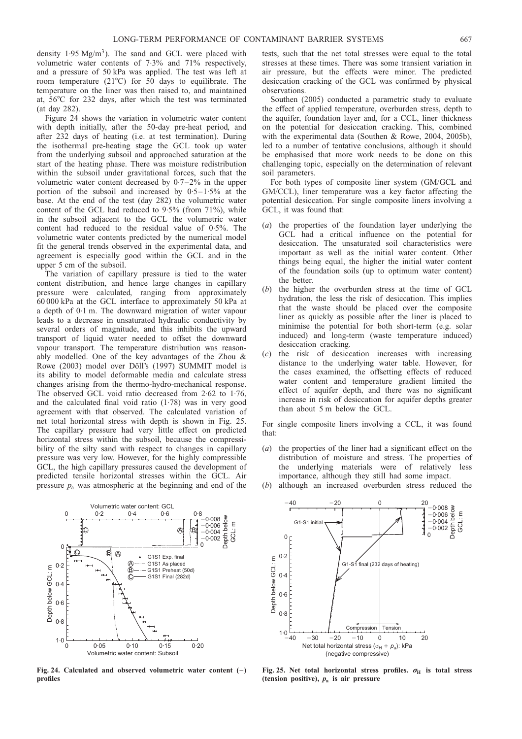density 1·95 Mg/m$^3$). The sand and GCL were placed with volumetric water contents of 7·3% and 71% respectively, and a pressure of 50 kPa was applied. The test was left at room temperature (21°C) for 50 days to equilibrate. The temperature on the liner was then raised to, and maintained at, 56°C for 232 days, after which the test was terminated (at day 282).

Figure 24 shows the variation in volumetric water content with depth initially, after the 50-day pre-heat period, and after 232 days of heating (i.e. at test termination). During the isothermal pre-heating stage the GCL took up water from the underlying subsoil and approached saturation at the start of the heating phase. There was moisture redistribution within the subsoil under gravitational forces, such that the volumetric water content decreased by 0·7–2% in the upper portion of the subsoil and increased by 0·5–1·5% at the base. At the end of the test (day 282) the volumetric water content of the GCL had reduced to 9·5% (from 71%), while in the subsoil adjacent to the GCL the volumetric water content had reduced to the residual value of 0·5%. The volumetric water contents predicted by the numerical model fit the general trends observed in the experimental data, and agreement is especially good within the GCL and in the upper 5 cm of the subsoil.

The variation of capillary pressure is tied to the water content distribution, and hence large changes in capillary pressure were calculated, ranging from approximately 60 000 kPa at the GCL interface to approximately 50 kPa at a depth of 0·1 m. The downward migration of water vapour leads to a decrease in unsaturated hydraulic conductivity by several orders of magnitude, and this inhibits the upward transport of liquid water needed to offset the downward vapour transport. The temperature distribution was reasonably modelled. One of the key advantages of the Zhou & Rowe (2003) model over Döll's (1997) SUMMIT model is its ability to model deformable media and calculate stress changes arising from the thermo-hydro-mechanical response. The observed GCL void ratio decreased from 2·62 to 1·76, and the calculated final void ratio (1·78) was in very good agreement with that observed. The calculated variation of net total horizontal stress with depth is shown in Fig. 25. The capillary pressure had very little effect on predicted horizontal stress within the subsoil, because the compressibility of the silty sand with respect to changes in capillary pressure was very low. However, for the highly compressible GCL, the high capillary pressures caused the development of predicted tensile horizontal stresses within the GCL. Air pressure $p_a$ was atmospheric at the beginning and end of the tests, such that the net total stresses were equal to the total stresses at these times. There was some transient variation in air pressure, but the effects were minor. The predicted desiccation cracking of the GCL was confirmed by physical observations.

Southen (2005) conducted a parametric study to evaluate the effect of applied temperature, overburden stress, depth to the aquifer, foundation layer and, for a CCL, liner thickness on the potential for desiccation cracking. This, combined with the experimental data (Southen & Rowe, 2004, 2005b), led to a number of tentative conclusions, although it should be emphasised that more work needs to be done on this challenging topic, especially on the determination of relevant soil parameters.

For both types of composite liner system (GM/GCL and GM/CCL), liner temperature was a key factor affecting the potential desiccation. For single composite liners involving a GCL, it was found that:

(*a*) the properties of the foundation layer underlying the GCL had a critical influence on the potential for desiccation. The unsaturated soil characteristics were important as well as the initial water content. Other things being equal, the higher the initial water content of the foundation soils (up to optimum water content) the better.

(*b*) the higher the overburden stress at the time of GCL hydration, the less the risk of desiccation. This implies that the waste should be placed over the composite liner as quickly as possible after the liner is placed to minimise the potential for both short-term (e.g. solar induced) and long-term (waste temperature induced) desiccation cracking.

(*c*) the risk of desiccation increases with increasing distance to the underlying water table. However, for the cases examined, the offsetting effects of reduced water content and temperature gradient limited the effect of aquifer depth, and there was no significant increase in risk of desiccation for aquifer depths greater than about 5 m below the GCL.

For single composite liners involving a CCL, it was found that:

(*a*) the properties of the liner had a significant effect on the distribution of moisture and stress. The properties of the underlying materials were of relatively less importance, although they still had some impact.

(*b*) although an increased overburden stress reduced the

**Fig. 24. Calculated and observed volumetric water content (–) profiles**

**Fig. 25. Net total horizontal stress profiles. $\sigma_H$ is total stress (tension positive), $p_a$ is air pressure**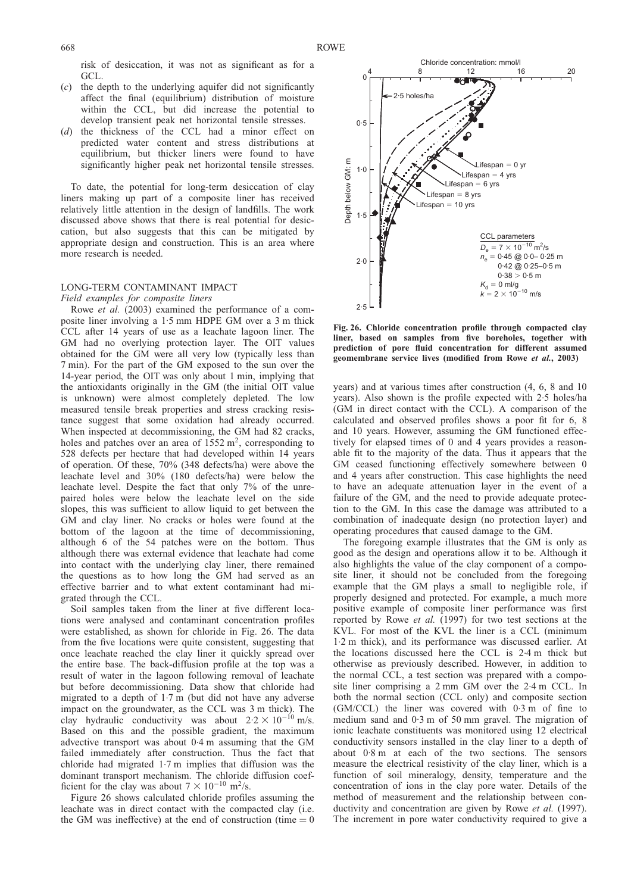risk of desiccation, it was not as significant as for a GCL.

(*c*) the depth to the underlying aquifer did not significantly affect the final (equilibrium) distribution of moisture within the CCL, but did increase the potential to develop transient peak net horizontal tensile stresses.

(*d*) the thickness of the CCL had a minor effect on predicted water content and stress distributions at equilibrium, but thicker liners were found to have significantly higher peak net horizontal tensile stresses.

To date, the potential for long-term desiccation of clay liners making up part of a composite liner has received relatively little attention in the design of landfills. The work discussed above shows that there is real potential for desiccation, but also suggests that this can be mitigated by appropriate design and construction. This is an area where more research is needed.

## LONG-TERM CONTAMINANT IMPACT

### *Field examples for composite liners*

Rowe *et al.* (2003) examined the performance of a composite liner involving a 1·5 mm HDPE GM over a 3 m thick CCL after 14 years of use as a leachate lagoon liner. The GM had no overlying protection layer. The OIT values obtained for the GM were all very low (typically less than 7 min). For the part of the GM exposed to the sun over the 14-year period, the OIT was only about 1 min, implying that the antioxidants originally in the GM (the initial OIT value is unknown) were almost completely depleted. The low measured tensile break properties and stress cracking resistance suggest that some oxidation had already occurred. When inspected at decommissioning, the GM had 82 cracks, holes and patches over an area of 1552 $m^2$, corresponding to 528 defects per hectare that had developed within 14 years of operation. Of these, 70% (348 defects/ha) were above the leachate level and 30% (180 defects/ha) were below the leachate level. Despite the fact that only 7% of the unrepaired holes were below the leachate level on the side slopes, this was sufficient to allow liquid to get between the GM and clay liner. No cracks or holes were found at the bottom of the lagoon at the time of decommissioning, although 6 of the 54 patches were on the bottom. Thus although there was external evidence that leachate had come into contact with the underlying clay liner, there remained the questions as to how long the GM had served as an effective barrier and to what extent contaminant had migrated through the CCL.

Soil samples taken from the liner at five different locations were analysed and contaminant concentration profiles were established, as shown for chloride in Fig. 26. The data from the five locations were quite consistent, suggesting that once leachate reached the clay liner it quickly spread over the entire base. The back-diffusion profile at the top was a result of water in the lagoon following removal of leachate but before decommissioning. Data show that chloride had migrated to a depth of 1·7 m (but did not have any adverse impact on the groundwater, as the CCL was 3 m thick). The clay hydraulic conductivity was about $2{\cdot}2 \times 10^{-10}$ m/s. Based on this and the possible gradient, the maximum advective transport was about 0·4 m assuming that the GM failed immediately after construction. Thus the fact that chloride had migrated 1·7 m implies that diffusion was the dominant transport mechanism. The chloride diffusion coefficient for the clay was about $7 \times 10^{-10}$ $m^2$/s.

Figure 26 shows calculated chloride profiles assuming the leachate was in direct contact with the compacted clay (i.e. the GM was ineffective) at the end of construction (time = 0 years) and at various times after construction (4, 6, 8 and 10 years). Also shown is the profile expected with 2·5 holes/ha (GM in direct contact with the CCL). A comparison of the calculated and observed profiles shows a poor fit for 6, 8 and 10 years. However, assuming the GM functioned effectively for elapsed times of 0 and 4 years provides a reasonable fit to the majority of the data. Thus it appears that the GM ceased functioning effectively somewhere between 0 and 4 years after construction. This case highlights the need to have an adequate attenuation layer in the event of a failure of the GM, and the need to provide adequate protection to the GM. In this case the damage was attributed to a combination of inadequate design (no protection layer) and operating procedures that caused damage to the GM.

**Fig. 26. Chloride concentration profile through compacted clay liner, based on samples from five boreholes, together with prediction of pore fluid concentration for different assumed geomembrane service lives (modified from Rowe *et al.*, 2003)**

The foregoing example illustrates that the GM is only as good as the design and operations allow it to be. Although it also highlights the value of the clay component of a composite liner, it should not be concluded from the foregoing example that the GM plays a small to negligible role, if properly designed and protected. For example, a much more positive example of composite liner performance was first reported by Rowe *et al.* (1997) for two test sections at the KVL. For most of the KVL the liner is a CCL (minimum 1·2 m thick), and its performance was discussed earlier. At the locations discussed here the CCL is 2·4 m thick but otherwise as previously described. However, in addition to the normal CCL, a test section was prepared with a composite liner comprising a 2 mm GM over the 2·4 m CCL. In both the normal section (CCL only) and composite section (GM/CCL) the liner was covered with 0·3 m of fine to medium sand and 0·3 m of 50 mm gravel. The migration of ionic leachate constituents was monitored using 12 electrical conductivity sensors installed in the clay liner to a depth of about 0·8 m at each of the two sections. The sensors measure the electrical resistivity of the clay liner, which is a function of soil mineralogy, density, temperature and the concentration of ions in the clay pore water. Details of the method of measurement and the relationship between conductivity and concentration are given by Rowe *et al.* (1997). The increment in pore water conductivity required to give a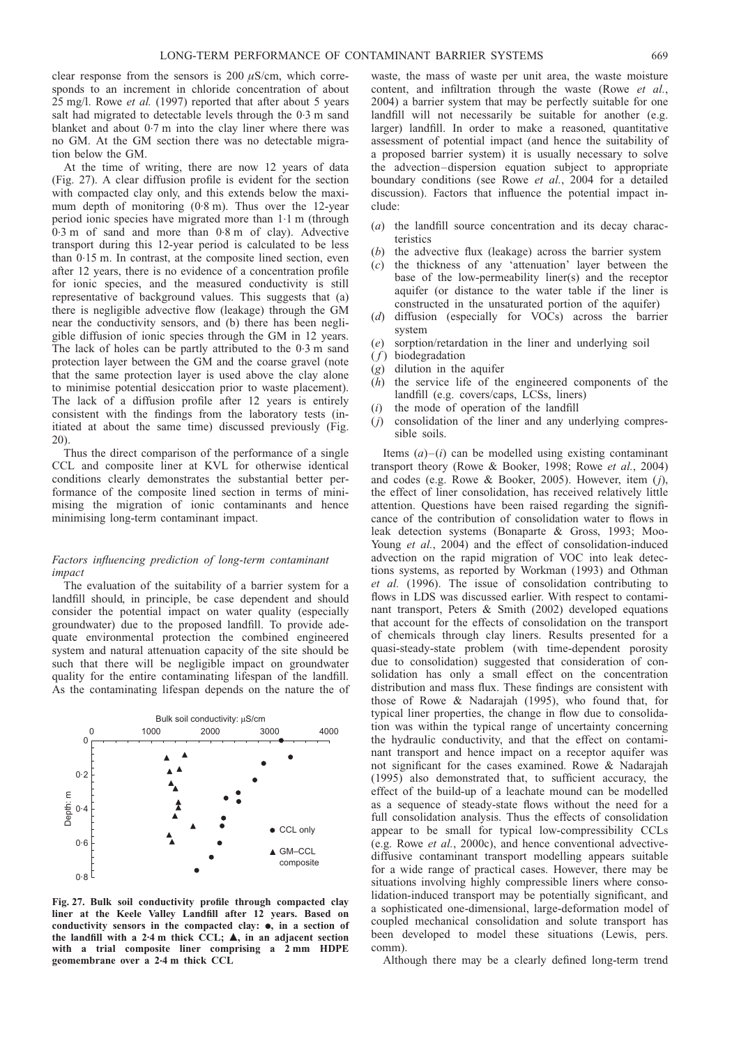clear response from the sensors is 200 μS/cm, which corresponds to an increment in chloride concentration of about 25 mg/l. Rowe *et al.* (1997) reported that after about 5 years salt had migrated to detectable levels through the 0·3 m sand blanket and about 0·7 m into the clay liner where there was no GM. At the GM section there was no detectable migration below the GM.

At the time of writing, there are now 12 years of data (Fig. 27). A clear diffusion profile is evident for the section with compacted clay only, and this extends below the maximum depth of monitoring (0·8 m). Thus over the 12-year period ionic species have migrated more than 1·1 m (through 0·3 m of sand and more than 0·8 m of clay). Advective transport during this 12-year period is calculated to be less than 0·15 m. In contrast, at the composite lined section, even after 12 years, there is no evidence of a concentration profile for ionic species, and the measured conductivity is still representative of background values. This suggests that (a) there is negligible advective flow (leakage) through the GM near the conductivity sensors, and (b) there has been negligible diffusion of ionic species through the GM in 12 years. The lack of holes can be partly attributed to the 0·3 m sand protection layer between the GM and the coarse gravel (note that the same protection layer is used above the clay alone to minimise potential desiccation prior to waste placement). The lack of a diffusion profile after 12 years is entirely consistent with the findings from the laboratory tests (initiated at about the same time) discussed previously (Fig. 20).

Thus the direct comparison of the performance of a single CCL and composite liner at KVL for otherwise identical conditions clearly demonstrates the substantial better performance of the composite lined section in terms of minimising the migration of ionic contaminants and hence minimising long-term contaminant impact.

Fig. 27. Bulk soil conductivity profile through compacted clay liner at the Keele Valley Landfill after 12 years. Based on conductivity sensors in the compacted clay: ●, in a section of the landfill with a 2·4 m thick CCL; ▲, in an adjacent section with a trial composite liner comprising a 2 mm HDPE geomembrane over a 2·4 m thick CCL

### *Factors influencing prediction of long-term contaminant impact*

The evaluation of the suitability of a barrier system for a landfill should, in principle, be case dependent and should consider the potential impact on water quality (especially groundwater) due to the proposed landfill. To provide adequate environmental protection the combined engineered system and natural attenuation capacity of the site should be such that there will be negligible impact on groundwater quality for the entire contaminating lifespan of the landfill. As the contaminating lifespan depends on the nature the of waste, the mass of waste per unit area, the waste moisture content, and infiltration through the waste (Rowe *et al.*, 2004) a barrier system that may be perfectly suitable for one landfill will not necessarily be suitable for another (e.g. larger) landfill. In order to make a reasoned, quantitative assessment of potential impact (and hence the suitability of a proposed barrier system) it is usually necessary to solve the advection–dispersion equation subject to appropriate boundary conditions (see Rowe *et al.*, 2004 for a detailed discussion). Factors that influence the potential impact include:

(*a*) the landfill source concentration and its decay characteristics
(*b*) the advective flux (leakage) across the barrier system
(*c*) the thickness of any 'attenuation' layer between the base of the low-permeability liner(s) and the receptor aquifer (or distance to the water table if the liner is constructed in the unsaturated portion of the aquifer)
(*d*) diffusion (especially for VOCs) across the barrier system
(*e*) sorption/retardation in the liner and underlying soil
(*f*) biodegradation
(*g*) dilution in the aquifer
(*h*) the service life of the engineered components of the landfill (e.g. covers/caps, LCSs, liners)
(*i*) the mode of operation of the landfill
(*j*) consolidation of the liner and any underlying compressible soils.

Items (*a*)–(*i*) can be modelled using existing contaminant transport theory (Rowe & Booker, 1998; Rowe *et al.*, 2004) and codes (e.g. Rowe & Booker, 2005). However, item (*j*), the effect of liner consolidation, has received relatively little attention. Questions have been raised regarding the significance of the contribution of consolidation water to flows in leak detection systems (Bonaparte & Gross, 1993; Moo-Young *et al.*, 2004) and the effect of consolidation-induced advection on the rapid migration of VOC into leak detections systems, as reported by Workman (1993) and Othman *et al.* (1996). The issue of consolidation contributing to flows in LDS was discussed earlier. With respect to contaminant transport, Peters & Smith (2002) developed equations that account for the effects of consolidation on the transport of chemicals through clay liners. Results presented for a quasi-steady-state problem (with time-dependent porosity due to consolidation) suggested that consideration of consolidation has only a small effect on the concentration distribution and mass flux. These findings are consistent with those of Rowe & Nadarajah (1995), who found that, for typical liner properties, the change in flow due to consolidation was within the typical range of uncertainty concerning the hydraulic conductivity, and that the effect on contaminant transport and hence impact on a receptor aquifer was not significant for the cases examined. Rowe & Nadarajah (1995) also demonstrated that, to sufficient accuracy, the effect of the build-up of a leachate mound can be modelled as a sequence of steady-state flows without the need for a full consolidation analysis. Thus the effects of consolidation appear to be small for typical low-compressibility CCLs (e.g. Rowe *et al.*, 2000c), and hence conventional advective-diffusive contaminant transport modelling appears suitable for a wide range of practical cases. However, there may be situations involving highly compressible liners where consolidation-induced transport may be potentially significant, and a sophisticated one-dimensional, large-deformation model of coupled mechanical consolidation and solute transport has been developed to model these situations (Lewis, pers. comm).

Although there may be a clearly defined long-term trend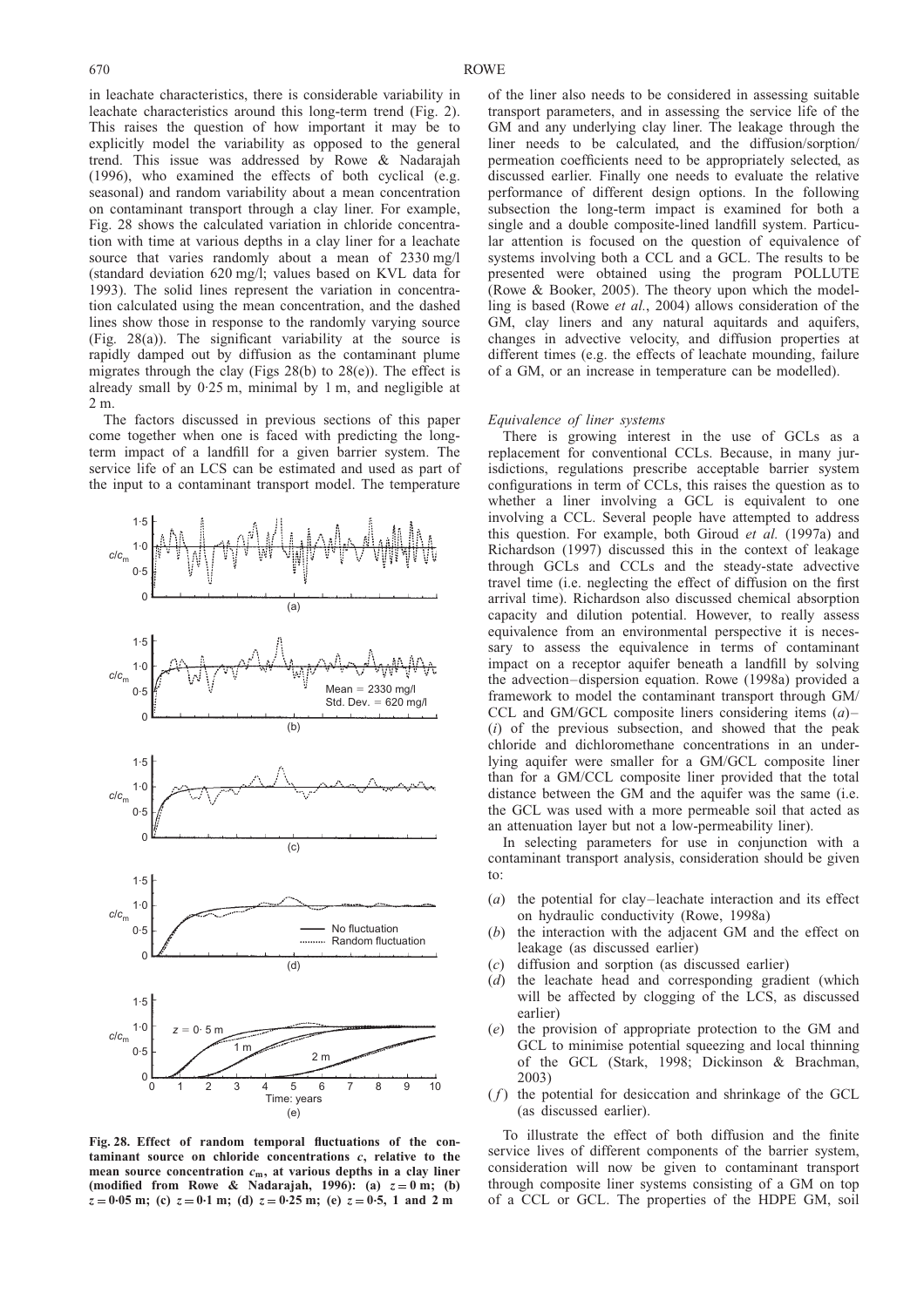in leachate characteristics, there is considerable variability in leachate characteristics around this long-term trend (Fig. 2). This raises the question of how important it may be to explicitly model the variability as opposed to the general trend. This issue was addressed by Rowe & Nadarajah (1996), who examined the effects of both cyclical (e.g. seasonal) and random variability about a mean concentration on contaminant transport through a clay liner. For example, Fig. 28 shows the calculated variation in chloride concentration with time at various depths in a clay liner for a leachate source that varies randomly about a mean of 2330 mg/l (standard deviation 620 mg/l; values based on KVL data for 1993). The solid lines represent the variation in concentration calculated using the mean concentration, and the dashed lines show those in response to the randomly varying source (Fig. 28(a)). The significant variability at the source is rapidly damped out by diffusion as the contaminant plume migrates through the clay (Figs 28(b) to 28(e)). The effect is already small by 0·25 m, minimal by 1 m, and negligible at 2 m.

The factors discussed in previous sections of this paper come together when one is faced with predicting the long-term impact of a landfill for a given barrier system. The service life of an LCS can be estimated and used as part of the input to a contaminant transport model. The temperature of the liner also needs to be considered in assessing suitable transport parameters, and in assessing the service life of the GM and any underlying clay liner. The leakage through the liner needs to be calculated, and the diffusion/sorption/permeation coefficients need to be appropriately selected, as discussed earlier. Finally one needs to evaluate the relative performance of different design options. In the following subsection the long-term impact is examined for both a single and a double composite-lined landfill system. Particular attention is focused on the question of equivalence of systems involving both a CCL and a GCL. The results to be presented were obtained using the program POLLUTE (Rowe & Booker, 2005). The theory upon which the modelling is based (Rowe *et al.*, 2004) allows consideration of the GM, clay liners and any natural aquitards and aquifers, changes in advective velocity, and diffusion properties at different times (e.g. the effects of leachate mounding, failure of a GM, or an increase in temperature can be modelled).

**Fig. 28. Effect of random temporal fluctuations of the contaminant source on chloride concentrations $c$, relative to the mean source concentration $c_m$, at various depths in a clay liner (modified from Rowe & Nadarajah, 1996): (a) $z = 0$ m; (b) $z = 0{\cdot}05$ m; (c) $z = 0{\cdot}1$ m; (d) $z = 0{\cdot}25$ m; (e) $z = 0{\cdot}5$, 1 and 2 m**

*Equivalence of liner systems*

There is growing interest in the use of GCLs as a replacement for conventional CCLs. Because, in many jurisdictions, regulations prescribe acceptable barrier system configurations in term of CCLs, this raises the question as to whether a liner involving a GCL is equivalent to one involving a CCL. Several people have attempted to address this question. For example, both Giroud *et al.* (1997a) and Richardson (1997) discussed this in the context of leakage through GCLs and CCLs and the steady-state advective travel time (i.e. neglecting the effect of diffusion on the first arrival time). Richardson also discussed chemical absorption capacity and dilution potential. However, to really assess equivalence from an environmental perspective it is necessary to assess the equivalence in terms of contaminant impact on a receptor aquifer beneath a landfill by solving the advection–dispersion equation. Rowe (1998a) provided a framework to model the contaminant transport through GM/CCL and GM/GCL composite liners considering items (*a*)–(*i*) of the previous subsection, and showed that the peak chloride and dichloromethane concentrations in an underlying aquifer were smaller for a GM/GCL composite liner than for a GM/CCL composite liner provided that the total distance between the GM and the aquifer was the same (i.e. the GCL was used with a more permeable soil that acted as an attenuation layer but not a low-permeability liner).

In selecting parameters for use in conjunction with a contaminant transport analysis, consideration should be given to:

(*a*) the potential for clay–leachate interaction and its effect on hydraulic conductivity (Rowe, 1998a)
(*b*) the interaction with the adjacent GM and the effect on leakage (as discussed earlier)
(*c*) diffusion and sorption (as discussed earlier)
(*d*) the leachate head and corresponding gradient (which will be affected by clogging of the LCS, as discussed earlier)
(*e*) the provision of appropriate protection to the GM and GCL to minimise potential squeezing and local thinning of the GCL (Stark, 1998; Dickinson & Brachman, 2003)
(*f*) the potential for desiccation and shrinkage of the GCL (as discussed earlier).

To illustrate the effect of both diffusion and the finite service lives of different components of the barrier system, consideration will now be given to contaminant transport through composite liner systems consisting of a GM on top of a CCL or GCL. The properties of the HDPE GM, soil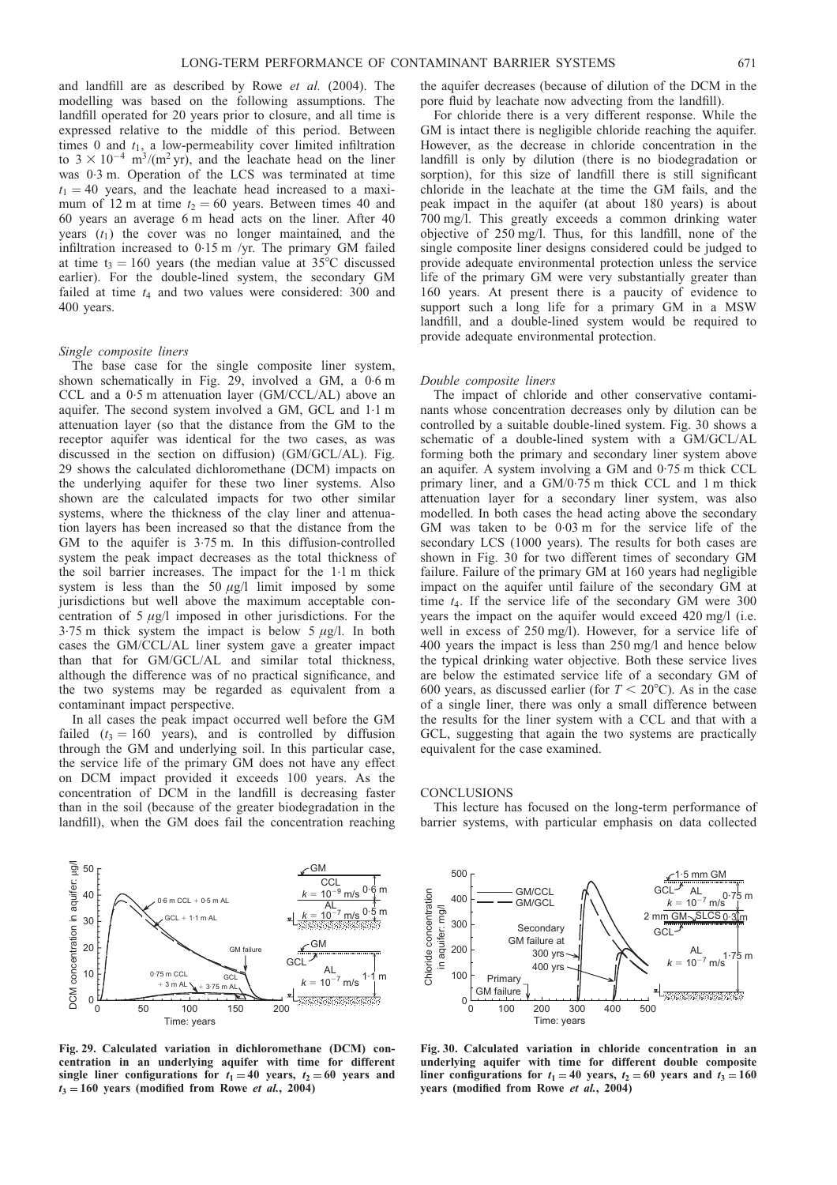and landfill are as described by Rowe *et al.* (2004). The modelling was based on the following assumptions. The landfill operated for 20 years prior to closure, and all time is expressed relative to the middle of this period. Between times 0 and $t_1$, a low-permeability cover limited infiltration to $3 \times 10^{-4}$ m$^3$/(m$^2$ yr), and the leachate head on the liner was 0·3 m. Operation of the LCS was terminated at time $t_1 = 40$ years, and the leachate head increased to a maximum of 12 m at time $t_2 = 60$ years. Between times 40 and 60 years an average 6 m head acts on the liner. After 40 years ($t_1$) the cover was no longer maintained, and the infiltration increased to 0·15 m /yr. The primary GM failed at time $t_3 = 160$ years (the median value at 35°C discussed earlier). For the double-lined system, the secondary GM failed at time $t_4$ and two values were considered: 300 and 400 years.

### *Single composite liners*

The base case for the single composite liner system, shown schematically in Fig. 29, involved a GM, a 0·6 m CCL and a 0·5 m attenuation layer (GM/CCL/AL) above an aquifer. The second system involved a GM, GCL and 1·1 m attenuation layer (so that the distance from the GM to the receptor aquifer was identical for the two cases, as was discussed in the section on diffusion) (GM/GCL/AL). Fig. 29 shows the calculated dichloromethane (DCM) impacts on the underlying aquifer for these two liner systems. Also shown are the calculated impacts for two other similar systems, where the thickness of the clay liner and attenuation layers has been increased so that the distance from the GM to the aquifer is 3·75 m. In this diffusion-controlled system the peak impact decreases as the total thickness of the soil barrier increases. The impact for the 1·1 m thick system is less than the 50 $\mu$g/l limit imposed by some jurisdictions but well above the maximum acceptable concentration of 5 $\mu$g/l imposed in other jurisdictions. For the 3·75 m thick system the impact is below 5 $\mu$g/l. In both cases the GM/CCL/AL liner system gave a greater impact than that for GM/GCL/AL and similar total thickness, although the difference was of no practical significance, and the two systems may be regarded as equivalent from a contaminant impact perspective.

In all cases the peak impact occurred well before the GM failed ($t_3 = 160$ years), and is controlled by diffusion through the GM and underlying soil. In this particular case, the service life of the primary GM does not have any effect on DCM impact provided it exceeds 100 years. As the concentration of DCM in the landfill is decreasing faster than in the soil (because of the greater biodegradation in the landfill), when the GM does fail the concentration reaching the aquifer decreases (because of dilution of the DCM in the pore fluid by leachate now advecting from the landfill).

For chloride there is a very different response. While the GM is intact there is negligible chloride reaching the aquifer. However, as the decrease in chloride concentration in the landfill is only by dilution (there is no biodegradation or sorption), for this size of landfill there is still significant chloride in the leachate at the time the GM fails, and the peak impact in the aquifer (at about 180 years) is about 700 mg/l. This greatly exceeds a common drinking water objective of 250 mg/l. Thus, for this landfill, none of the single composite liner designs considered could be judged to provide adequate environmental protection unless the service life of the primary GM were very substantially greater than 160 years. At present there is a paucity of evidence to support such a long life for a primary GM in a MSW landfill, and a double-lined system would be required to provide adequate environmental protection.

### *Double composite liners*

The impact of chloride and other conservative contaminants whose concentration decreases only by dilution can be controlled by a suitable double-lined system. Fig. 30 shows a schematic of a double-lined system with a GM/GCL/AL forming both the primary and secondary liner system above an aquifer. A system involving a GM and 0·75 m thick CCL primary liner, and a GM/0·75 m thick CCL and 1 m thick attenuation layer for a secondary liner system, was also modelled. In both cases the head acting above the secondary GM was taken to be 0·03 m for the service life of the secondary LCS (1000 years). The results for both cases are shown in Fig. 30 for two different times of secondary GM failure. Failure of the primary GM at 160 years had negligible impact on the aquifer until failure of the secondary GM at time $t_4$. If the service life of the secondary GM were 300 years the impact on the aquifer would exceed 420 mg/l (i.e. well in excess of 250 mg/l). However, for a service life of 400 years the impact is less than 250 mg/l and hence below the typical drinking water objective. Both these service lives are below the estimated service life of a secondary GM of 600 years, as discussed earlier (for $T < 20$°C). As in the case of a single liner, there was only a small difference between the results for the liner system with a CCL and that with a GCL, suggesting that again the two systems are practically equivalent for the case examined.

## CONCLUSIONS

This lecture has focused on the long-term performance of barrier systems, with particular emphasis on data collected

**Fig. 29. Calculated variation in dichloromethane (DCM) concentration in an underlying aquifer with time for different single liner configurations for $t_1 = 40$ years, $t_2 = 60$ years and $t_3 = 160$ years (modified from Rowe *et al.*, 2004)**

**Fig. 30. Calculated variation in chloride concentration in an underlying aquifer with time for different double composite liner configurations for $t_1 = 40$ years, $t_2 = 60$ years and $t_3 = 160$ years (modified from Rowe *et al.*, 2004)**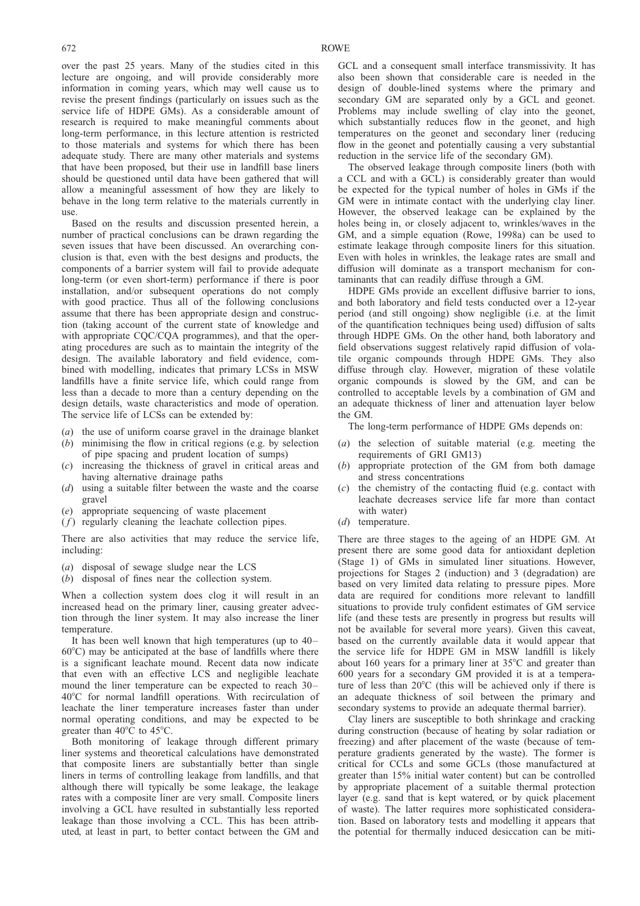over the past 25 years. Many of the studies cited in this lecture are ongoing, and will provide considerably more information in coming years, which may well cause us to revise the present findings (particularly on issues such as the service life of HDPE GMs). As a considerable amount of research is required to make meaningful comments about long-term performance, in this lecture attention is restricted to those materials and systems for which there has been adequate study. There are many other materials and systems that have been proposed, but their use in landfill base liners should be questioned until data have been gathered that will allow a meaningful assessment of how they are likely to behave in the long term relative to the materials currently in use.

Based on the results and discussion presented herein, a number of practical conclusions can be drawn regarding the seven issues that have been discussed. An overarching conclusion is that, even with the best designs and products, the components of a barrier system will fail to provide adequate long-term (or even short-term) performance if there is poor installation, and/or subsequent operations do not comply with good practice. Thus all of the following conclusions assume that there has been appropriate design and construction (taking account of the current state of knowledge and with appropriate CQC/CQA programmes), and that the operating procedures are such as to maintain the integrity of the design. The available laboratory and field evidence, combined with modelling, indicates that primary LCSs in MSW landfills have a finite service life, which could range from less than a decade to more than a century depending on the design details, waste characteristics and mode of operation. The service life of LCSs can be extended by:

(*a*) the use of uniform coarse gravel in the drainage blanket
(*b*) minimising the flow in critical regions (e.g. by selection of pipe spacing and prudent location of sumps)
(*c*) increasing the thickness of gravel in critical areas and having alternative drainage paths
(*d*) using a suitable filter between the waste and the coarse gravel
(*e*) appropriate sequencing of waste placement
(*f*) regularly cleaning the leachate collection pipes.

There are also activities that may reduce the service life, including:

(*a*) disposal of sewage sludge near the LCS
(*b*) disposal of fines near the collection system.

When a collection system does clog it will result in an increased head on the primary liner, causing greater advection through the liner system. It may also increase the liner temperature.

It has been well known that high temperatures (up to 40–60°C) may be anticipated at the base of landfills where there is a significant leachate mound. Recent data now indicate that even with an effective LCS and negligible leachate mound the liner temperature can be expected to reach 30–40°C for normal landfill operations. With recirculation of leachate the liner temperature increases faster than under normal operating conditions, and may be expected to be greater than 40°C to 45°C.

Both monitoring of leakage through different primary liner systems and theoretical calculations have demonstrated that composite liners are substantially better than single liners in terms of controlling leakage from landfills, and that although there will typically be some leakage, the leakage rates with a composite liner are very small. Composite liners involving a GCL have resulted in substantially less reported leakage than those involving a CCL. This has been attributed, at least in part, to better contact between the GM and GCL and a consequent small interface transmissivity. It has also been shown that considerable care is needed in the design of double-lined systems where the primary and secondary GM are separated only by a GCL and geonet. Problems may include swelling of clay into the geonet, which substantially reduces flow in the geonet, and high temperatures on the geonet and secondary liner (reducing flow in the geonet and potentially causing a very substantial reduction in the service life of the secondary GM).

The observed leakage through composite liners (both with a CCL and with a GCL) is considerably greater than would be expected for the typical number of holes in GMs if the GM were in intimate contact with the underlying clay liner. However, the observed leakage can be explained by the holes being in, or closely adjacent to, wrinkles/waves in the GM, and a simple equation (Rowe, 1998a) can be used to estimate leakage through composite liners for this situation. Even with holes in wrinkles, the leakage rates are small and diffusion will dominate as a transport mechanism for contaminants that can readily diffuse through a GM.

HDPE GMs provide an excellent diffusive barrier to ions, and both laboratory and field tests conducted over a 12-year period (and still ongoing) show negligible (i.e. at the limit of the quantification techniques being used) diffusion of salts through HDPE GMs. On the other hand, both laboratory and field observations suggest relatively rapid diffusion of volatile organic compounds through HDPE GMs. They also diffuse through clay. However, migration of these volatile organic compounds is slowed by the GM, and can be controlled to acceptable levels by a combination of GM and an adequate thickness of liner and attenuation layer below the GM.

The long-term performance of HDPE GMs depends on:

(*a*) the selection of suitable material (e.g. meeting the requirements of GRI GM13)
(*b*) appropriate protection of the GM from both damage and stress concentrations
(*c*) the chemistry of the contacting fluid (e.g. contact with leachate decreases service life far more than contact with water)
(*d*) temperature.

There are three stages to the ageing of an HDPE GM. At present there are some good data for antioxidant depletion (Stage 1) of GMs in simulated liner situations. However, projections for Stages 2 (induction) and 3 (degradation) are based on very limited data relating to pressure pipes. More data are required for conditions more relevant to landfill situations to provide truly confident estimates of GM service life (and these tests are presently in progress but results will not be available for several more years). Given this caveat, based on the currently available data it would appear that the service life for HDPE GM in MSW landfill is likely about 160 years for a primary liner at 35°C and greater than 600 years for a secondary GM provided it is at a temperature of less than 20°C (this will be achieved only if there is an adequate thickness of soil between the primary and secondary systems to provide an adequate thermal barrier).

Clay liners are susceptible to both shrinkage and cracking during construction (because of heating by solar radiation or freezing) and after placement of the waste (because of temperature gradients generated by the waste). The former is critical for CCLs and some GCLs (those manufactured at greater than 15% initial water content) but can be controlled by appropriate placement of a suitable thermal protection layer (e.g. sand that is kept watered, or by quick placement of waste). The latter requires more sophisticated consideration. Based on laboratory tests and modelling it appears that the potential for thermally induced desiccation can be miti-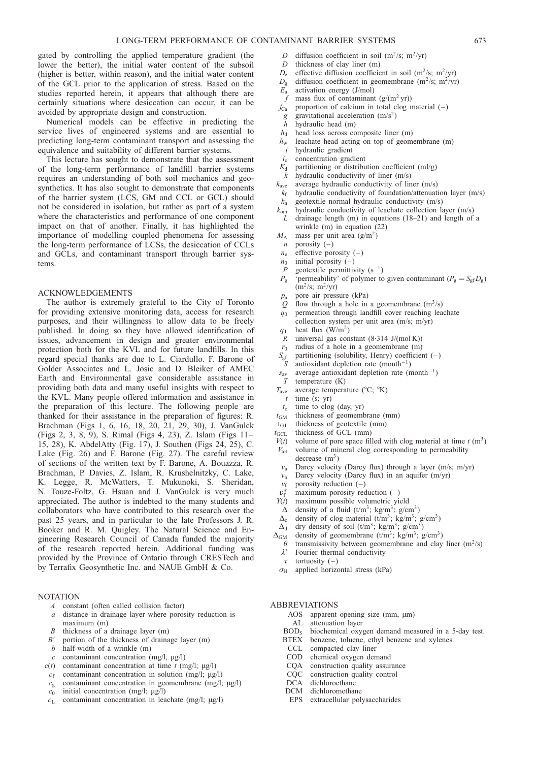gated by controlling the applied temperature gradient (the lower the better), the initial water content of the subsoil (higher is better, within reason), and the initial water content of the GCL prior to the application of stress. Based on the studies reported herein, it appears that although there are certainly situations where desiccation can occur, it can be avoided by appropriate design and construction.

Numerical models can be effective in predicting the service lives of engineered systems and are essential to predicting long-term contaminant transport and assessing the equivalence and suitability of different barrier systems.

This lecture has sought to demonstrate that the assessment of the long-term performance of landfill barrier systems requires an understanding of both soil mechanics and geosynthetics. It has also sought to demonstrate that components of the barrier system (LCS, GM and CCL or GCL) should not be considered in isolation, but rather as part of a system where the characteristics and performance of one component impact on that of another. Finally, it has highlighted the importance of modelling coupled phenomena for assessing the long-term performance of LCSs, the desiccation of CCLs and GCLs, and contaminant transport through barrier systems.

## ACKNOWLEDGEMENTS

The author is extremely grateful to the City of Toronto for providing extensive monitoring data, access for research purposes, and their willingness to allow data to be freely published. In doing so they have allowed identification of issues, advancement in design and greater environmental protection both for the KVL and for future landfills. In this regard special thanks are due to L. Ciardullo. F. Barone of Golder Associates and L. Josic and D. Bleiker of AMEC Earth and Environmental gave considerable assistance in providing both data and many useful insights with respect to the KVL. Many people offered information and assistance in the preparation of this lecture. The following people are thanked for their assistance in the preparation of figures: R. Brachman (Figs 1, 6, 16, 18, 20, 21, 29, 30), J. VanGulck (Figs 2, 3, 8, 9), S. Rimal (Figs 4, 23), Z. Islam (Figs 11–15, 28), K. AbdelAtty (Fig. 17), J. Southen (Figs 24, 25), C. Lake (Fig. 26) and F. Barone (Fig. 27). The careful review of sections of the written text by F. Barone, A. Bouazza, R. Brachman, P. Davies, Z. Islam, R. Krushelnitzky, C. Lake, K. Legge, R. McWatters, T. Mukunoki, S. Sheridan, N. Touze-Foltz, G. Hsuan and J. VanGulck is very much appreciated. The author is indebted to the many students and collaborators who have contributed to this research over the past 25 years, and in particular to the late Professors J. R. Booker and R. M. Quigley. The Natural Science and Engineering Research Council of Canada funded the majority of the research reported herein. Additional funding was provided by the Province of Ontario through CRESTech and by Terrafix Geosynthetic Inc. and NAUE GmbH & Co.

## NOTATION

- $A$ constant (often called collision factor)
- $a$ distance in drainage layer where porosity reduction is maximum (m)
- $B$ thickness of a drainage layer (m)
- $B'$ portion of the thickness of drainage layer (m)
- $b$ half-width of a wrinkle (m)
- $c$ contaminant concentration (mg/l, μg/l)
- $c(t)$ contaminant concentration at time $t$ (mg/l; μg/l)
- $c_f$ contaminant concentration in solution (mg/l; μg/l)
- $c_g$ contaminant concentration in geomembrane (mg/l; μg/l)
- $c_0$ initial concentration (mg/l; μg/l)
- $c_L$ contaminant concentration in leachate (mg/l; μg/l)
- $D$ diffusion coefficient in soil (m$^2$/s; m$^2$/yr)
- $D$ thickness of clay liner (m)
- $D_e$ effective diffusion coefficient in soil (m$^2$/s; m$^2$/yr)
- $D_g$ diffusion coefficient in geomembrane (m$^2$/s; m$^2$/yr)
- $E_a$ activation energy (J/mol)
- $f$ mass flux of contaminant (g/(m$^2$ yr))
- $f_{Ca}$ proportion of calcium in total clog material (–)
- $g$ gravitational acceleration (m/s$^2$)
- $h$ hydraulic head (m)
- $h_d$ head loss across composite liner (m)
- $h_w$ leachate head acting on top of geomembrane (m)
- $i$ hydraulic gradient
- $i_c$ concentration gradient
- $K_d$ partitioning or distribution coefficient (ml/g)
- $k$ hydraulic conductivity of liner (m/s)
- $k_{ave}$ average hydraulic conductivity of liner (m/s)
- $k_f$ hydraulic conductivity of foundation/attenuation layer (m/s)
- $k_n$ geotextile normal hydraulic conductivity (m/s)
- $k_{om}$ hydraulic conductivity of leachate collection layer (m/s)
- $L$ drainage length (m) in equations (18–21) and length of a wrinkle (m) in equation (22)
- $M_A$ mass per unit area (g/m$^2$)
- $n$ porosity (–)
- $n_e$ effective porosity (–)
- $n_0$ initial porosity (–)
- $P$ geotextile permittivity (s$^{-1}$)
- $P_g$ 'permeability' of polymer to given contaminant ($P_g = S_{gf}D_g$) (m$^2$/s; m$^2$/yr)
- $p_a$ pore air pressure (kPa)
- $Q$ flow through a hole in a geomembrane (m$^3$/s)
- $q_0$ permeation through landfill cover reaching leachate collection system per unit area (m/s; m/yr)
- $q_T$ heat flux (W/m$^2$)
- $R$ universal gas constant (8·314 J/(mol K))
- $r_0$ radius of a hole in a geomembrane (m)
- $S_{gf}$ partitioning (solubility, Henry) coefficient (–)
- $S$ antioxidant depletion rate (month$^{-1}$)
- $s_{av}$ average antioxidant depletion rate (month$^{-1}$)
- $T$ temperature (K)
- $T_{ave}$ average temperature (°C; °K)
- $t$ time (s; yr)
- $t_c$ time to clog (day, yr)
- $t_{GM}$ thickness of geomembrane (mm)
- $t_{GT}$ thickness of geotextile (mm)
- $t_{GCL}$ thickness of GCL (mm)
- $V(t)$ volume of pore space filled with clog material at time $t$ (m$^3$)
- $V_{tot}$ volume of mineral clog corresponding to permeability decrease (m$^3$)
- $v_a$ Darcy velocity (Darcy flux) through a layer (m/s; m/yr)
- $v_b$ Darcy velocity (Darcy flux) in an aquifer (m/yr)
- $v_f$ porosity reduction (–)
- $v_f^*$ maximum porosity reduction (–)
- $Y(t)$ maximum possible volumetric yield
- $\Delta$ density of a fluid (t/m$^3$; kg/m$^3$; g/cm$^3$)
- $\Delta_c$ density of clog material (t/m$^3$; kg/m$^3$; g/cm$^3$)
- $\Delta_d$ dry density of soil (t/m$^3$; kg/m$^3$; g/cm$^3$)
- $\Delta_{GM}$ density of geomembrane (t/m$^3$; kg/m$^3$; g/cm$^3$)
- $\theta$ transmissivity between geomembrane and clay liner (m$^2$/s)
- $\lambda'$ Fourier thermal conductivity
- $\tau$ tortuosity (–)
- $\sigma_H$ applied horizontal stress (kPa)

## ABBREVIATIONS

- AOS apparent opening size (mm, μm)
- AL attenuation layer
- BOD$_5$ biochemical oxygen demand measured in a 5-day test.
- BTEX benzene, toluene, ethyl benzene and xylenes
- CCL compacted clay liner
- COD chemical oxygen demand
- CQA construction quality assurance
- CQC construction quality control
- DCA dichloroethane
- DCM dichloromethane
- EPS extracellular polysaccharides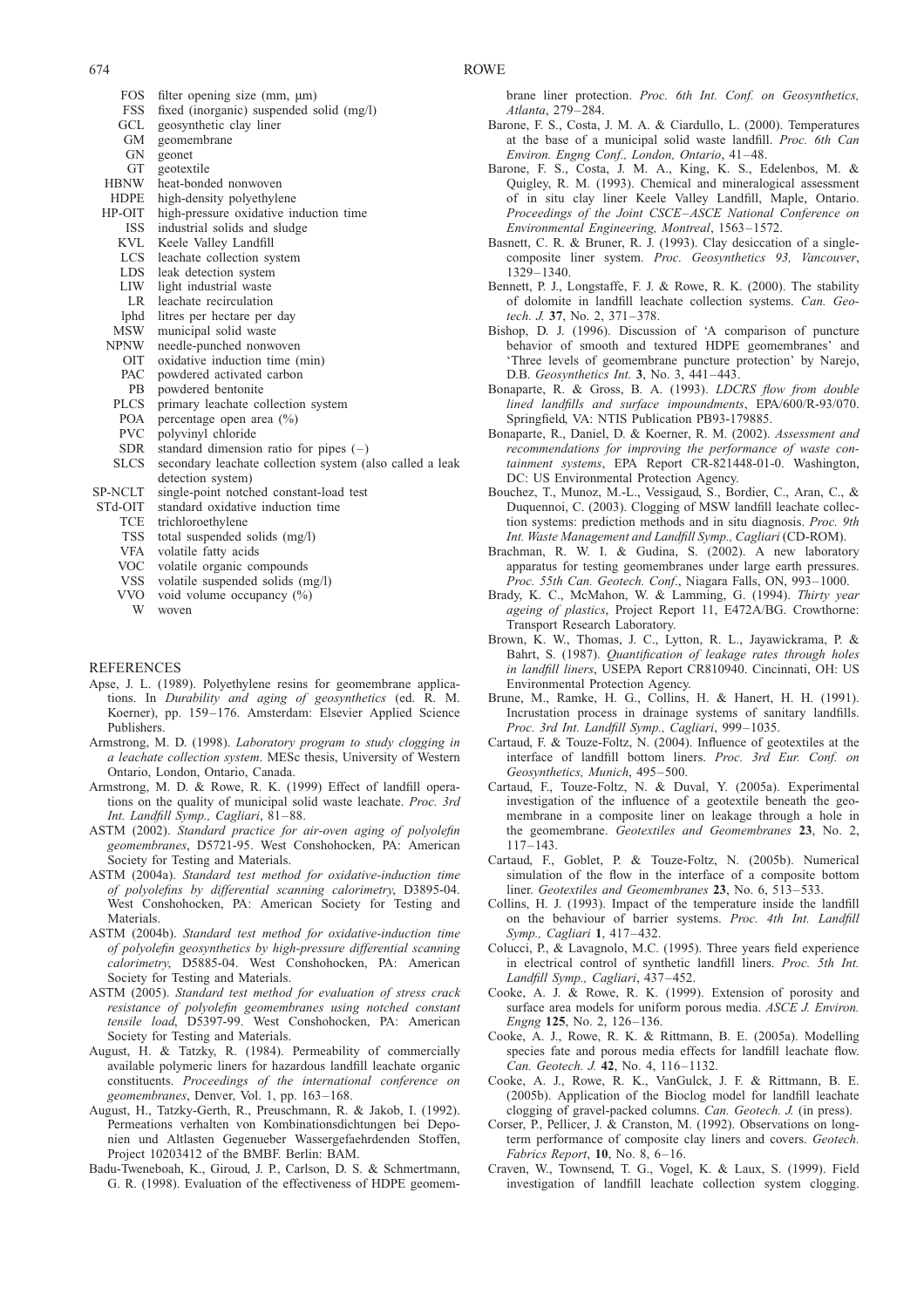| | |
|---|---|
| FOS | filter opening size (mm, μm) |
| FSS | fixed (inorganic) suspended solid (mg/l) |
| GCL | geosynthetic clay liner |
| GM | geomembrane |
| GN | geonet |
| GT | geotextile |
| HBNW | heat-bonded nonwoven |
| HDPE | high-density polyethylene |
| HP-OIT | high-pressure oxidative induction time |
| ISS | industrial solids and sludge |
| KVL | Keele Valley Landfill |
| LCS | leachate collection system |
| LDS | leak detection system |
| LIW | light industrial waste |
| LR | leachate recirculation |
| lphd | litres per hectare per day |
| MSW | municipal solid waste |
| NPNW | needle-punched nonwoven |
| OIT | oxidative induction time (min) |
| PAC | powdered activated carbon |
| PB | powdered bentonite |
| PLCS | primary leachate collection system |
| POA | percentage open area (%) |
| PVC | polyvinyl chloride |
| SDR | standard dimension ratio for pipes (–) |
| SLCS | secondary leachate collection system (also called a leak detection system) |
| SP-NCLT | single-point notched constant-load test |
| STd-OIT | standard oxidative induction time |
| TCE | trichloroethylene |
| TSS | total suspended solids (mg/l) |
| VFA | volatile fatty acids |
| VOC | volatile organic compounds |
| VSS | volatile suspended solids (mg/l) |
| VVO | void volume occupancy (%) |
| W | woven |

## REFERENCES

Apse, J. L. (1989). Polyethylene resins for geomembrane applications. In *Durability and aging of geosynthetics* (ed. R. M. Koerner), pp. 159–176. Amsterdam: Elsevier Applied Science Publishers.

Armstrong, M. D. (1998). *Laboratory program to study clogging in a leachate collection system*. MESc thesis, University of Western Ontario, London, Ontario, Canada.

Armstrong, M. D. & Rowe, R. K. (1999) Effect of landfill operations on the quality of municipal solid waste leachate. *Proc. 3rd Int. Landfill Symp., Cagliari*, 81–88.

ASTM (2002). *Standard practice for air-oven aging of polyolefin geomembranes*, D5721-95. West Conshohocken, PA: American Society for Testing and Materials.

ASTM (2004a). *Standard test method for oxidative-induction time of polyolefins by differential scanning calorimetry*, D3895-04. West Conshohocken, PA: American Society for Testing and Materials.

ASTM (2004b). *Standard test method for oxidative-induction time of polyolefin geosynthetics by high-pressure differential scanning calorimetry*, D5885-04. West Conshohocken, PA: American Society for Testing and Materials.

ASTM (2005). *Standard test method for evaluation of stress crack resistance of polyolefin geomembranes using notched constant tensile load*, D5397-99. West Conshohocken, PA: American Society for Testing and Materials.

August, H. & Tatzky, R. (1984). Permeability of commercially available polymeric liners for hazardous landfill leachate organic constituents. *Proceedings of the international conference on geomembranes*, Denver, Vol. 1, pp. 163–168.

August, H., Tatzky-Gerth, R., Preuschmann, R. & Jakob, I. (1992). Permeations verhalten von Kombinationsdichtungen bei Deponien und Altlasten Gegenueber Wassergefaehrdenden Stoffen, Project 10203412 of the BMBF. Berlin: BAM.

Badu-Tweneboah, K., Giroud, J. P., Carlson, D. S. & Schmertmann, G. R. (1998). Evaluation of the effectiveness of HDPE geomembrane liner protection. *Proc. 6th Int. Conf. on Geosynthetics, Atlanta*, 279–284.

Barone, F. S., Costa, J. M. A. & Ciardullo, L. (2000). Temperatures at the base of a municipal solid waste landfill. *Proc. 6th Can Environ. Engng Conf., London, Ontario*, 41–48.

Barone, F. S., Costa, J. M. A., King, K. S., Edelenbos, M. & Quigley, R. M. (1993). Chemical and mineralogical assessment of in situ clay liner Keele Valley Landfill, Maple, Ontario. *Proceedings of the Joint CSCE–ASCE National Conference on Environmental Engineering, Montreal*, 1563–1572.

Basnett, C. R. & Bruner, R. J. (1993). Clay desiccation of a single-composite liner system. *Proc. Geosynthetics 93, Vancouver*, 1329–1340.

Bennett, P. J., Longstaffe, F. J. & Rowe, R. K. (2000). The stability of dolomite in landfill leachate collection systems. *Can. Geotech. J.* **37**, No. 2, 371–378.

Bishop, D. J. (1996). Discussion of 'A comparison of puncture behavior of smooth and textured HDPE geomembranes' and 'Three levels of geomembrane puncture protection' by Narejo, D.B. *Geosynthetics Int.* **3**, No. 3, 441–443.

Bonaparte, R. & Gross, B. A. (1993). *LDCRS flow from double lined landfills and surface impoundments*, EPA/600/R-93/070. Springfield, VA: NTIS Publication PB93-179885.

Bonaparte, R., Daniel, D. & Koerner, R. M. (2002). *Assessment and recommendations for improving the performance of waste containment systems*, EPA Report CR-821448-01-0. Washington, DC: US Environmental Protection Agency.

Bouchez, T., Munoz, M.-L., Vessigaud, S., Bordier, C., Aran, C., & Duquennoi, C. (2003). Clogging of MSW landfill leachate collection systems: prediction methods and in situ diagnosis. *Proc. 9th Int. Waste Management and Landfill Symp., Cagliari* (CD-ROM).

Brachman, R. W. I. & Gudina, S. (2002). A new laboratory apparatus for testing geomembranes under large earth pressures. *Proc. 55th Can. Geotech. Conf*., Niagara Falls, ON, 993–1000.

Brady, K. C., McMahon, W. & Lamming, G. (1994). *Thirty year ageing of plastics*, Project Report 11, E472A/BG. Crowthorne: Transport Research Laboratory.

Brown, K. W., Thomas, J. C., Lytton, R. L., Jayawickrama, P. & Bahrt, S. (1987). *Quantification of leakage rates through holes in landfill liners*, USEPA Report CR810940. Cincinnati, OH: US Environmental Protection Agency.

Brune, M., Ramke, H. G., Collins, H. & Hanert, H. H. (1991). Incrustation process in drainage systems of sanitary landfills. *Proc. 3rd Int. Landfill Symp., Cagliari*, 999–1035.

Cartaud, F. & Touze-Foltz, N. (2004). Influence of geotextiles at the interface of landfill bottom liners. *Proc. 3rd Eur. Conf. on Geosynthetics, Munich*, 495–500.

Cartaud, F., Touze-Foltz, N. & Duval, Y. (2005a). Experimental investigation of the influence of a geotextile beneath the geomembrane in a composite liner on leakage through a hole in the geomembrane. *Geotextiles and Geomembranes* **23**, No. 2, 117–143.

Cartaud, F., Goblet, P. & Touze-Foltz, N. (2005b). Numerical simulation of the flow in the interface of a composite bottom liner. *Geotextiles and Geomembranes* **23**, No. 6, 513–533.

Collins, H. J. (1993). Impact of the temperature inside the landfill on the behaviour of barrier systems. *Proc. 4th Int. Landfill Symp., Cagliari* **1**, 417–432.

Colucci, P., & Lavagnolo, M.C. (1995). Three years field experience in electrical control of synthetic landfill liners. *Proc. 5th Int. Landfill Symp., Cagliari*, 437–452.

Cooke, A. J. & Rowe, R. K. (1999). Extension of porosity and surface area models for uniform porous media. *ASCE J. Environ. Engng* **125**, No. 2, 126–136.

Cooke, A. J., Rowe, R. K. & Rittmann, B. E. (2005a). Modelling species fate and porous media effects for landfill leachate flow. *Can. Geotech. J.* **42**, No. 4, 116–1132.

Cooke, A. J., Rowe, R. K., VanGulck, J. F. & Rittmann, B. E. (2005b). Application of the Bioclog model for landfill leachate clogging of gravel-packed columns. *Can. Geotech. J.* (in press).

Corser, P., Pellicer, J. & Cranston, M. (1992). Observations on long-term performance of composite clay liners and covers. *Geotech. Fabrics Report*, **10**, No. 8, 6–16.

Craven, W., Townsend, T. G., Vogel, K. & Laux, S. (1999). Field investigation of landfill leachate collection system clogging.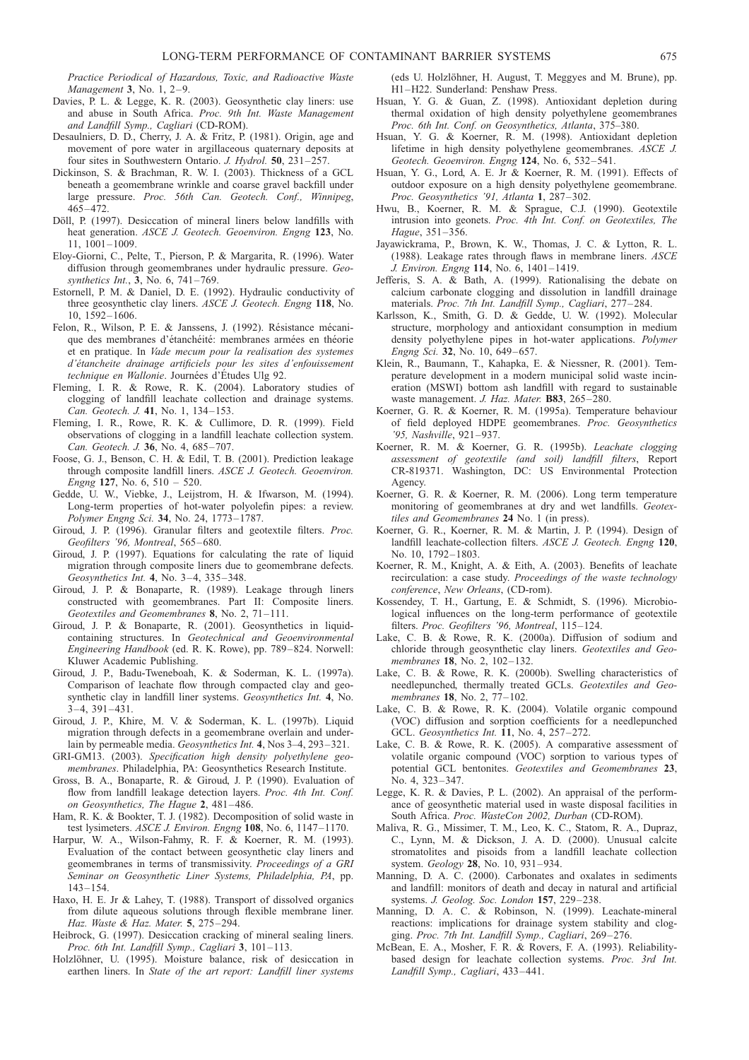*Practice Periodical of Hazardous, Toxic, and Radioactive Waste Management* **3**, No. 1, 2–9.

Davies, P. L. & Legge, K. R. (2003). Geosynthetic clay liners: use and abuse in South Africa. *Proc. 9th Int. Waste Management and Landfill Symp., Cagliari* (CD-ROM).

Desaulniers, D. D., Cherry, J. A. & Fritz, P. (1981). Origin, age and movement of pore water in argillaceous quaternary deposits at four sites in Southwestern Ontario. *J. Hydrol.* **50**, 231–257.

Dickinson, S. & Brachman, R. W. I. (2003). Thickness of a GCL beneath a geomembrane wrinkle and coarse gravel backfill under large pressure. *Proc. 56th Can. Geotech. Conf., Winnipeg*, 465–472.

Döll, P. (1997). Desiccation of mineral liners below landfills with heat generation. *ASCE J. Geotech. Geoenviron. Engng* **123**, No. 11, 1001–1009.

Eloy-Giorni, C., Pelte, T., Pierson, P. & Margarita, R. (1996). Water diffusion through geomembranes under hydraulic pressure. *Geosynthetics Int.*, **3**, No. 6, 741–769.

Estornell, P. M. & Daniel, D. E. (1992). Hydraulic conductivity of three geosynthetic clay liners. *ASCE J. Geotech. Engng* **118**, No. 10, 1592–1606.

Felon, R., Wilson, P. E. & Janssens, J. (1992). Résistance mécanique des membranes d'étanchéité: membranes armées en théorie et en pratique. In *Vade mecum pour la realisation des systemes d'étanceite drainage artificiels pour les sites d'enfouissement technique en Wallonie*. Journées d'Études Ulg 92.

Fleming, I. R. & Rowe, R. K. (2004). Laboratory studies of clogging of landfill leachate collection and drainage systems. *Can. Geotech. J.* **41**, No. 1, 134–153.

Fleming, I. R., Rowe, R. K. & Cullimore, D. R. (1999). Field observations of clogging in a landfill leachate collection system. *Can. Geotech. J.* **36**, No. 4, 685–707.

Foose, G. J., Benson, C. H. & Edil, T. B. (2001). Prediction leakage through composite landfill liners. *ASCE J. Geotech. Geoenviron. Engng* **127**, No. 6, 510 – 520.

Gedde, U. W., Viebke, J., Leijstrom, H. & Ifwarson, M. (1994). Long-term properties of hot-water polyolefin pipes: a review. *Polymer Engng Sci.* **34**, No. 24, 1773–1787.

Giroud, J. P. (1996). Granular filters and geotextile filters. *Proc. Geofilters '96, Montreal*, 565–680.

Giroud, J. P. (1997). Equations for calculating the rate of liquid migration through composite liners due to geomembrane defects. *Geosynthetics Int.* **4**, No. 3–4, 335–348.

Giroud, J. P. & Bonaparte, R. (1989). Leakage through liners constructed with geomembranes. Part II: Composite liners. *Geotextiles and Geomembranes* **8**, No. 2, 71–111.

Giroud, J. P. & Bonaparte, R. (2001). Geosynthetics in liquid-containing structures. In *Geotechnical and Geoenvironmental Engineering Handbook* (ed. R. K. Rowe), pp. 789–824. Norwell: Kluwer Academic Publishing.

Giroud, J. P., Badu-Tweneboah, K. & Soderman, K. L. (1997a). Comparison of leachate flow through compacted clay and geosynthetic clay in landfill liner systems. *Geosynthetics Int.* **4**, No. 3–4, 391–431.

Giroud, J. P., Khire, M. V. & Soderman, K. L. (1997b). Liquid migration through defects in a geomembrane overlain and underlain by permeable media. *Geosynthetics Int.* **4**, Nos 3–4, 293–321.

GRI-GM13. (2003). *Specification high density polyethylene geomembranes*. Philadelphia, PA: Geosynthetics Research Institute.

Gross, B. A., Bonaparte, R. & Giroud, J. P. (1990). Evaluation of flow from landfill leakage detection layers. *Proc. 4th Int. Conf. on Geosynthetics, The Hague* **2**, 481–486.

Ham, R. K. & Bookter, T. J. (1982). Decomposition of solid waste in test lysimeters. *ASCE J. Environ. Engng* **108**, No. 6, 1147–1170.

Harpur, W. A., Wilson-Fahmy, R. F. & Koerner, R. M. (1993). Evaluation of the contact between geosynthetic clay liners and geomembranes in terms of transmissivity. *Proceedings of a GRI Seminar on Geosynthetic Liner Systems, Philadelphia, PA*, pp. 143–154.

Haxo, H. E. Jr & Lahey, T. (1988). Transport of dissolved organics from dilute aqueous solutions through flexible membrane liner. *Haz. Waste & Haz. Mater.* **5**, 275–294.

Heibrock, G. (1997). Desiccation cracking of mineral sealing liners. *Proc. 6th Int. Landfill Symp., Cagliari* **3**, 101–113.

Holzlöhner, U. (1995). Moisture balance, risk of desiccation in earthen liners. In *State of the art report: Landfill liner systems* (eds U. Holzlöhner, H. August, T. Meggyes and M. Brune), pp. H1–H22. Sunderland: Penshaw Press.

Hsuan, Y. G. & Guan, Z. (1998). Antioxidant depletion during thermal oxidation of high density polyethylene geomembranes *Proc. 6th Int. Conf. on Geosynthetics, Atlanta*, 375–380.

Hsuan, Y. G. & Koerner, R. M. (1998). Antioxidant depletion lifetime in high density polyethylene geomembranes. *ASCE J. Geotech. Geoenviron. Engng* **124**, No. 6, 532–541.

Hsuan, Y. G., Lord, A. E. Jr & Koerner, R. M. (1991). Effects of outdoor exposure on a high density polyethylene geomembrane. *Proc. Geosynthetics '91, Atlanta* **1**, 287–302.

Hwu, B., Koerner, R. M. & Sprague, C.J. (1990). Geotextile intrusion into geonets. *Proc. 4th Int. Conf. on Geotextiles, The Hague*, 351–356.

Jayawickrama, P., Brown, K. W., Thomas, J. C. & Lytton, R. L. (1988). Leakage rates through flaws in membrane liners. *ASCE J. Environ. Engng* **114**, No. 6, 1401–1419.

Jefferis, S. A. & Bath, A. (1999). Rationalising the debate on calcium carbonate clogging and dissolution in landfill drainage materials. *Proc. 7th Int. Landfill Symp., Cagliari*, 277–284.

Karlsson, K., Smith, G. D. & Gedde, U. W. (1992). Molecular structure, morphology and antioxidant consumption in medium density polyethylene pipes in hot-water applications. *Polymer Engng Sci.* **32**, No. 10, 649–657.

Klein, R., Baumann, T., Kahapka, E. & Niessner, R. (2001). Temperature development in a modern municipal solid waste incineration (MSWI) bottom ash landfill with regard to sustainable waste management. *J. Haz. Mater.* **B83**, 265–280.

Koerner, G. R. & Koerner, R. M. (1995a). Temperature behaviour of field deployed HDPE geomembranes. *Proc. Geosynthetics '95, Nashville*, 921–937.

Koerner, R. M. & Koerner, G. R. (1995b). *Leachate clogging assessment of geotextile (and soil) landfill filters*, Report CR-819371. Washington, DC: US Environmental Protection Agency.

Koerner, G. R. & Koerner, R. M. (2006). Long term temperature monitoring of geomembranes at dry and wet landfills. *Geotextiles and Geomembranes* **24** No. 1 (in press).

Koerner, G. R., Koerner, R. M. & Martin, J. P. (1994). Design of landfill leachate-collection filters. *ASCE J. Geotech. Engng* **120**, No. 10, 1792–1803.

Koerner, R. M., Knight, A. & Eith, A. (2003). Benefits of leachate recirculation: a case study. *Proceedings of the waste technology conference, New Orleans*, (CD-rom).

Kossendey, T. H., Gartung, E. & Schmidt, S. (1996). Microbiological influences on the long-term performance of geotextile filters. *Proc. Geofilters '96, Montreal*, 115–124.

Lake, C. B. & Rowe, R. K. (2000a). Diffusion of sodium and chloride through geosynthetic clay liners. *Geotextiles and Geomembranes* **18**, No. 2, 102–132.

Lake, C. B. & Rowe, R. K. (2000b). Swelling characteristics of needlepunched, thermally treated GCLs. *Geotextiles and Geomembranes* **18**, No. 2, 77–102.

Lake, C. B. & Rowe, R. K. (2004). Volatile organic compound (VOC) diffusion and sorption coefficients for a needlepunched GCL. *Geosynthetics Int.* **11**, No. 4, 257–272.

Lake, C. B. & Rowe, R. K. (2005). A comparative assessment of volatile organic compound (VOC) sorption to various types of potential GCL bentonites. *Geotextiles and Geomembranes* **23**, No. 4, 323–347.

Legge, K. R. & Davies, P. L. (2002). An appraisal of the performance of geosynthetic material used in waste disposal facilities in South Africa. *Proc. WasteCon 2002, Durban* (CD-ROM).

Maliva, R. G., Missimer, T. M., Leo, K. C., Statom, R. A., Dupraz, C., Lynn, M. & Dickson, J. A. D. (2000). Unusual calcite stromatolites and pisoids from a landfill leachate collection system. *Geology* **28**, No. 10, 931–934.

Manning, D. A. C. (2000). Carbonates and oxalates in sediments and landfill: monitors of death and decay in natural and artificial systems. *J. Geolog. Soc. London* **157**, 229–238.

Manning, D. A. C. & Robinson, N. (1999). Leachate-mineral reactions: implications for drainage system stability and clogging. *Proc. 7th Int. Landfill Symp., Cagliari*, 269–276.

McBean, E. A., Mosher, F. R. & Rovers, F. A. (1993). Reliability-based design for leachate collection systems. *Proc. 3rd Int. Landfill Symp., Cagliari*, 433–441.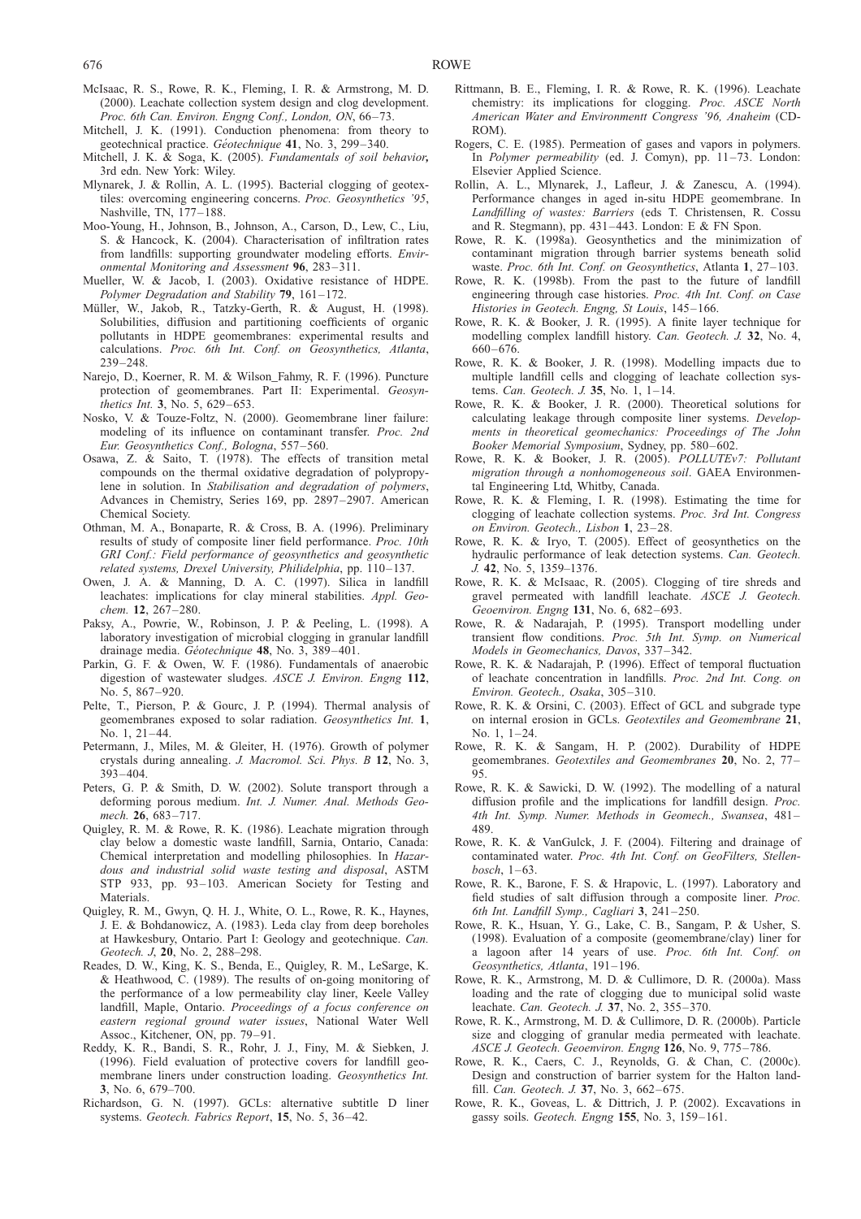McIsaac, R. S., Rowe, R. K., Fleming, I. R. & Armstrong, M. D. (2000). Leachate collection system design and clog development. *Proc. 6th Can. Environ. Engng Conf., London, ON*, 66–73.

Mitchell, J. K. (1991). Conduction phenomena: from theory to geotechnical practice. *Géotechnique* **41**, No. 3, 299–340.

Mitchell, J. K. & Soga, K. (2005). *Fundamentals of soil behavior***,** 3rd edn. New York: Wiley.

Mlynarek, J. & Rollin, A. L. (1995). Bacterial clogging of geotextiles: overcoming engineering concerns. *Proc. Geosynthetics '95*, Nashville, TN, 177–188.

Moo-Young, H., Johnson, B., Johnson, A., Carson, D., Lew, C., Liu, S. & Hancock, K. (2004). Characterisation of infiltration rates from landfills: supporting groundwater modeling efforts. *Environmental Monitoring and Assessment* **96**, 283–311.

Mueller, W. & Jacob, I. (2003). Oxidative resistance of HDPE. *Polymer Degradation and Stability* **79**, 161–172.

Müller, W., Jakob, R., Tatzky-Gerth, R. & August, H. (1998). Solubilities, diffusion and partitioning coefficients of organic pollutants in HDPE geomembranes: experimental results and calculations. *Proc. 6th Int. Conf. on Geosynthetics, Atlanta*, 239–248.

Narejo, D., Koerner, R. M. & Wilson_Fahmy, R. F. (1996). Puncture protection of geomembranes. Part II: Experimental. *Geosynthetics Int.* **3**, No. 5, 629–653.

Nosko, V. & Touze-Foltz, N. (2000). Geomembrane liner failure: modeling of its influence on contaminant transfer. *Proc. 2nd Eur. Geosynthetics Conf., Bologna*, 557–560.

Osawa, Z. & Saito, T. (1978). The effects of transition metal compounds on the thermal oxidative degradation of polypropylene in solution. In *Stabilisation and degradation of polymers*, Advances in Chemistry, Series 169, pp. 2897–2907. American Chemical Society.

Othman, M. A., Bonaparte, R. & Cross, B. A. (1996). Preliminary results of study of composite liner field performance. *Proc. 10th GRI Conf.: Field performance of geosynthetics and geosynthetic related systems, Drexel University, Philidelphia*, pp. 110–137.

Owen, J. A. & Manning, D. A. C. (1997). Silica in landfill leachates: implications for clay mineral stabilities. *Appl. Geochem.* **12**, 267–280.

Paksy, A., Powrie, W., Robinson, J. P. & Peeling, L. (1998). A laboratory investigation of microbial clogging in granular landfill drainage media. *Géotechnique* **48**, No. 3, 389–401.

Parkin, G. F. & Owen, W. F. (1986). Fundamentals of anaerobic digestion of wastewater sludges. *ASCE J. Environ. Engng* **112**, No. 5, 867–920.

Pelte, T., Pierson, P. & Gourc, J. P. (1994). Thermal analysis of geomembranes exposed to solar radiation. *Geosynthetics Int.* **1**, No. 1, 21–44.

Petermann, J., Miles, M. & Gleiter, H. (1976). Growth of polymer crystals during annealing. *J. Macromol. Sci. Phys. B* **12**, No. 3, 393–404.

Peters, G. P. & Smith, D. W. (2002). Solute transport through a deforming porous medium. *Int. J. Numer. Anal. Methods Geomech.* **26**, 683–717.

Quigley, R. M. & Rowe, R. K. (1986). Leachate migration through clay below a domestic waste landfill, Sarnia, Ontario, Canada: Chemical interpretation and modelling philosophies. In *Hazardous and industrial solid waste testing and disposal*, ASTM STP 933, pp. 93–103. American Society for Testing and Materials.

Quigley, R. M., Gwyn, Q. H. J., White, O. L., Rowe, R. K., Haynes, J. E. & Bohdanowicz, A. (1983). Leda clay from deep boreholes at Hawkesbury, Ontario. Part I: Geology and geotechnique. *Can. Geotech. J*, **20**, No. 2, 288–298.

Reades, D. W., King, K. S., Benda, E., Quigley, R. M., LeSarge, K. & Heathwood, C. (1989). The results of on-going monitoring of the performance of a low permeability clay liner, Keele Valley landfill, Maple, Ontario. *Proceedings of a focus conference on eastern regional ground water issues*, National Water Well Assoc., Kitchener, ON, pp. 79–91.

Reddy, K. R., Bandi, S. R., Rohr, J. J., Finy, M. & Siebken, J. (1996). Field evaluation of protective covers for landfill geomembrane liners under construction loading. *Geosynthetics Int.* **3**, No. 6, 679–700.

Richardson, G. N. (1997). GCLs: alternative subtitle D liner systems. *Geotech. Fabrics Report*, **15**, No. 5, 36–42.

Rittmann, B. E., Fleming, I. R. & Rowe, R. K. (1996). Leachate chemistry: its implications for clogging. *Proc. ASCE North American Water and Environmentt Congress '96, Anaheim* (CD-ROM).

Rogers, C. E. (1985). Permeation of gases and vapors in polymers. In *Polymer permeability* (ed. J. Comyn), pp. 11–73. London: Elsevier Applied Science.

Rollin, A. L., Mlynarek, J., Lafleur, J. & Zanescu, A. (1994). Performance changes in aged in-situ HDPE geomembrane. In *Landfilling of wastes: Barriers* (eds T. Christensen, R. Cossu and R. Stegmann), pp. 431–443. London: E & FN Spon.

Rowe, R. K. (1998a). Geosynthetics and the minimization of contaminant migration through barrier systems beneath solid waste. *Proc. 6th Int. Conf. on Geosynthetics*, Atlanta **1**, 27–103.

Rowe, R. K. (1998b). From the past to the future of landfill engineering through case histories. *Proc. 4th Int. Conf. on Case Histories in Geotech. Engng, St Louis*, 145–166.

Rowe, R. K. & Booker, J. R. (1995). A finite layer technique for modelling complex landfill history. *Can. Geotech. J.* **32**, No. 4, 660–676.

Rowe, R. K. & Booker, J. R. (1998). Modelling impacts due to multiple landfill cells and clogging of leachate collection systems. *Can. Geotech. J.* **35**, No. 1, 1–14.

Rowe, R. K. & Booker, J. R. (2000). Theoretical solutions for calculating leakage through composite liner systems. *Developments in theoretical geomechanics: Proceedings of The John Booker Memorial Symposium*, Sydney, pp. 580–602.

Rowe, R. K. & Booker, J. R. (2005). *POLLUTEv7: Pollutant migration through a nonhomogeneous soil*. GAEA Environmental Engineering Ltd, Whitby, Canada.

Rowe, R. K. & Fleming, I. R. (1998). Estimating the time for clogging of leachate collection systems. *Proc. 3rd Int. Congress on Environ. Geotech., Lisbon* **1**, 23–28.

Rowe, R. K. & Iryo, T. (2005). Effect of geosynthetics on the hydraulic performance of leak detection systems. *Can. Geotech. J.* **42**, No. 5, 1359–1376.

Rowe, R. K. & McIsaac, R. (2005). Clogging of tire shreds and gravel permeated with landfill leachate. *ASCE J. Geotech. Geoenviron. Engng* **131**, No. 6, 682–693.

Rowe, R. & Nadarajah, P. (1995). Transport modelling under transient flow conditions. *Proc. 5th Int. Symp. on Numerical Models in Geomechanics, Davos*, 337–342.

Rowe, R. K. & Nadarajah, P. (1996). Effect of temporal fluctuation of leachate concentration in landfills. *Proc. 2nd Int. Cong. on Environ. Geotech., Osaka*, 305–310.

Rowe, R. K. & Orsini, C. (2003). Effect of GCL and subgrade type on internal erosion in GCLs. *Geotextiles and Geomembrane* **21**, No. 1, 1–24.

Rowe, R. K. & Sangam, H. P. (2002). Durability of HDPE geomembranes. *Geotextiles and Geomembranes* **20**, No. 2, 77–95.

Rowe, R. K. & Sawicki, D. W. (1992). The modelling of a natural diffusion profile and the implications for landfill design. *Proc. 4th Int. Symp. Numer. Methods in Geomech., Swansea*, 481–489.

Rowe, R. K. & VanGulck, J. F. (2004). Filtering and drainage of contaminated water. *Proc. 4th Int. Conf. on GeoFilters, Stellenbosch*, 1–63.

Rowe, R. K., Barone, F. S. & Hrapovic, L. (1997). Laboratory and field studies of salt diffusion through a composite liner. *Proc. 6th Int. Landfill Symp., Cagliari* **3**, 241–250.

Rowe, R. K., Hsuan, Y. G., Lake, C. B., Sangam, P. & Usher, S. (1998). Evaluation of a composite (geomembrane/clay) liner for a lagoon after 14 years of use. *Proc. 6th Int. Conf. on Geosynthetics, Atlanta*, 191–196.

Rowe, R. K., Armstrong, M. D. & Cullimore, D. R. (2000a). Mass loading and the rate of clogging due to municipal solid waste leachate. *Can. Geotech. J.* **37**, No. 2, 355–370.

Rowe, R. K., Armstrong, M. D. & Cullimore, D. R. (2000b). Particle size and clogging of granular media permeated with leachate. *ASCE J. Geotech. Geoenviron. Engng* **126**, No. 9, 775–786.

Rowe, R. K., Caers, C. J., Reynolds, G. & Chan, C. (2000c). Design and construction of barrier system for the Halton landfill. *Can. Geotech. J.* **37**, No. 3, 662–675.

Rowe, R. K., Goveas, L. & Dittrich, J. P. (2002). Excavations in gassy soils. *Geotech. Engng* **155**, No. 3, 159–161.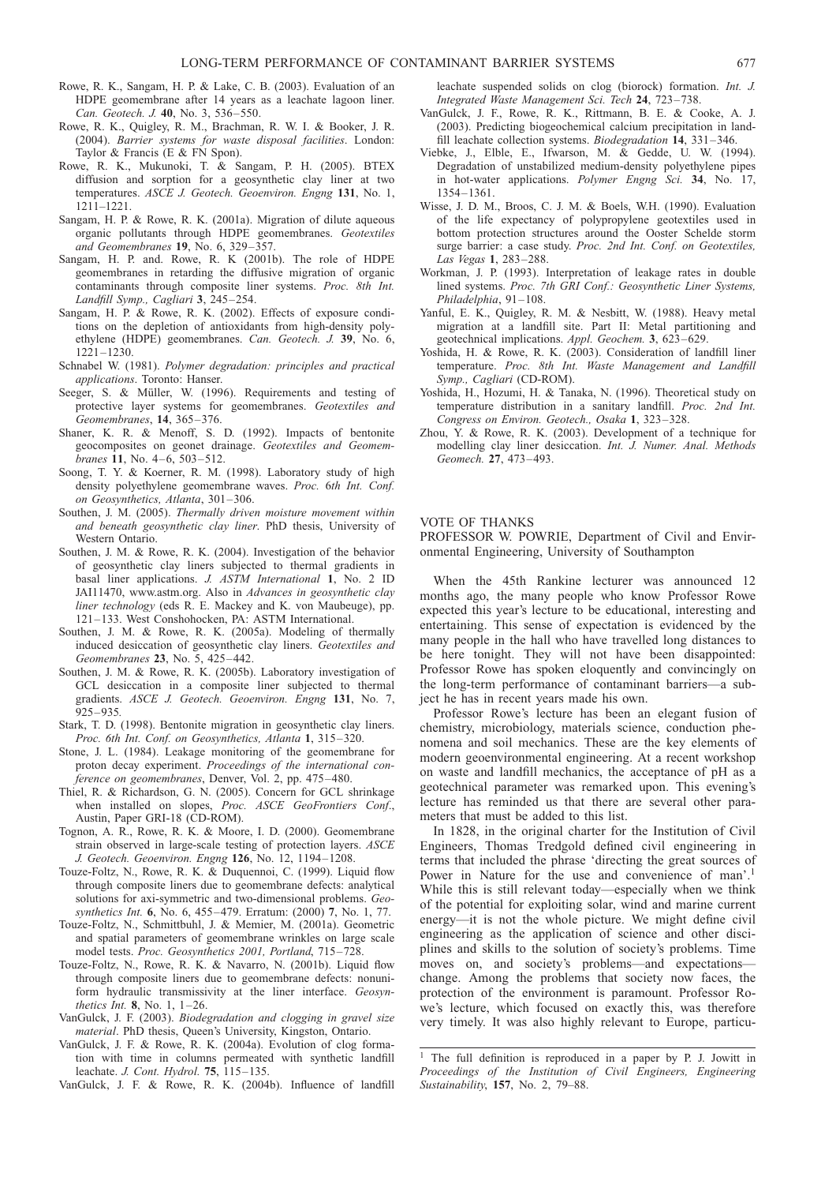Rowe, R. K., Sangam, H. P. & Lake, C. B. (2003). Evaluation of an HDPE geomembrane after 14 years as a leachate lagoon liner. *Can. Geotech. J.* **40**, No. 3, 536–550.

Rowe, R. K., Quigley, R. M., Brachman, R. W. I. & Booker, J. R. (2004). *Barrier systems for waste disposal facilities*. London: Taylor & Francis (E & FN Spon).

Rowe, R. K., Mukunoki, T. & Sangam, P. H. (2005). BTEX diffusion and sorption for a geosynthetic clay liner at two temperatures. *ASCE J. Geotech. Geoenviron. Engng* **131**, No. 1, 1211–1221.

Sangam, H. P. & Rowe, R. K. (2001a). Migration of dilute aqueous organic pollutants through HDPE geomembranes. *Geotextiles and Geomembranes* **19**, No. 6, 329–357.

Sangam, H. P. and. Rowe, R. K (2001b). The role of HDPE geomembranes in retarding the diffusive migration of organic contaminants through composite liner systems. *Proc. 8th Int. Landfill Symp., Cagliari* **3**, 245–254.

Sangam, H. P. & Rowe, R. K. (2002). Effects of exposure conditions on the depletion of antioxidants from high-density polyethylene (HDPE) geomembranes. *Can. Geotech. J.* **39**, No. 6, 1221–1230.

Schnabel W. (1981). *Polymer degradation: principles and practical applications*. Toronto: Hanser.

Seeger, S. & Müller, W. (1996). Requirements and testing of protective layer systems for geomembranes. *Geotextiles and Geomembranes*, **14**, 365–376.

Shaner, K. R. & Menoff, S. D. (1992). Impacts of bentonite geocomposites on geonet drainage. *Geotextiles and Geomembranes* **11**, No. 4–6, 503–512.

Soong, T. Y. & Koerner, R. M. (1998). Laboratory study of high density polyethylene geomembrane waves. *Proc. 6th Int. Conf. on Geosynthetics, Atlanta*, 301–306.

Southen, J. M. (2005). *Thermally driven moisture movement within and beneath geosynthetic clay liner*. PhD thesis, University of Western Ontario.

Southen, J. M. & Rowe, R. K. (2004). Investigation of the behavior of geosynthetic clay liners subjected to thermal gradients in basal liner applications. *J. ASTM International* **1**, No. 2 ID JAI11470, www.astm.org. Also in *Advances in geosynthetic clay liner technology* (eds R. E. Mackey and K. von Maubeuge), pp. 121–133. West Conshohocken, PA: ASTM International.

Southen, J. M. & Rowe, R. K. (2005a). Modeling of thermally induced desiccation of geosynthetic clay liners. *Geotextiles and Geomembranes* **23**, No. 5, 425–442.

Southen, J. M. & Rowe, R. K. (2005b). Laboratory investigation of GCL desiccation in a composite liner subjected to thermal gradients. *ASCE J. Geotech. Geoenviron. Engng* **131**, No. 7, 925–935.

Stark, T. D. (1998). Bentonite migration in geosynthetic clay liners. *Proc. 6th Int. Conf. on Geosynthetics, Atlanta* **1**, 315–320.

Stone, J. L. (1984). Leakage monitoring of the geomembrane for proton decay experiment. *Proceedings of the international conference on geomembranes*, Denver, Vol. 2, pp. 475–480.

Thiel, R. & Richardson, G. N. (2005). Concern for GCL shrinkage when installed on slopes, *Proc. ASCE GeoFrontiers Conf*., Austin, Paper GRI-18 (CD-ROM).

Tognon, A. R., Rowe, R. K. & Moore, I. D. (2000). Geomembrane strain observed in large-scale testing of protection layers. *ASCE J. Geotech. Geoenviron. Engng* **126**, No. 12, 1194–1208.

Touze-Foltz, N., Rowe, R. K. & Duquennoi, C. (1999). Liquid flow through composite liners due to geomembrane defects: analytical solutions for axi-symmetric and two-dimensional problems. *Geosynthetics Int.* **6**, No. 6, 455–479. Erratum: (2000) **7**, No. 1, 77.

Touze-Foltz, N., Schmittbuhl, J. & Memier, M. (2001a). Geometric and spatial parameters of geomembrane wrinkles on large scale model tests. *Proc. Geosynthetics 2001, Portland*, 715–728.

Touze-Foltz, N., Rowe, R. K. & Navarro, N. (2001b). Liquid flow through composite liners due to geomembrane defects: nonuniform hydraulic transmissivity at the liner interface. *Geosynthetics Int.* **8**, No. 1, 1–26.

VanGulck, J. F. (2003). *Biodegradation and clogging in gravel size material*. PhD thesis, Queen's University, Kingston, Ontario.

VanGulck, J. F. & Rowe, R. K. (2004a). Evolution of clog formation with time in columns permeated with synthetic landfill leachate. *J. Cont. Hydrol.* **75**, 115–135.

VanGulck, J. F. & Rowe, R. K. (2004b). Influence of landfill leachate suspended solids on clog (biorock) formation. *Int. J. Integrated Waste Management Sci. Tech* **24**, 723–738.

VanGulck, J. F., Rowe, R. K., Rittmann, B. E. & Cooke, A. J. (2003). Predicting biogeochemical calcium precipitation in landfill leachate collection systems. *Biodegradation* **14**, 331–346.

Viebke, J., Elble, E., Ifwarson, M. & Gedde, U. W. (1994). Degradation of unstabilized medium-density polyethylene pipes in hot-water applications. *Polymer Engng Sci.* **34**, No. 17, 1354–1361.

Wisse, J. D. M., Broos, C. J. M. & Boels, W.H. (1990). Evaluation of the life expectancy of polypropylene geotextiles used in bottom protection structures around the Ooster Schelde storm surge barrier: a case study. *Proc. 2nd Int. Conf. on Geotextiles, Las Vegas* **1**, 283–288.

Workman, J. P. (1993). Interpretation of leakage rates in double lined systems. *Proc. 7th GRI Conf.: Geosynthetic Liner Systems, Philadelphia*, 91–108.

Yanful, E. K., Quigley, R. M. & Nesbitt, W. (1988). Heavy metal migration at a landfill site. Part II: Metal partitioning and geotechnical implications. *Appl. Geochem.* **3**, 623–629.

Yoshida, H. & Rowe, R. K. (2003). Consideration of landfill liner temperature. *Proc. 8th Int. Waste Management and Landfill Symp., Cagliari* (CD-ROM).

Yoshida, H., Hozumi, H. & Tanaka, N. (1996). Theoretical study on temperature distribution in a sanitary landfill. *Proc. 2nd Int. Congress on Environ. Geotech., Osaka* **1**, 323–328.

Zhou, Y. & Rowe, R. K. (2003). Development of a technique for modelling clay liner desiccation. *Int. J. Numer. Anal. Methods Geomech.* **27**, 473–493.

## VOTE OF THANKS

PROFESSOR W. POWRIE, Department of Civil and Environmental Engineering, University of Southampton

When the 45th Rankine lecturer was announced 12 months ago, the many people who know Professor Rowe expected this year's lecture to be educational, interesting and entertaining. This sense of expectation is evidenced by the many people in the hall who have travelled long distances to be here tonight. They will not have been disappointed: Professor Rowe has spoken eloquently and convincingly on the long-term performance of contaminant barriers—a subject he has in recent years made his own.

Professor Rowe's lecture has been an elegant fusion of chemistry, microbiology, materials science, conduction phenomena and soil mechanics. These are the key elements of modern geoenvironmental engineering. At a recent workshop on waste and landfill mechanics, the acceptance of pH as a geotechnical parameter was remarked upon. This evening's lecture has reminded us that there are several other parameters that must be added to this list.

In 1828, in the original charter for the Institution of Civil Engineers, Thomas Tredgold defined civil engineering in terms that included the phrase 'directing the great sources of Power in Nature for the use and convenience of man'.[1] While this is still relevant today—especially when we think of the potential for exploiting solar, wind and marine current energy—it is not the whole picture. We might define civil engineering as the application of science and other disciplines and skills to the solution of society's problems. Time moves on, and society's problems—and expectations—change. Among the problems that society now faces, the protection of the environment is paramount. Professor Rowe's lecture, which focused on exactly this, was therefore very timely. It was also highly relevant to Europe, particu-

[1] The full definition is reproduced in a paper by P. J. Jowitt in *Proceedings of the Institution of Civil Engineers, Engineering Sustainability*, **157**, No. 2, 79–88.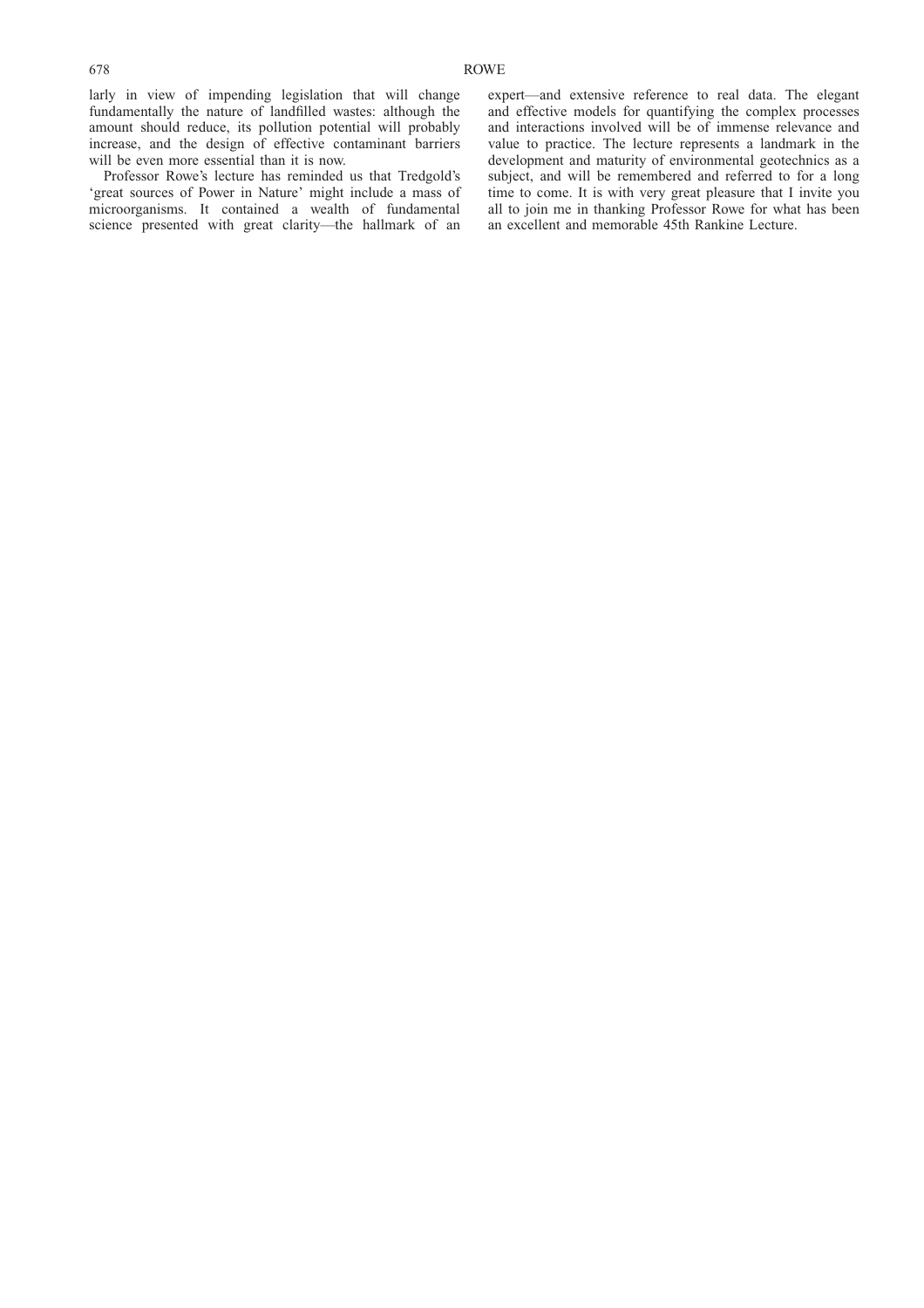larly in view of impending legislation that will change fundamentally the nature of landfilled wastes: although the amount should reduce, its pollution potential will probably increase, and the design of effective contaminant barriers will be even more essential than it is now.

Professor Rowe's lecture has reminded us that Tredgold's 'great sources of Power in Nature' might include a mass of microorganisms. It contained a wealth of fundamental science presented with great clarity—the hallmark of an expert—and extensive reference to real data. The elegant and effective models for quantifying the complex processes and interactions involved will be of immense relevance and value to practice. The lecture represents a landmark in the development and maturity of environmental geotechnics as a subject, and will be remembered and referred to for a long time to come. It is with very great pleasure that I invite you all to join me in thanking Professor Rowe for what has been an excellent and memorable 45th Rankine Lecture.